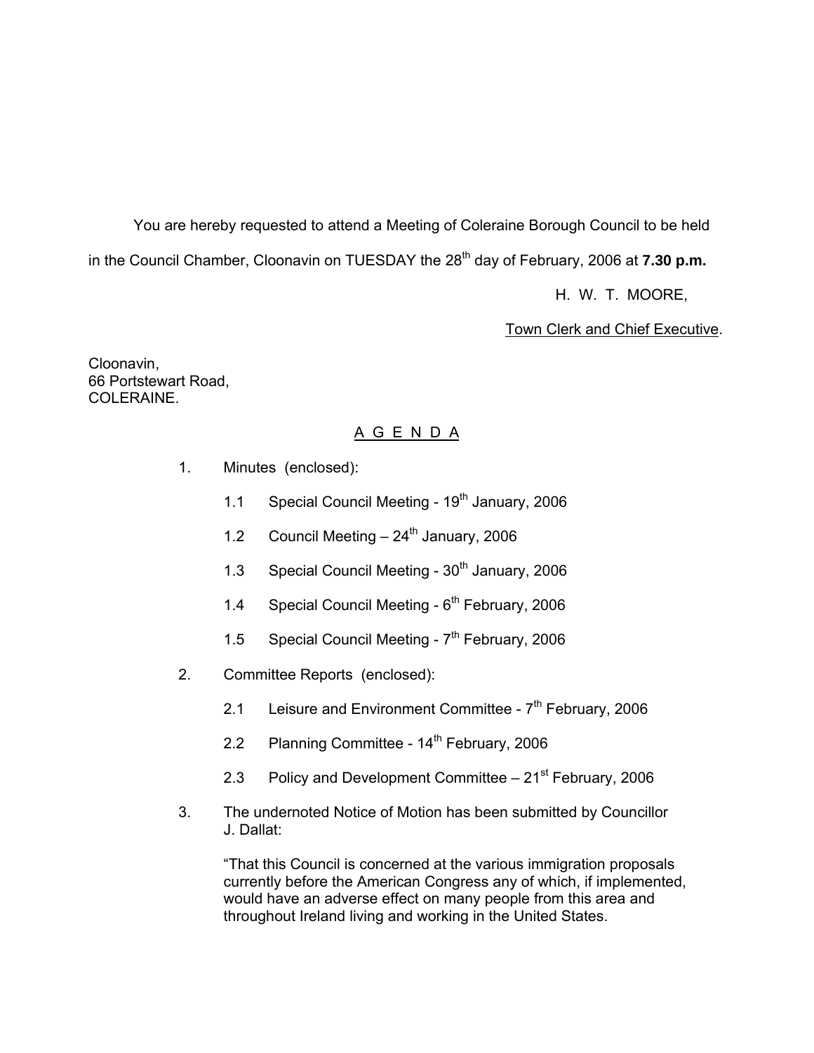You are hereby requested to attend a Meeting of Coleraine Borough Council to be held in the Council Chamber, Cloonavin on TUESDAY the 28th day of February, 2006 at **7.30 p.m.**

H. W. T. MOORE,

Town Clerk and Chief Executive.

Cloonavin,
66 Portstewart Road,
COLERAINE.

## A G E N D A

1. Minutes (enclosed):

   1.1 Special Council Meeting - 19th January, 2006

   1.2 Council Meeting – 24th January, 2006

   1.3 Special Council Meeting - 30th January, 2006

   1.4 Special Council Meeting - 6th February, 2006

   1.5 Special Council Meeting - 7th February, 2006

2. Committee Reports (enclosed):

   2.1 Leisure and Environment Committee - 7th February, 2006

   2.2 Planning Committee - 14th February, 2006

   2.3 Policy and Development Committee – 21st February, 2006

3. The undernoted Notice of Motion has been submitted by Councillor J. Dallat:

   "That this Council is concerned at the various immigration proposals currently before the American Congress any of which, if implemented, would have an adverse effect on many people from this area and throughout Ireland living and working in the United States.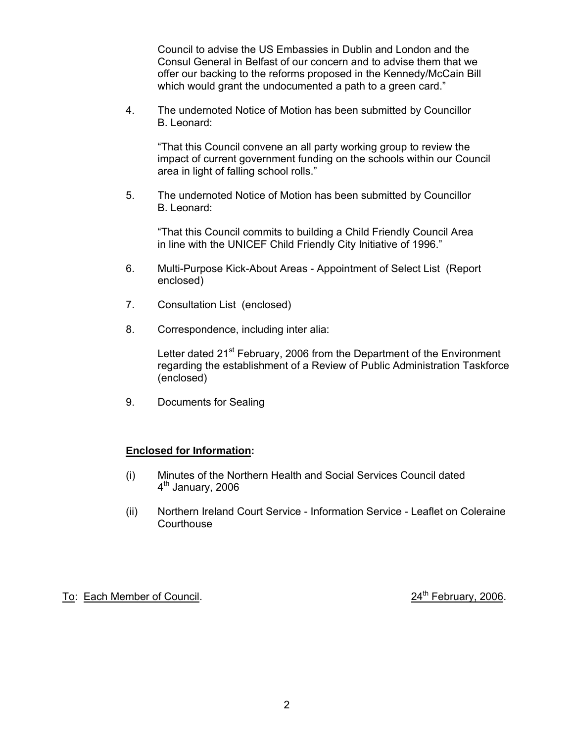Council to advise the US Embassies in Dublin and London and the Consul General in Belfast of our concern and to advise them that we offer our backing to the reforms proposed in the Kennedy/McCain Bill which would grant the undocumented a path to a green card."

4. The undernoted Notice of Motion has been submitted by Councillor B. Leonard:

   "That this Council convene an all party working group to review the impact of current government funding on the schools within our Council area in light of falling school rolls."

5. The undernoted Notice of Motion has been submitted by Councillor B. Leonard:

   "That this Council commits to building a Child Friendly Council Area in line with the UNICEF Child Friendly City Initiative of 1996."

6. Multi-Purpose Kick-About Areas - Appointment of Select List (Report enclosed)

7. Consultation List (enclosed)

8. Correspondence, including inter alia:

   Letter dated 21st February, 2006 from the Department of the Environment regarding the establishment of a Review of Public Administration Taskforce (enclosed)

9. Documents for Sealing

**Enclosed for Information:**

(i) Minutes of the Northern Health and Social Services Council dated 4th January, 2006

(ii) Northern Ireland Court Service - Information Service - Leaflet on Coleraine Courthouse

To: Each Member of Council. 24th February, 2006.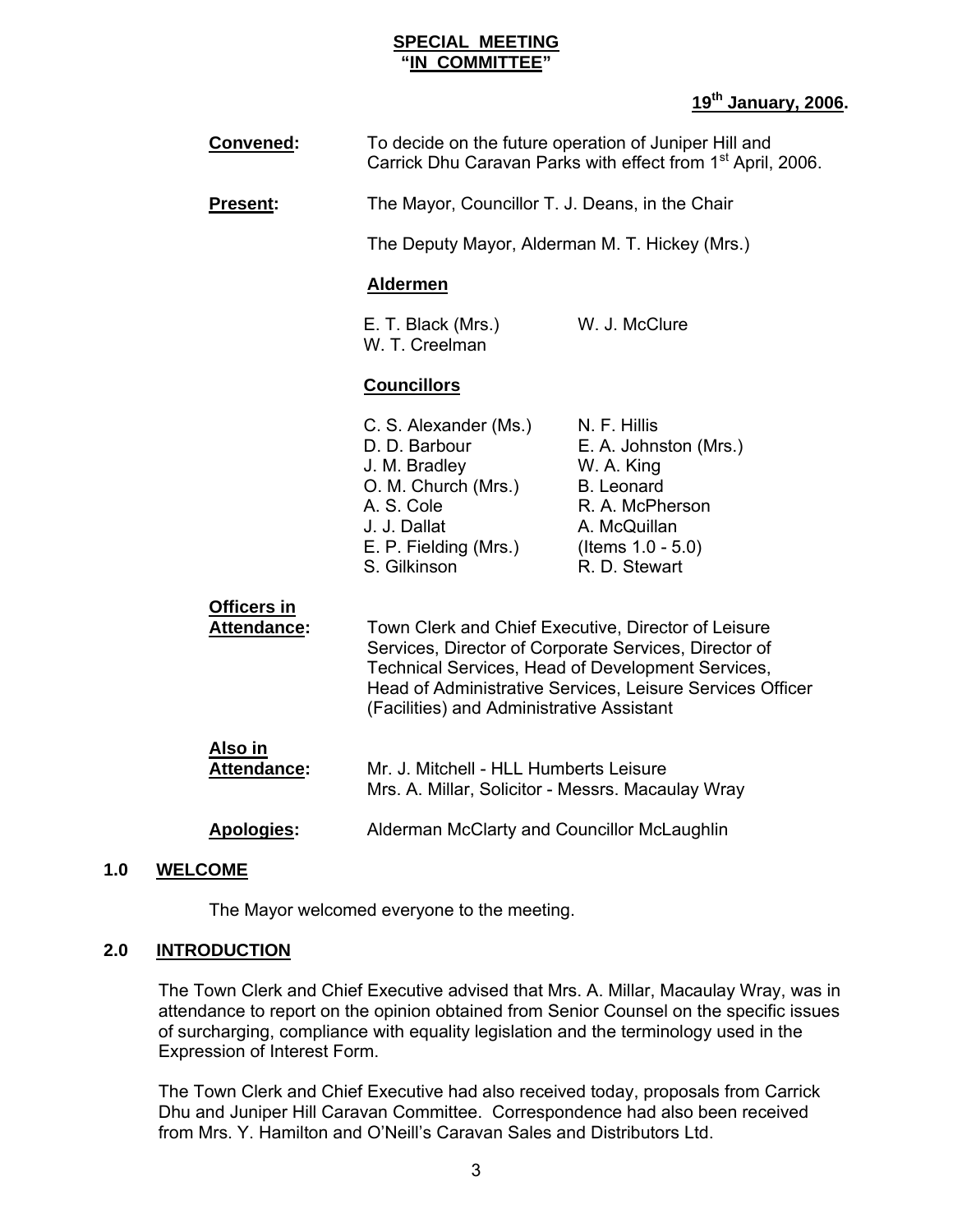**SPECIAL MEETING**
**"IN COMMITTEE"**

**19th January, 2006.**

**Convened:** To decide on the future operation of Juniper Hill and Carrick Dhu Caravan Parks with effect from 1st April, 2006.

**Present:** The Mayor, Councillor T. J. Deans, in the Chair

The Deputy Mayor, Alderman M. T. Hickey (Mrs.)

**Aldermen**

E. T. Black (Mrs.)
W. J. McClure
W. T. Creelman

**Councillors**

C. S. Alexander (Ms.)
D. D. Barbour
J. M. Bradley
O. M. Church (Mrs.)
A. S. Cole
J. J. Dallat
E. P. Fielding (Mrs.)
S. Gilkinson
N. F. Hillis
E. A. Johnston (Mrs.)
W. A. King
B. Leonard
R. A. McPherson
A. McQuillan (Items 1.0 - 5.0)
R. D. Stewart

**Officers in Attendance:** Town Clerk and Chief Executive, Director of Leisure Services, Director of Corporate Services, Director of Technical Services, Head of Development Services, Head of Administrative Services, Leisure Services Officer (Facilities) and Administrative Assistant

**Also in Attendance:** Mr. J. Mitchell - HLL Humberts Leisure
Mrs. A. Millar, Solicitor - Messrs. Macaulay Wray

**Apologies:** Alderman McClarty and Councillor McLaughlin

## 1.0 WELCOME

The Mayor welcomed everyone to the meeting.

## 2.0 INTRODUCTION

The Town Clerk and Chief Executive advised that Mrs. A. Millar, Macaulay Wray, was in attendance to report on the opinion obtained from Senior Counsel on the specific issues of surcharging, compliance with equality legislation and the terminology used in the Expression of Interest Form.

The Town Clerk and Chief Executive had also received today, proposals from Carrick Dhu and Juniper Hill Caravan Committee. Correspondence had also been received from Mrs. Y. Hamilton and O'Neill's Caravan Sales and Distributors Ltd.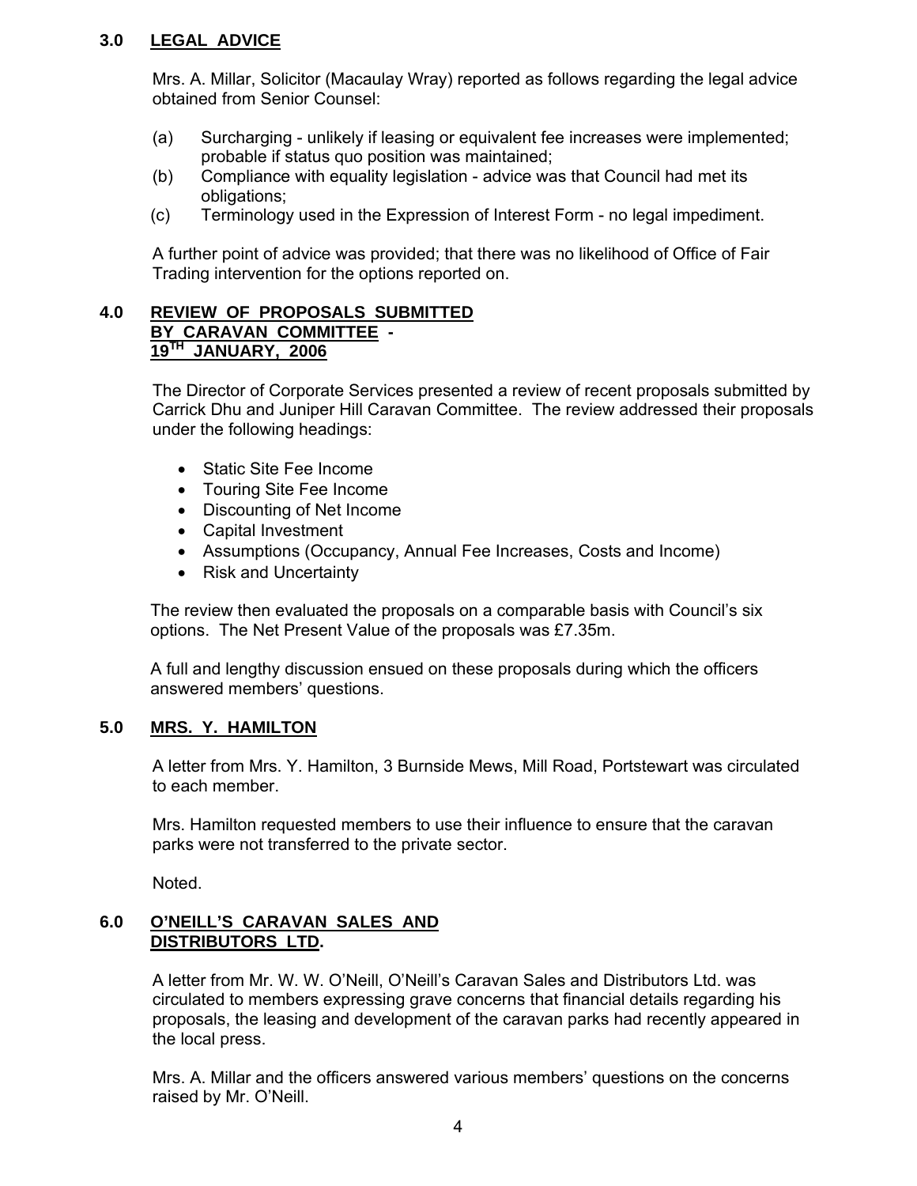## 3.0 LEGAL ADVICE

Mrs. A. Millar, Solicitor (Macaulay Wray) reported as follows regarding the legal advice obtained from Senior Counsel:

(a) Surcharging - unlikely if leasing or equivalent fee increases were implemented; probable if status quo position was maintained;
(b) Compliance with equality legislation - advice was that Council had met its obligations;
(c) Terminology used in the Expression of Interest Form - no legal impediment.

A further point of advice was provided; that there was no likelihood of Office of Fair Trading intervention for the options reported on.

## 4.0 REVIEW OF PROPOSALS SUBMITTED BY CARAVAN COMMITTEE - 19TH JANUARY, 2006

The Director of Corporate Services presented a review of recent proposals submitted by Carrick Dhu and Juniper Hill Caravan Committee. The review addressed their proposals under the following headings:

- Static Site Fee Income
- Touring Site Fee Income
- Discounting of Net Income
- Capital Investment
- Assumptions (Occupancy, Annual Fee Increases, Costs and Income)
- Risk and Uncertainty

The review then evaluated the proposals on a comparable basis with Council's six options. The Net Present Value of the proposals was £7.35m.

A full and lengthy discussion ensued on these proposals during which the officers answered members' questions.

## 5.0 MRS. Y. HAMILTON

A letter from Mrs. Y. Hamilton, 3 Burnside Mews, Mill Road, Portstewart was circulated to each member.

Mrs. Hamilton requested members to use their influence to ensure that the caravan parks were not transferred to the private sector.

Noted.

## 6.0 O'NEILL'S CARAVAN SALES AND DISTRIBUTORS LTD.

A letter from Mr. W. W. O'Neill, O'Neill's Caravan Sales and Distributors Ltd. was circulated to members expressing grave concerns that financial details regarding his proposals, the leasing and development of the caravan parks had recently appeared in the local press.

Mrs. A. Millar and the officers answered various members' questions on the concerns raised by Mr. O'Neill.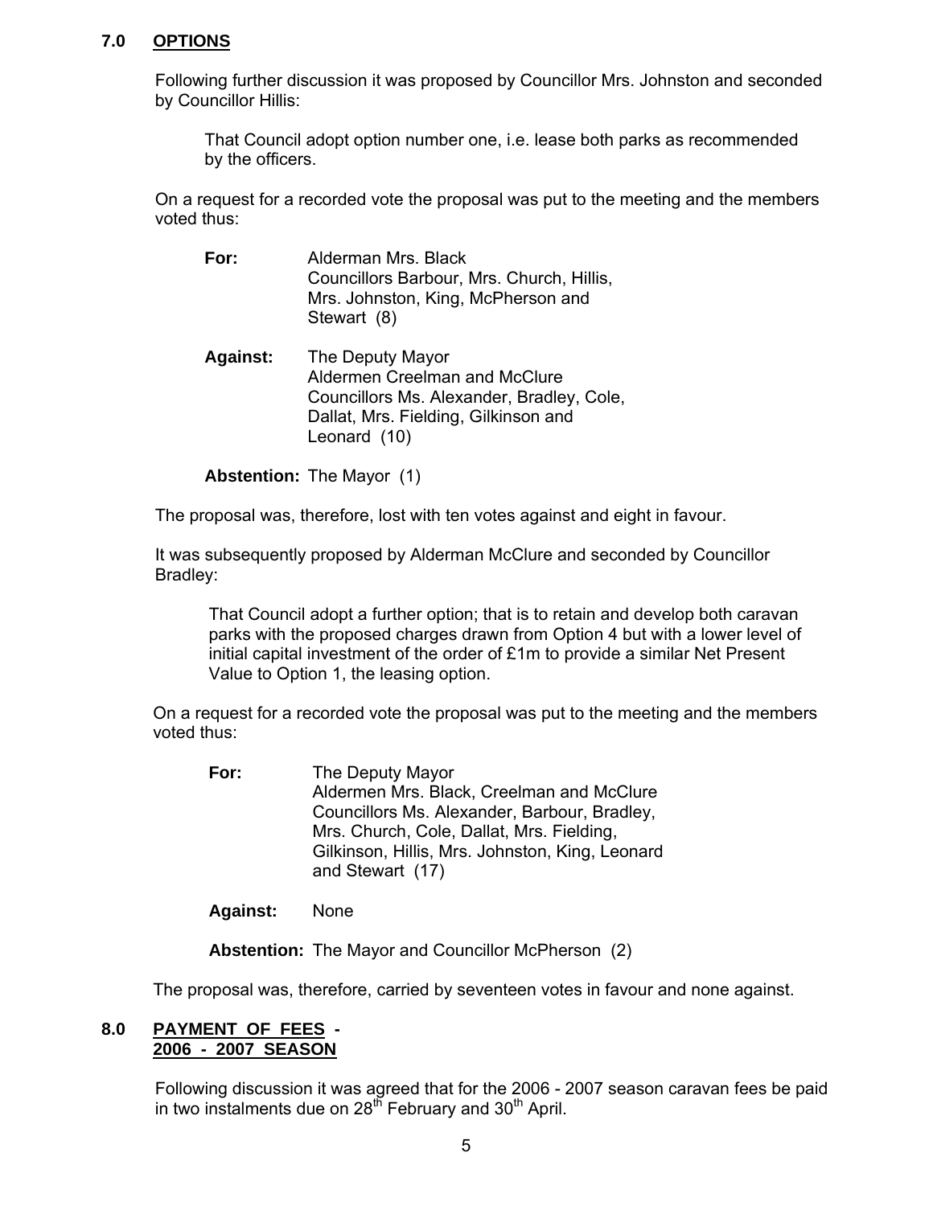## 7.0 OPTIONS

Following further discussion it was proposed by Councillor Mrs. Johnston and seconded by Councillor Hillis:

> That Council adopt option number one, i.e. lease both parks as recommended by the officers.

On a request for a recorded vote the proposal was put to the meeting and the members voted thus:

**For:** Alderman Mrs. Black
Councillors Barbour, Mrs. Church, Hillis, Mrs. Johnston, King, McPherson and Stewart (8)

**Against:** The Deputy Mayor
Aldermen Creelman and McClure
Councillors Ms. Alexander, Bradley, Cole, Dallat, Mrs. Fielding, Gilkinson and Leonard (10)

**Abstention:** The Mayor (1)

The proposal was, therefore, lost with ten votes against and eight in favour.

It was subsequently proposed by Alderman McClure and seconded by Councillor Bradley:

> That Council adopt a further option; that is to retain and develop both caravan parks with the proposed charges drawn from Option 4 but with a lower level of initial capital investment of the order of £1m to provide a similar Net Present Value to Option 1, the leasing option.

On a request for a recorded vote the proposal was put to the meeting and the members voted thus:

**For:** The Deputy Mayor
Aldermen Mrs. Black, Creelman and McClure
Councillors Ms. Alexander, Barbour, Bradley, Mrs. Church, Cole, Dallat, Mrs. Fielding, Gilkinson, Hillis, Mrs. Johnston, King, Leonard and Stewart (17)

**Against:** None

**Abstention:** The Mayor and Councillor McPherson (2)

The proposal was, therefore, carried by seventeen votes in favour and none against.

## 8.0 PAYMENT OF FEES - 2006 - 2007 SEASON

Following discussion it was agreed that for the 2006 - 2007 season caravan fees be paid in two instalments due on 28th February and 30th April.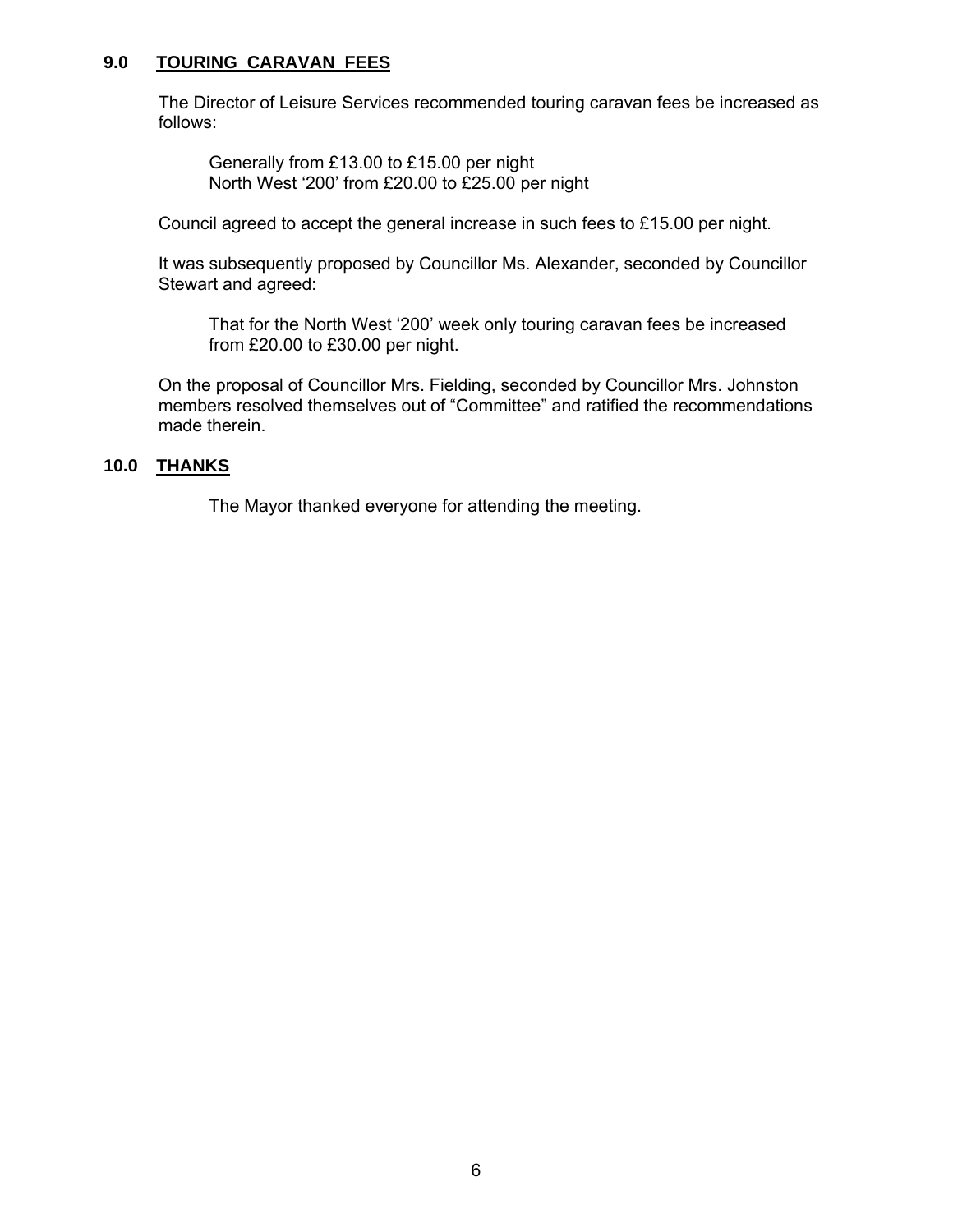## 9.0 TOURING CARAVAN FEES

The Director of Leisure Services recommended touring caravan fees be increased as follows:

> Generally from £13.00 to £15.00 per night
> North West '200' from £20.00 to £25.00 per night

Council agreed to accept the general increase in such fees to £15.00 per night.

It was subsequently proposed by Councillor Ms. Alexander, seconded by Councillor Stewart and agreed:

> That for the North West '200' week only touring caravan fees be increased from £20.00 to £30.00 per night.

On the proposal of Councillor Mrs. Fielding, seconded by Councillor Mrs. Johnston members resolved themselves out of "Committee" and ratified the recommendations made therein.

## 10.0 THANKS

The Mayor thanked everyone for attending the meeting.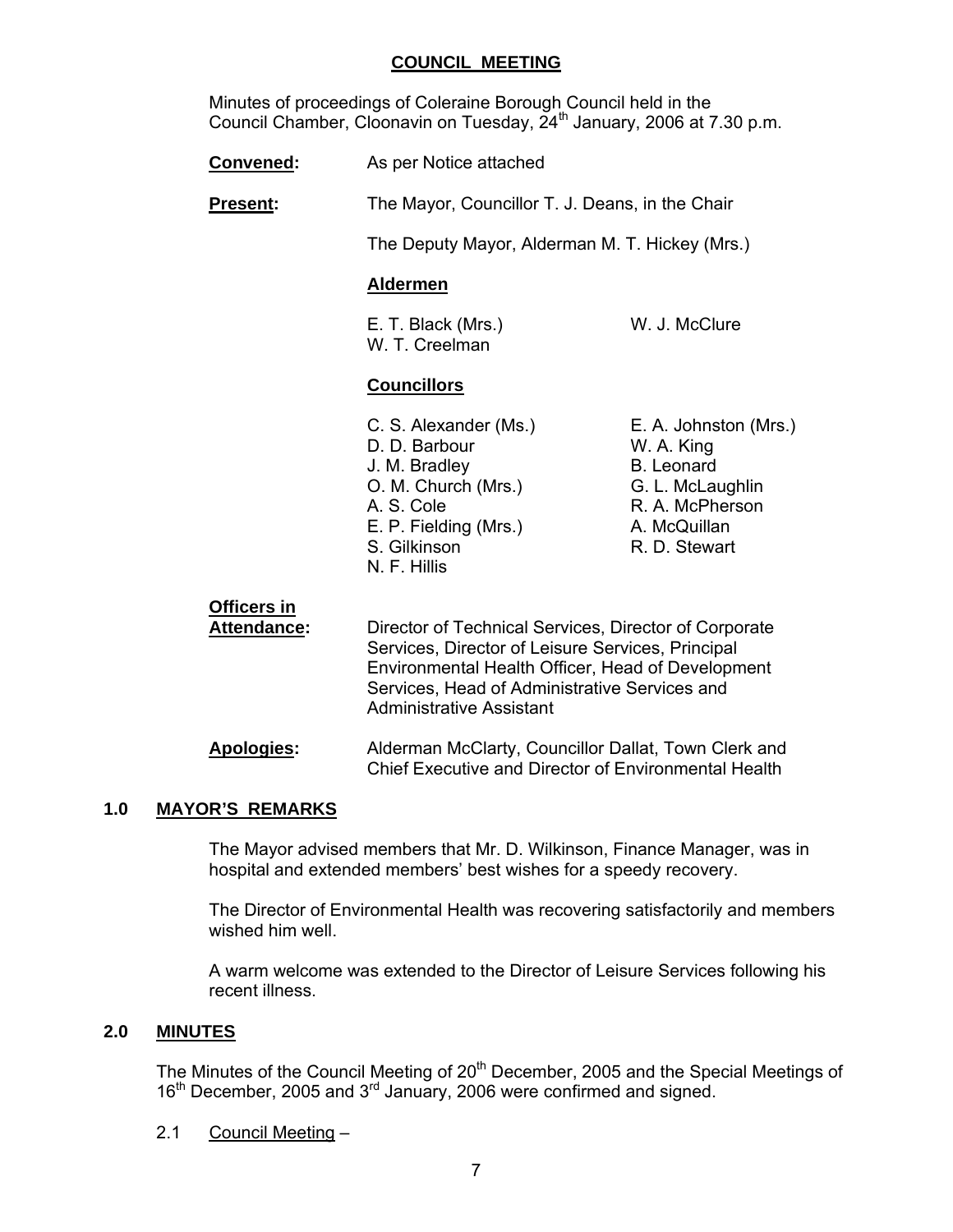# COUNCIL MEETING

Minutes of proceedings of Coleraine Borough Council held in the Council Chamber, Cloonavin on Tuesday, 24th January, 2006 at 7.30 p.m.

**Convened:** As per Notice attached

**Present:** The Mayor, Councillor T. J. Deans, in the Chair

The Deputy Mayor, Alderman M. T. Hickey (Mrs.)

**Aldermen**

E. T. Black (Mrs.)
W. T. Creelman
W. J. McClure

**Councillors**

C. S. Alexander (Ms.)
D. D. Barbour
J. M. Bradley
O. M. Church (Mrs.)
A. S. Cole
E. P. Fielding (Mrs.)
S. Gilkinson
N. F. Hillis
E. A. Johnston (Mrs.)
W. A. King
B. Leonard
G. L. McLaughlin
R. A. McPherson
A. McQuillan
R. D. Stewart

**Officers in Attendance:** Director of Technical Services, Director of Corporate Services, Director of Leisure Services, Principal Environmental Health Officer, Head of Development Services, Head of Administrative Services and Administrative Assistant

**Apologies:** Alderman McClarty, Councillor Dallat, Town Clerk and Chief Executive and Director of Environmental Health

## 1.0 MAYOR'S REMARKS

The Mayor advised members that Mr. D. Wilkinson, Finance Manager, was in hospital and extended members' best wishes for a speedy recovery.

The Director of Environmental Health was recovering satisfactorily and members wished him well.

A warm welcome was extended to the Director of Leisure Services following his recent illness.

## 2.0 MINUTES

The Minutes of the Council Meeting of 20th December, 2005 and the Special Meetings of 16th December, 2005 and 3rd January, 2006 were confirmed and signed.

2.1 Council Meeting –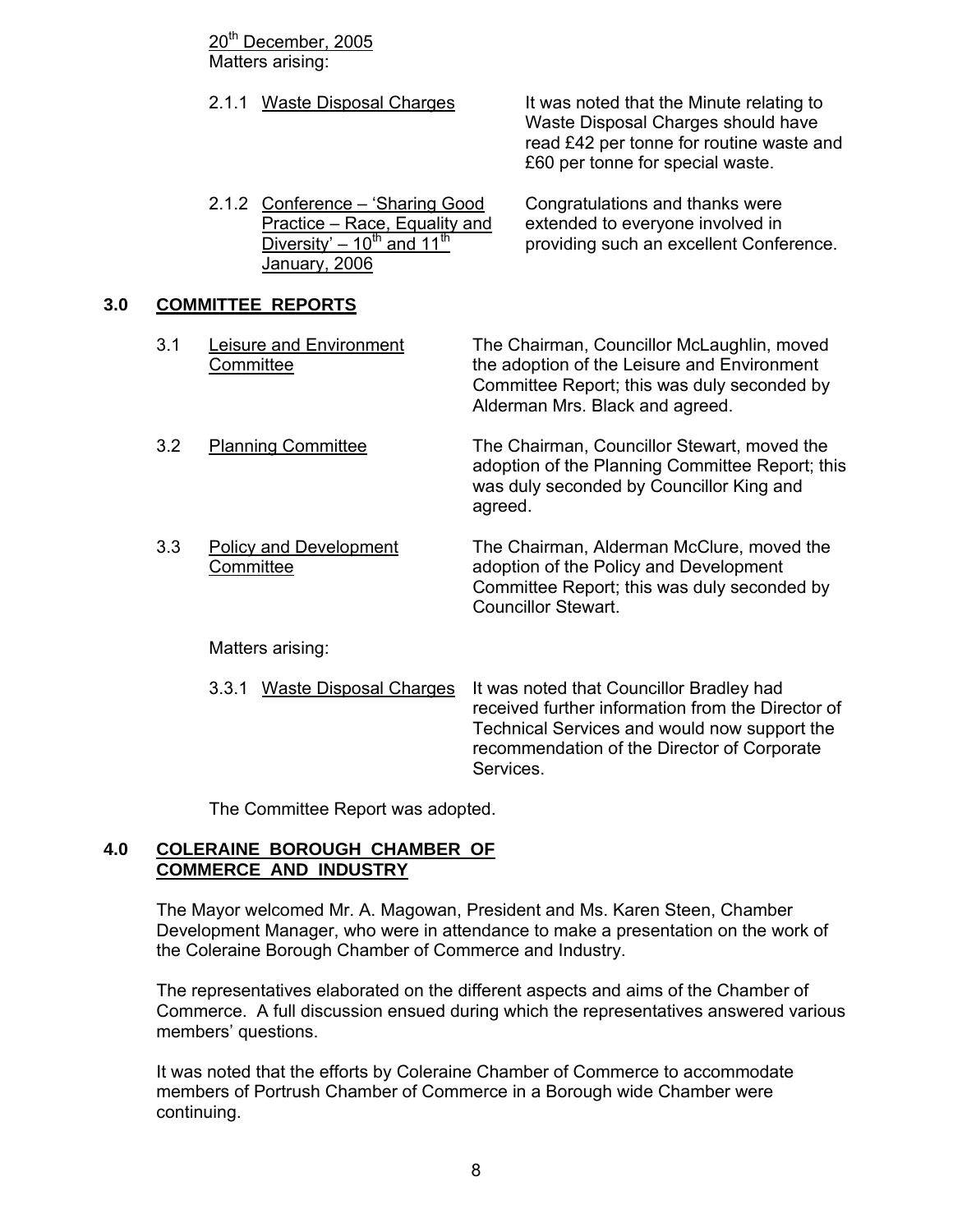20th December, 2005
Matters arising:

2.1.1 Waste Disposal Charges — It was noted that the Minute relating to Waste Disposal Charges should have read £42 per tonne for routine waste and £60 per tonne for special waste.

2.1.2 Conference – 'Sharing Good Practice – Race, Equality and Diversity' – 10th and 11th January, 2006 — Congratulations and thanks were extended to everyone involved in providing such an excellent Conference.

## 3.0 COMMITTEE REPORTS

3.1 Leisure and Environment Committee — The Chairman, Councillor McLaughlin, moved the adoption of the Leisure and Environment Committee Report; this was duly seconded by Alderman Mrs. Black and agreed.

3.2 Planning Committee — The Chairman, Councillor Stewart, moved the adoption of the Planning Committee Report; this was duly seconded by Councillor King and agreed.

3.3 Policy and Development Committee — The Chairman, Alderman McClure, moved the adoption of the Policy and Development Committee Report; this was duly seconded by Councillor Stewart.

Matters arising:

3.3.1 Waste Disposal Charges — It was noted that Councillor Bradley had received further information from the Director of Technical Services and would now support the recommendation of the Director of Corporate Services.

The Committee Report was adopted.

## 4.0 COLERAINE BOROUGH CHAMBER OF COMMERCE AND INDUSTRY

The Mayor welcomed Mr. A. Magowan, President and Ms. Karen Steen, Chamber Development Manager, who were in attendance to make a presentation on the work of the Coleraine Borough Chamber of Commerce and Industry.

The representatives elaborated on the different aspects and aims of the Chamber of Commerce. A full discussion ensued during which the representatives answered various members' questions.

It was noted that the efforts by Coleraine Chamber of Commerce to accommodate members of Portrush Chamber of Commerce in a Borough wide Chamber were continuing.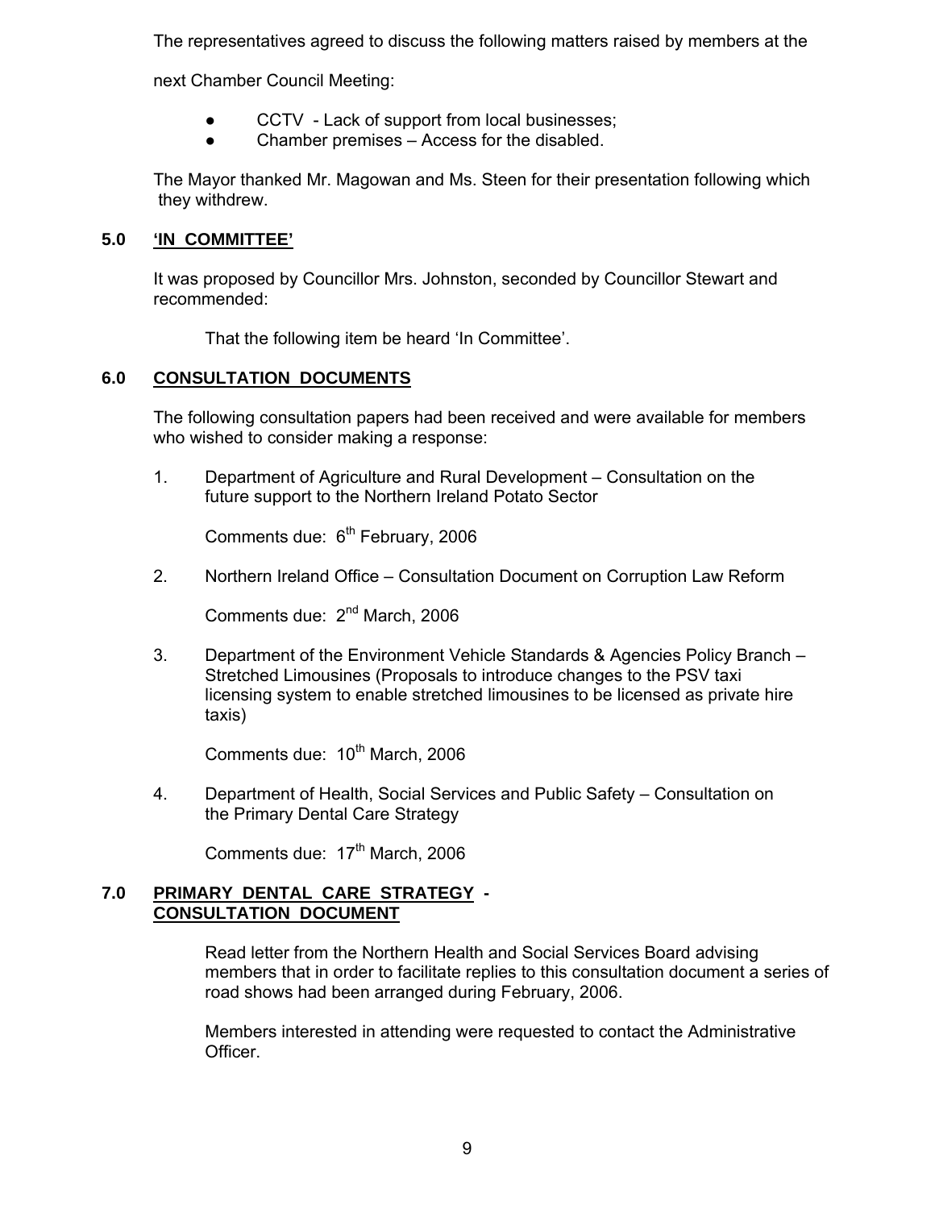The representatives agreed to discuss the following matters raised by members at the next Chamber Council Meeting:

- CCTV - Lack of support from local businesses;
- Chamber premises – Access for the disabled.

The Mayor thanked Mr. Magowan and Ms. Steen for their presentation following which they withdrew.

## 5.0 <u>'IN COMMITTEE'</u>

It was proposed by Councillor Mrs. Johnston, seconded by Councillor Stewart and recommended:

That the following item be heard 'In Committee'.

## 6.0 <u>CONSULTATION DOCUMENTS</u>

The following consultation papers had been received and were available for members who wished to consider making a response:

1. Department of Agriculture and Rural Development – Consultation on the future support to the Northern Ireland Potato Sector

   Comments due: 6th February, 2006

2. Northern Ireland Office – Consultation Document on Corruption Law Reform

   Comments due: 2nd March, 2006

3. Department of the Environment Vehicle Standards & Agencies Policy Branch – Stretched Limousines (Proposals to introduce changes to the PSV taxi licensing system to enable stretched limousines to be licensed as private hire taxis)

   Comments due: 10th March, 2006

4. Department of Health, Social Services and Public Safety – Consultation on the Primary Dental Care Strategy

   Comments due: 17th March, 2006

## 7.0 <u>PRIMARY DENTAL CARE STRATEGY</u> - <u>CONSULTATION DOCUMENT</u>

Read letter from the Northern Health and Social Services Board advising members that in order to facilitate replies to this consultation document a series of road shows had been arranged during February, 2006.

Members interested in attending were requested to contact the Administrative Officer.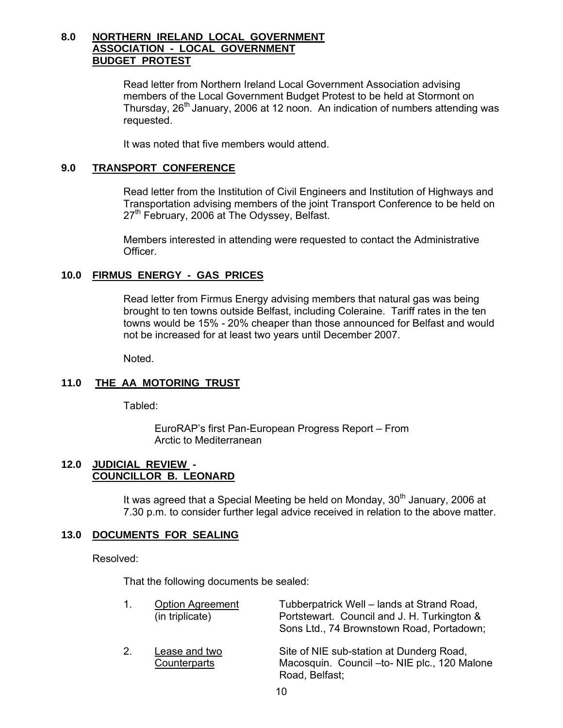## 8.0 NORTHERN IRELAND LOCAL GOVERNMENT ASSOCIATION - LOCAL GOVERNMENT BUDGET PROTEST

Read letter from Northern Ireland Local Government Association advising members of the Local Government Budget Protest to be held at Stormont on Thursday, 26th January, 2006 at 12 noon. An indication of numbers attending was requested.

It was noted that five members would attend.

## 9.0 TRANSPORT CONFERENCE

Read letter from the Institution of Civil Engineers and Institution of Highways and Transportation advising members of the joint Transport Conference to be held on 27th February, 2006 at The Odyssey, Belfast.

Members interested in attending were requested to contact the Administrative Officer.

## 10.0 FIRMUS ENERGY - GAS PRICES

Read letter from Firmus Energy advising members that natural gas was being brought to ten towns outside Belfast, including Coleraine. Tariff rates in the ten towns would be 15% - 20% cheaper than those announced for Belfast and would not be increased for at least two years until December 2007.

Noted.

## 11.0 THE AA MOTORING TRUST

Tabled:

EuroRAP's first Pan-European Progress Report – From Arctic to Mediterranean

## 12.0 JUDICIAL REVIEW - COUNCILLOR B. LEONARD

It was agreed that a Special Meeting be held on Monday, 30th January, 2006 at 7.30 p.m. to consider further legal advice received in relation to the above matter.

## 13.0 DOCUMENTS FOR SEALING

Resolved:

That the following documents be sealed:

| | | |
|---|---|---|
| 1. | Option Agreement (in triplicate) | Tubberpatrick Well – lands at Strand Road, Portstewart. Council and J. H. Turkington & Sons Ltd., 74 Brownstown Road, Portadown; |
| 2. | Lease and two Counterparts | Site of NIE sub-station at Dunderg Road, Macosquin. Council –to- NIE plc., 120 Malone Road, Belfast; |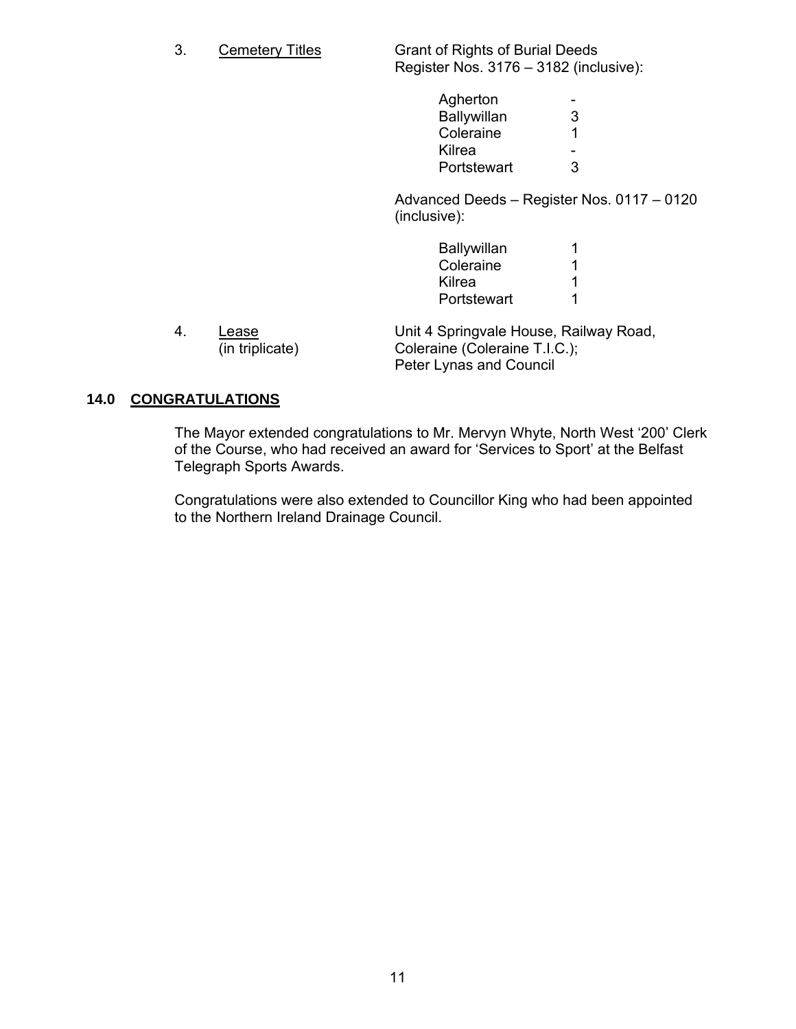3. Cemetery Titles — Grant of Rights of Burial Deeds Register Nos. 3176 – 3182 (inclusive):

| | |
|---|---|
| Agherton | - |
| Ballywillan | 3 |
| Coleraine | 1 |
| Kilrea | - |
| Portstewart | 3 |

Advanced Deeds – Register Nos. 0117 – 0120 (inclusive):

| | |
|---|---|
| Ballywillan | 1 |
| Coleraine | 1 |
| Kilrea | 1 |
| Portstewart | 1 |

4. Lease (in triplicate) — Unit 4 Springvale House, Railway Road, Coleraine (Coleraine T.I.C.); Peter Lynas and Council

## 14.0 CONGRATULATIONS

The Mayor extended congratulations to Mr. Mervyn Whyte, North West '200' Clerk of the Course, who had received an award for 'Services to Sport' at the Belfast Telegraph Sports Awards.

Congratulations were also extended to Councillor King who had been appointed to the Northern Ireland Drainage Council.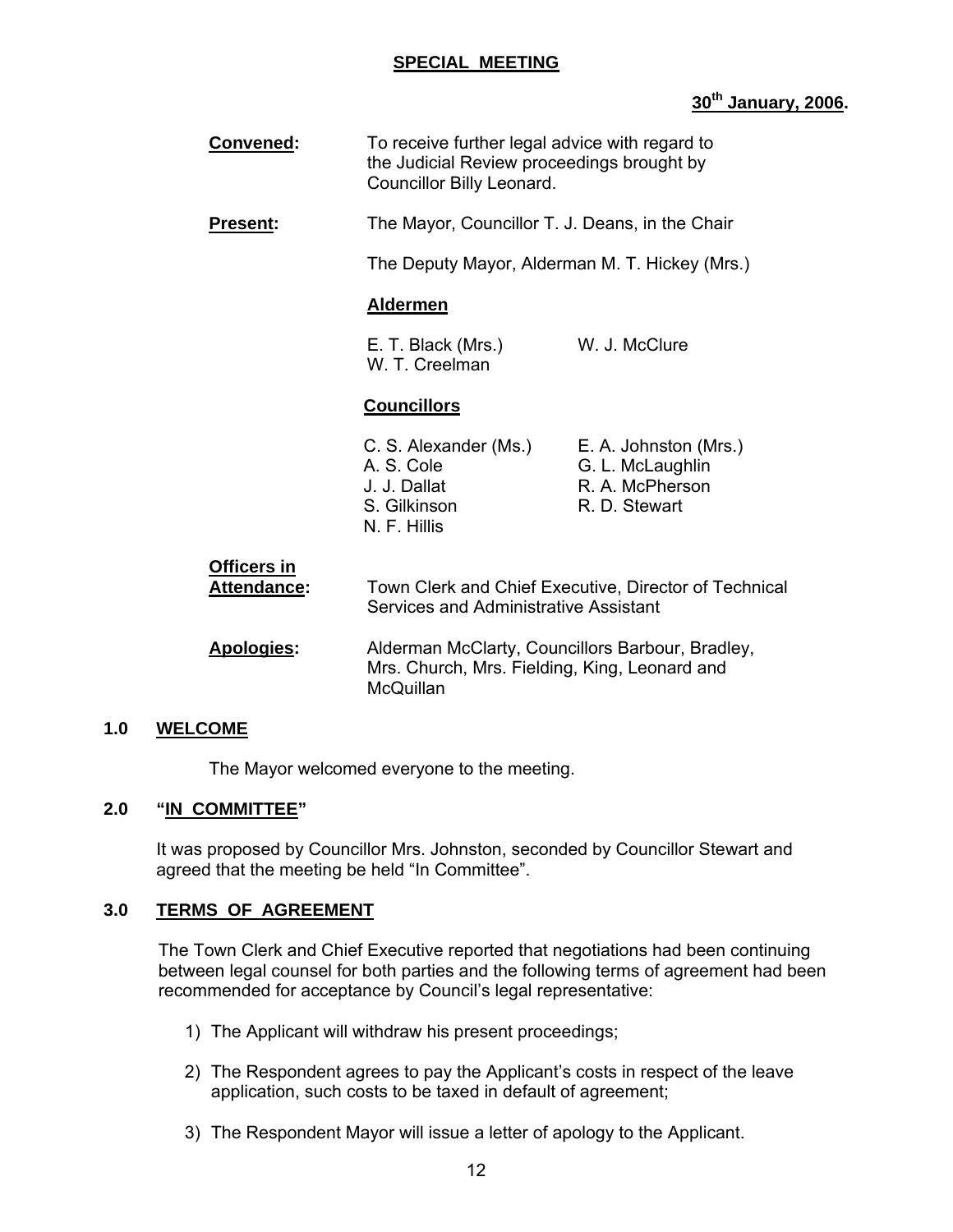## SPECIAL MEETING

**30th January, 2006.**

**Convened:** To receive further legal advice with regard to the Judicial Review proceedings brought by Councillor Billy Leonard.

**Present:** The Mayor, Councillor T. J. Deans, in the Chair

The Deputy Mayor, Alderman M. T. Hickey (Mrs.)

**Aldermen**

E. T. Black (Mrs.)
W. T. Creelman
W. J. McClure

**Councillors**

C. S. Alexander (Ms.)
A. S. Cole
J. J. Dallat
S. Gilkinson
N. F. Hillis
E. A. Johnston (Mrs.)
G. L. McLaughlin
R. A. McPherson
R. D. Stewart

**Officers in Attendance:** Town Clerk and Chief Executive, Director of Technical Services and Administrative Assistant

**Apologies:** Alderman McClarty, Councillors Barbour, Bradley, Mrs. Church, Mrs. Fielding, King, Leonard and McQuillan

### 1.0 WELCOME

The Mayor welcomed everyone to the meeting.

### 2.0 "IN COMMITTEE"

It was proposed by Councillor Mrs. Johnston, seconded by Councillor Stewart and agreed that the meeting be held "In Committee".

### 3.0 TERMS OF AGREEMENT

The Town Clerk and Chief Executive reported that negotiations had been continuing between legal counsel for both parties and the following terms of agreement had been recommended for acceptance by Council's legal representative:

1) The Applicant will withdraw his present proceedings;

2) The Respondent agrees to pay the Applicant's costs in respect of the leave application, such costs to be taxed in default of agreement;

3) The Respondent Mayor will issue a letter of apology to the Applicant.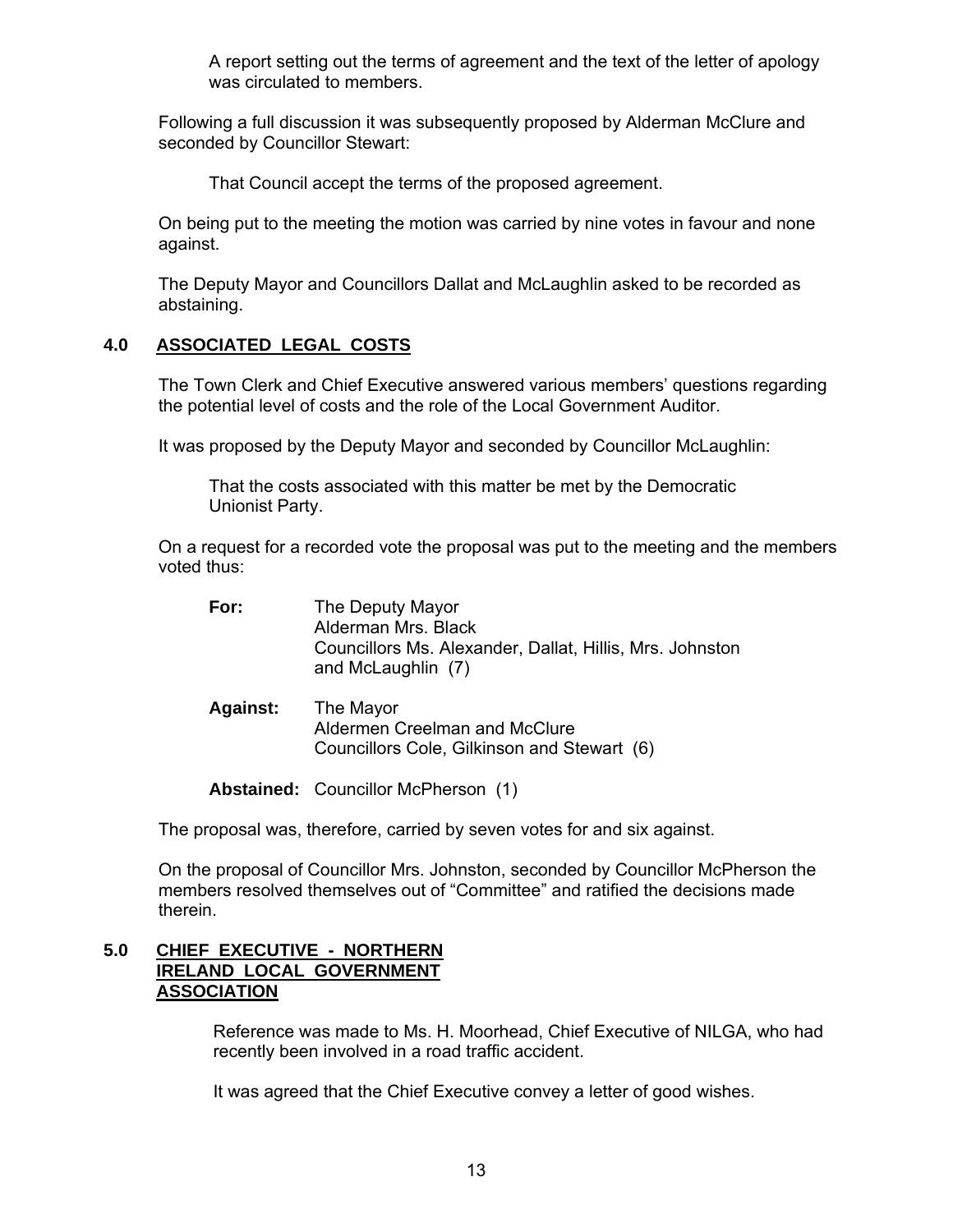A report setting out the terms of agreement and the text of the letter of apology was circulated to members.

Following a full discussion it was subsequently proposed by Alderman McClure and seconded by Councillor Stewart:

That Council accept the terms of the proposed agreement.

On being put to the meeting the motion was carried by nine votes in favour and none against.

The Deputy Mayor and Councillors Dallat and McLaughlin asked to be recorded as abstaining.

## 4.0 ASSOCIATED LEGAL COSTS

The Town Clerk and Chief Executive answered various members' questions regarding the potential level of costs and the role of the Local Government Auditor.

It was proposed by the Deputy Mayor and seconded by Councillor McLaughlin:

That the costs associated with this matter be met by the Democratic Unionist Party.

On a request for a recorded vote the proposal was put to the meeting and the members voted thus:

**For:** The Deputy Mayor
Alderman Mrs. Black
Councillors Ms. Alexander, Dallat, Hillis, Mrs. Johnston and McLaughlin (7)

**Against:** The Mayor
Aldermen Creelman and McClure
Councillors Cole, Gilkinson and Stewart (6)

**Abstained:** Councillor McPherson (1)

The proposal was, therefore, carried by seven votes for and six against.

On the proposal of Councillor Mrs. Johnston, seconded by Councillor McPherson the members resolved themselves out of "Committee" and ratified the decisions made therein.

## 5.0 CHIEF EXECUTIVE - NORTHERN IRELAND LOCAL GOVERNMENT ASSOCIATION

Reference was made to Ms. H. Moorhead, Chief Executive of NILGA, who had recently been involved in a road traffic accident.

It was agreed that the Chief Executive convey a letter of good wishes.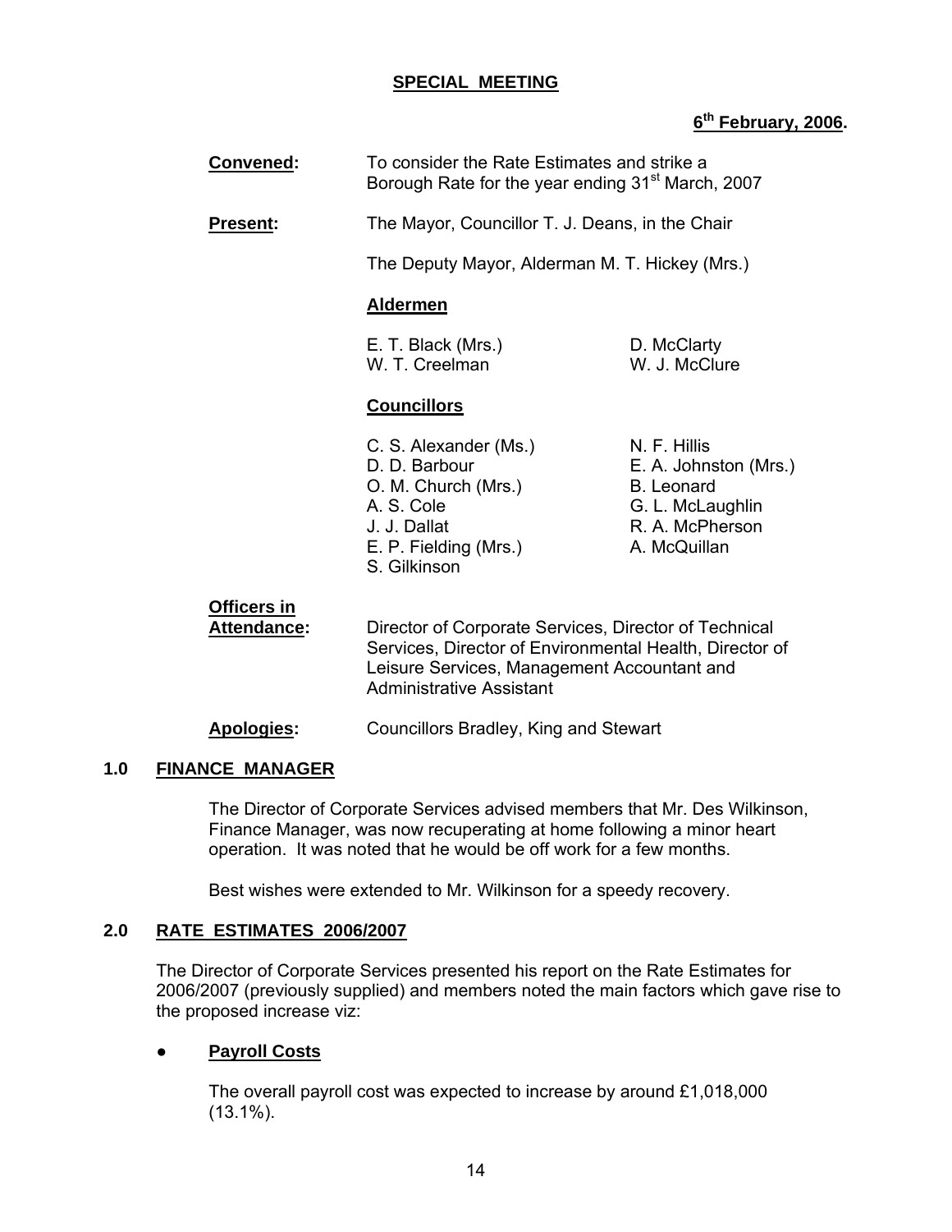**SPECIAL MEETING**

**6th February, 2006.**

**Convened:** To consider the Rate Estimates and strike a Borough Rate for the year ending 31st March, 2007

**Present:** The Mayor, Councillor T. J. Deans, in the Chair

The Deputy Mayor, Alderman M. T. Hickey (Mrs.)

**Aldermen**

E. T. Black (Mrs.)
W. T. Creelman
D. McClarty
W. J. McClure

**Councillors**

C. S. Alexander (Ms.)
D. D. Barbour
O. M. Church (Mrs.)
A. S. Cole
J. J. Dallat
E. P. Fielding (Mrs.)
S. Gilkinson
N. F. Hillis
E. A. Johnston (Mrs.)
B. Leonard
G. L. McLaughlin
R. A. McPherson
A. McQuillan

**Officers in Attendance:** Director of Corporate Services, Director of Technical Services, Director of Environmental Health, Director of Leisure Services, Management Accountant and Administrative Assistant

**Apologies:** Councillors Bradley, King and Stewart

## 1.0 FINANCE MANAGER

The Director of Corporate Services advised members that Mr. Des Wilkinson, Finance Manager, was now recuperating at home following a minor heart operation. It was noted that he would be off work for a few months.

Best wishes were extended to Mr. Wilkinson for a speedy recovery.

## 2.0 RATE ESTIMATES 2006/2007

The Director of Corporate Services presented his report on the Rate Estimates for 2006/2007 (previously supplied) and members noted the main factors which gave rise to the proposed increase viz:

- **Payroll Costs**

  The overall payroll cost was expected to increase by around £1,018,000 (13.1%).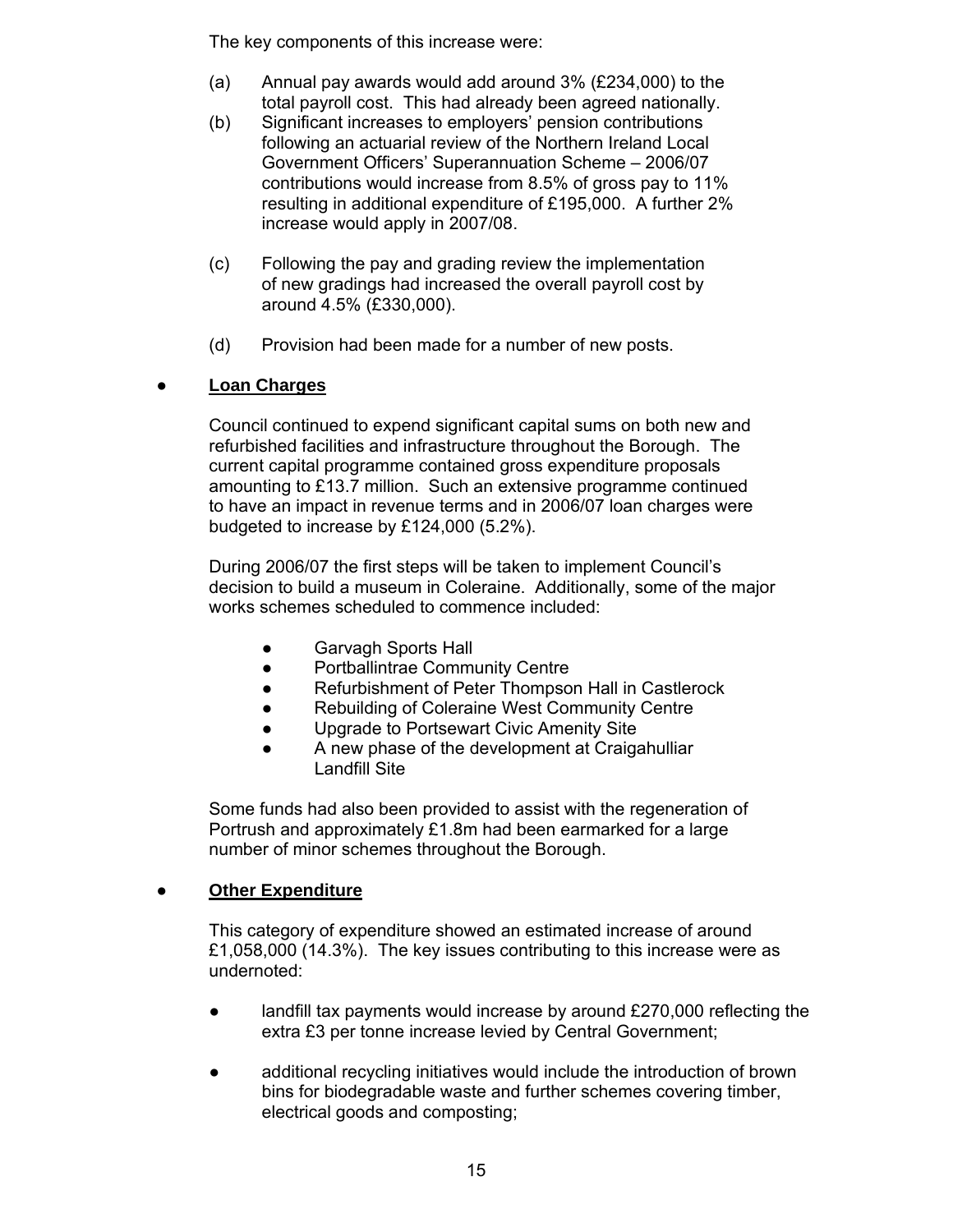The key components of this increase were:

(a) Annual pay awards would add around 3% (£234,000) to the total payroll cost. This had already been agreed nationally.

(b) Significant increases to employers' pension contributions following an actuarial review of the Northern Ireland Local Government Officers' Superannuation Scheme – 2006/07 contributions would increase from 8.5% of gross pay to 11% resulting in additional expenditure of £195,000. A further 2% increase would apply in 2007/08.

(c) Following the pay and grading review the implementation of new gradings had increased the overall payroll cost by around 4.5% (£330,000).

(d) Provision had been made for a number of new posts.

- **Loan Charges**

  Council continued to expend significant capital sums on both new and refurbished facilities and infrastructure throughout the Borough. The current capital programme contained gross expenditure proposals amounting to £13.7 million. Such an extensive programme continued to have an impact in revenue terms and in 2006/07 loan charges were budgeted to increase by £124,000 (5.2%).

  During 2006/07 the first steps will be taken to implement Council's decision to build a museum in Coleraine. Additionally, some of the major works schemes scheduled to commence included:

  - Garvagh Sports Hall
  - Portballintrae Community Centre
  - Refurbishment of Peter Thompson Hall in Castlerock
  - Rebuilding of Coleraine West Community Centre
  - Upgrade to Portsewart Civic Amenity Site
  - A new phase of the development at Craigahulliar Landfill Site

  Some funds had also been provided to assist with the regeneration of Portrush and approximately £1.8m had been earmarked for a large number of minor schemes throughout the Borough.

- **Other Expenditure**

  This category of expenditure showed an estimated increase of around £1,058,000 (14.3%). The key issues contributing to this increase were as undernoted:

  - landfill tax payments would increase by around £270,000 reflecting the extra £3 per tonne increase levied by Central Government;

  - additional recycling initiatives would include the introduction of brown bins for biodegradable waste and further schemes covering timber, electrical goods and composting;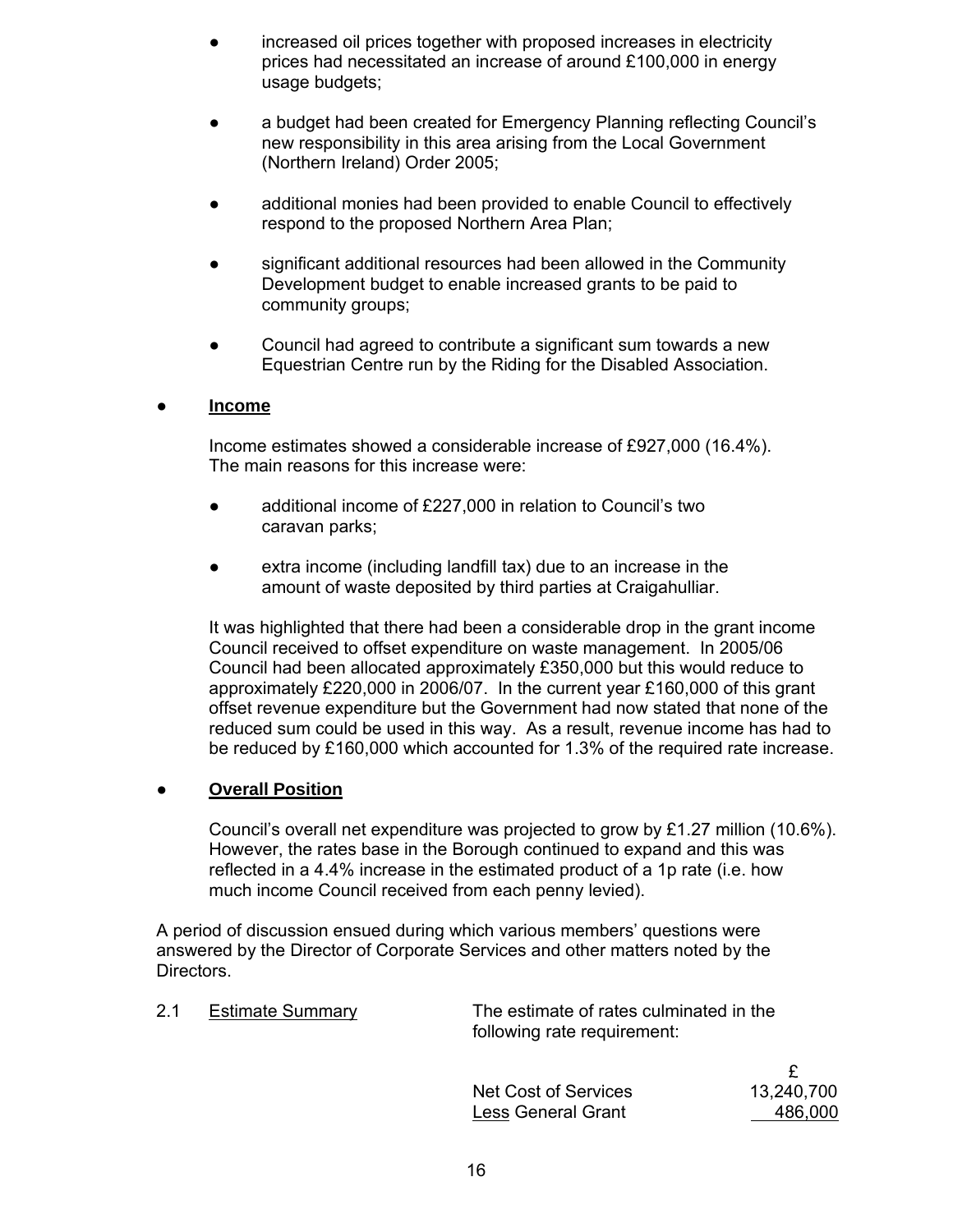- increased oil prices together with proposed increases in electricity prices had necessitated an increase of around £100,000 in energy usage budgets;

- a budget had been created for Emergency Planning reflecting Council's new responsibility in this area arising from the Local Government (Northern Ireland) Order 2005;

- additional monies had been provided to enable Council to effectively respond to the proposed Northern Area Plan;

- significant additional resources had been allowed in the Community Development budget to enable increased grants to be paid to community groups;

- Council had agreed to contribute a significant sum towards a new Equestrian Centre run by the Riding for the Disabled Association.

- **Income**

  Income estimates showed a considerable increase of £927,000 (16.4%). The main reasons for this increase were:

  - additional income of £227,000 in relation to Council's two caravan parks;

  - extra income (including landfill tax) due to an increase in the amount of waste deposited by third parties at Craigahulliar.

  It was highlighted that there had been a considerable drop in the grant income Council received to offset expenditure on waste management. In 2005/06 Council had been allocated approximately £350,000 but this would reduce to approximately £220,000 in 2006/07. In the current year £160,000 of this grant offset revenue expenditure but the Government had now stated that none of the reduced sum could be used in this way. As a result, revenue income has had to be reduced by £160,000 which accounted for 1.3% of the required rate increase.

- **Overall Position**

  Council's overall net expenditure was projected to grow by £1.27 million (10.6%). However, the rates base in the Borough continued to expand and this was reflected in a 4.4% increase in the estimated product of a 1p rate (i.e. how much income Council received from each penny levied).

A period of discussion ensued during which various members' questions were answered by the Director of Corporate Services and other matters noted by the Directors.

2.1 Estimate Summary — The estimate of rates culminated in the following rate requirement:

| | £ |
|---|---|
| Net Cost of Services | 13,240,700 |
| Less General Grant | 486,000 |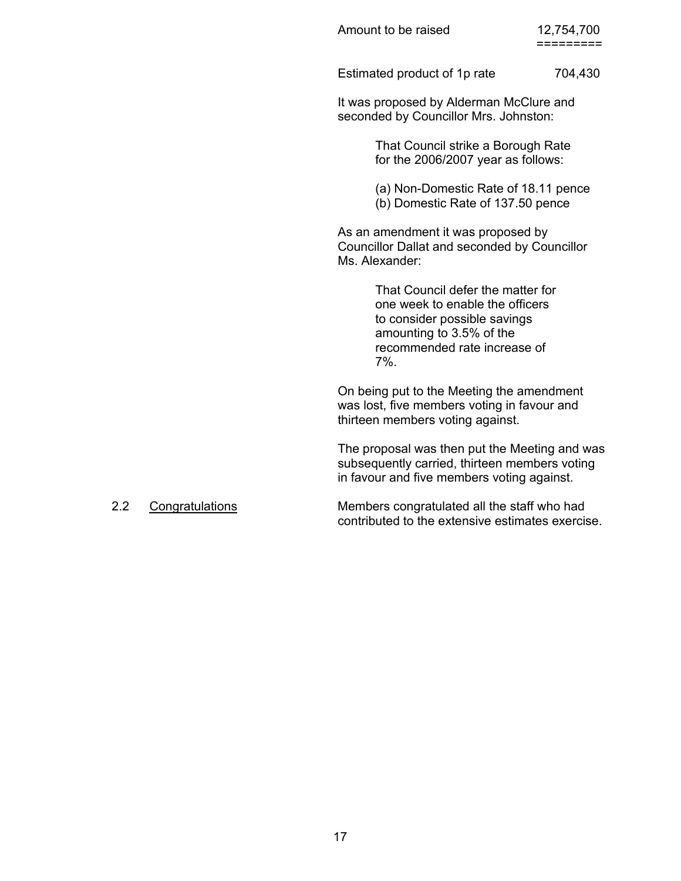| | |
|---|---|
| Amount to be raised | 12,754,700 |
| | ========= |
| Estimated product of 1p rate | 704,430 |

It was proposed by Alderman McClure and seconded by Councillor Mrs. Johnston:

> That Council strike a Borough Rate for the 2006/2007 year as follows:
>
> (a) Non-Domestic Rate of 18.11 pence
> (b) Domestic Rate of 137.50 pence

As an amendment it was proposed by Councillor Dallat and seconded by Councillor Ms. Alexander:

> That Council defer the matter for one week to enable the officers to consider possible savings amounting to 3.5% of the recommended rate increase of 7%.

On being put to the Meeting the amendment was lost, five members voting in favour and thirteen members voting against.

The proposal was then put the Meeting and was subsequently carried, thirteen members voting in favour and five members voting against.

2.2 Congratulations

Members congratulated all the staff who had contributed to the extensive estimates exercise.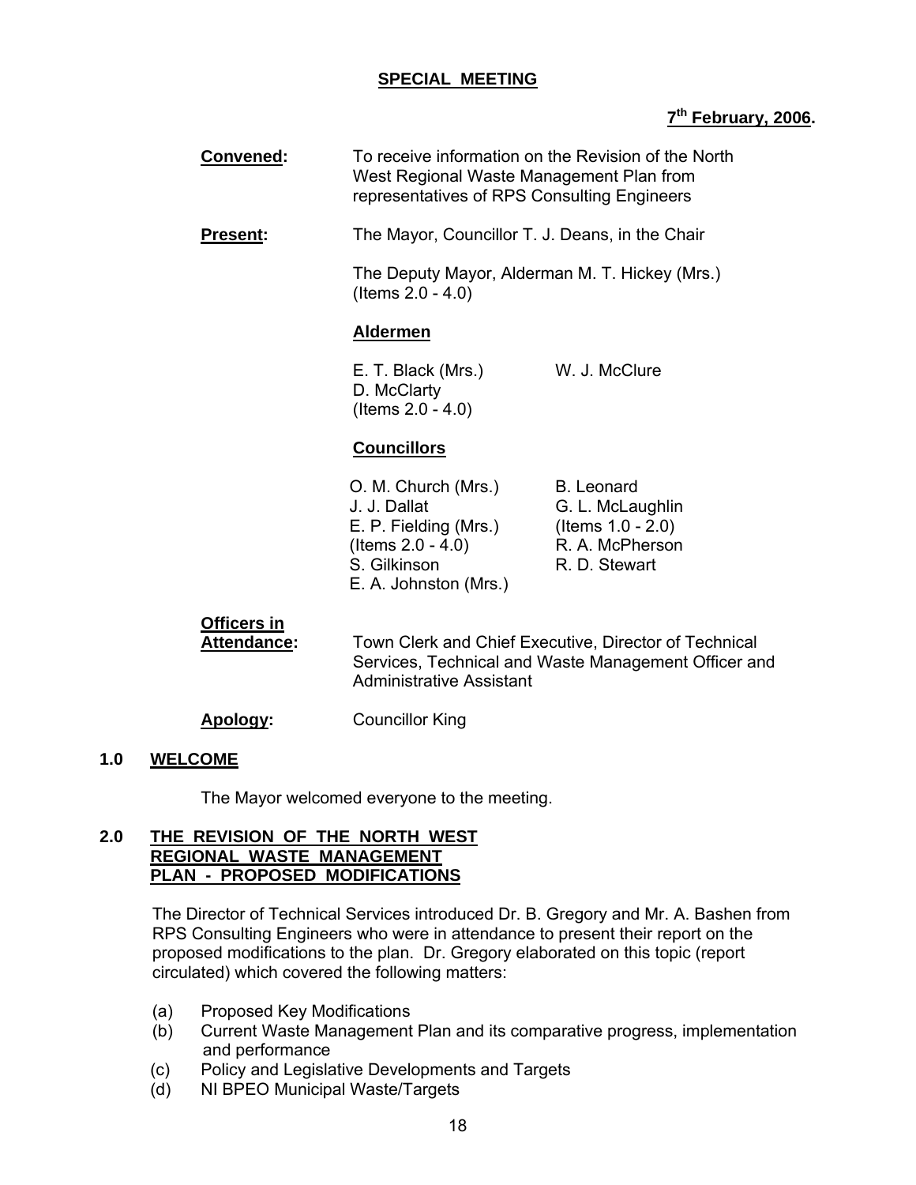**SPECIAL MEETING**

**7th February, 2006.**

**Convened:** To receive information on the Revision of the North West Regional Waste Management Plan from representatives of RPS Consulting Engineers

**Present:** The Mayor, Councillor T. J. Deans, in the Chair

The Deputy Mayor, Alderman M. T. Hickey (Mrs.) (Items 2.0 - 4.0)

**Aldermen**

E. T. Black (Mrs.)
D. McClarty (Items 2.0 - 4.0)
W. J. McClure

**Councillors**

O. M. Church (Mrs.)
J. J. Dallat
E. P. Fielding (Mrs.) (Items 2.0 - 4.0)
S. Gilkinson
E. A. Johnston (Mrs.)
B. Leonard
G. L. McLaughlin (Items 1.0 - 2.0)
R. A. McPherson
R. D. Stewart

**Officers in Attendance:** Town Clerk and Chief Executive, Director of Technical Services, Technical and Waste Management Officer and Administrative Assistant

**Apology:** Councillor King

## 1.0 WELCOME

The Mayor welcomed everyone to the meeting.

## 2.0 THE REVISION OF THE NORTH WEST REGIONAL WASTE MANAGEMENT PLAN - PROPOSED MODIFICATIONS

The Director of Technical Services introduced Dr. B. Gregory and Mr. A. Bashen from RPS Consulting Engineers who were in attendance to present their report on the proposed modifications to the plan. Dr. Gregory elaborated on this topic (report circulated) which covered the following matters:

(a) Proposed Key Modifications
(b) Current Waste Management Plan and its comparative progress, implementation and performance
(c) Policy and Legislative Developments and Targets
(d) NI BPEO Municipal Waste/Targets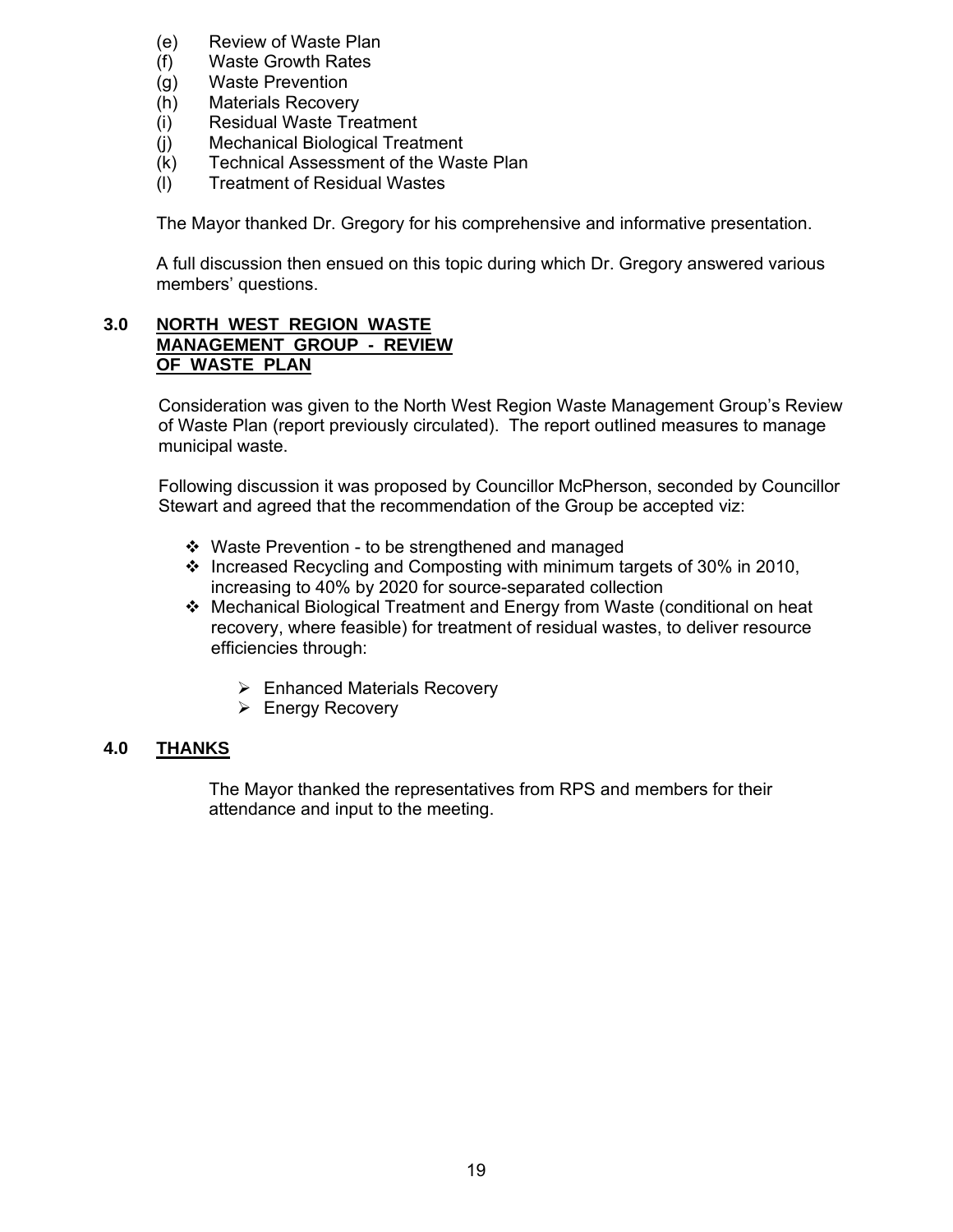(e) Review of Waste Plan
(f) Waste Growth Rates
(g) Waste Prevention
(h) Materials Recovery
(i) Residual Waste Treatment
(j) Mechanical Biological Treatment
(k) Technical Assessment of the Waste Plan
(l) Treatment of Residual Wastes

The Mayor thanked Dr. Gregory for his comprehensive and informative presentation.

A full discussion then ensued on this topic during which Dr. Gregory answered various members' questions.

## 3.0 NORTH WEST REGION WASTE MANAGEMENT GROUP - REVIEW OF WASTE PLAN

Consideration was given to the North West Region Waste Management Group's Review of Waste Plan (report previously circulated). The report outlined measures to manage municipal waste.

Following discussion it was proposed by Councillor McPherson, seconded by Councillor Stewart and agreed that the recommendation of the Group be accepted viz:

- Waste Prevention - to be strengthened and managed
- Increased Recycling and Composting with minimum targets of 30% in 2010, increasing to 40% by 2020 for source-separated collection
- Mechanical Biological Treatment and Energy from Waste (conditional on heat recovery, where feasible) for treatment of residual wastes, to deliver resource efficiencies through:
  - Enhanced Materials Recovery
  - Energy Recovery

## 4.0 THANKS

The Mayor thanked the representatives from RPS and members for their attendance and input to the meeting.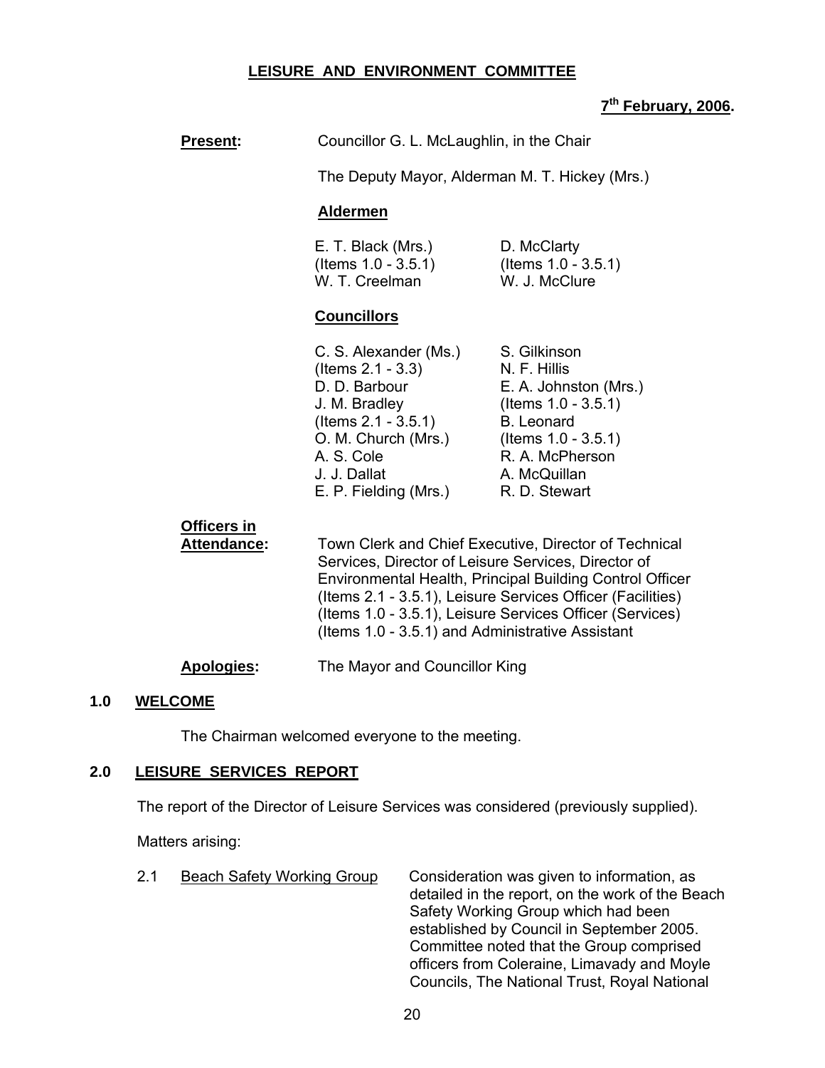**LEISURE AND ENVIRONMENT COMMITTEE**

**7th February, 2006.**

**Present:** Councillor G. L. McLaughlin, in the Chair

The Deputy Mayor, Alderman M. T. Hickey (Mrs.)

**Aldermen**

E. T. Black (Mrs.) (Items 1.0 - 3.5.1)
W. T. Creelman
D. McClarty (Items 1.0 - 3.5.1)
W. J. McClure

**Councillors**

C. S. Alexander (Ms.) (Items 2.1 - 3.3)
D. D. Barbour
J. M. Bradley (Items 2.1 - 3.5.1)
O. M. Church (Mrs.)
A. S. Cole
J. J. Dallat
E. P. Fielding (Mrs.)
S. Gilkinson
N. F. Hillis
E. A. Johnston (Mrs.) (Items 1.0 - 3.5.1)
B. Leonard (Items 1.0 - 3.5.1)
R. A. McPherson
A. McQuillan
R. D. Stewart

**Officers in Attendance:** Town Clerk and Chief Executive, Director of Technical Services, Director of Leisure Services, Director of Environmental Health, Principal Building Control Officer (Items 2.1 - 3.5.1), Leisure Services Officer (Facilities) (Items 1.0 - 3.5.1), Leisure Services Officer (Services) (Items 1.0 - 3.5.1) and Administrative Assistant

**Apologies:** The Mayor and Councillor King

## 1.0 WELCOME

The Chairman welcomed everyone to the meeting.

## 2.0 LEISURE SERVICES REPORT

The report of the Director of Leisure Services was considered (previously supplied).

Matters arising:

2.1 Beach Safety Working Group

Consideration was given to information, as detailed in the report, on the work of the Beach Safety Working Group which had been established by Council in September 2005. Committee noted that the Group comprised officers from Coleraine, Limavady and Moyle Councils, The National Trust, Royal National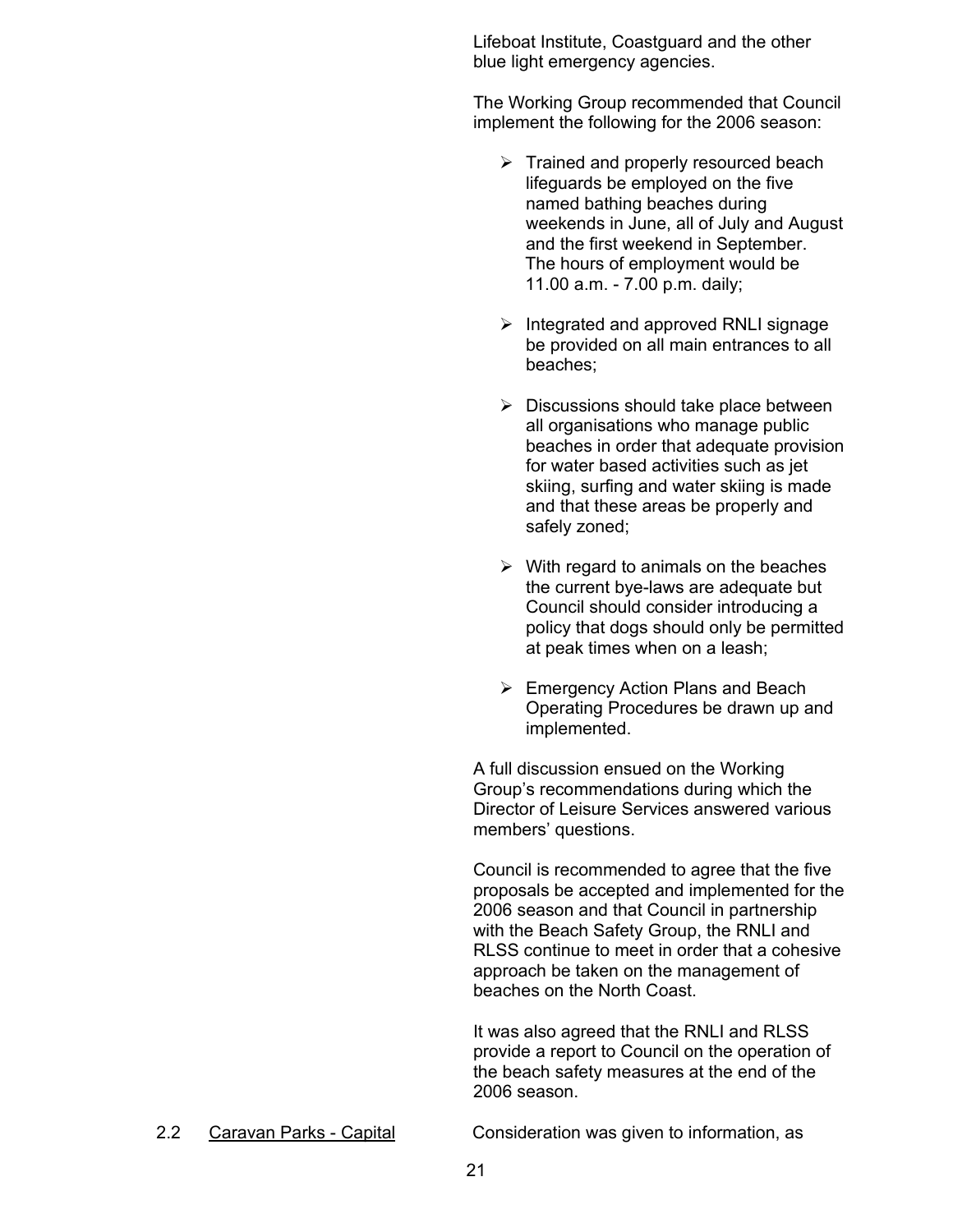Lifeboat Institute, Coastguard and the other blue light emergency agencies.

The Working Group recommended that Council implement the following for the 2006 season:

- Trained and properly resourced beach lifeguards be employed on the five named bathing beaches during weekends in June, all of July and August and the first weekend in September. The hours of employment would be 11.00 a.m. - 7.00 p.m. daily;
- Integrated and approved RNLI signage be provided on all main entrances to all beaches;
- Discussions should take place between all organisations who manage public beaches in order that adequate provision for water based activities such as jet skiing, surfing and water skiing is made and that these areas be properly and safely zoned;
- With regard to animals on the beaches the current bye-laws are adequate but Council should consider introducing a policy that dogs should only be permitted at peak times when on a leash;
- Emergency Action Plans and Beach Operating Procedures be drawn up and implemented.

A full discussion ensued on the Working Group's recommendations during which the Director of Leisure Services answered various members' questions.

Council is recommended to agree that the five proposals be accepted and implemented for the 2006 season and that Council in partnership with the Beach Safety Group, the RNLI and RLSS continue to meet in order that a cohesive approach be taken on the management of beaches on the North Coast.

It was also agreed that the RNLI and RLSS provide a report to Council on the operation of the beach safety measures at the end of the 2006 season.

2.2 Caravan Parks - Capital

Consideration was given to information, as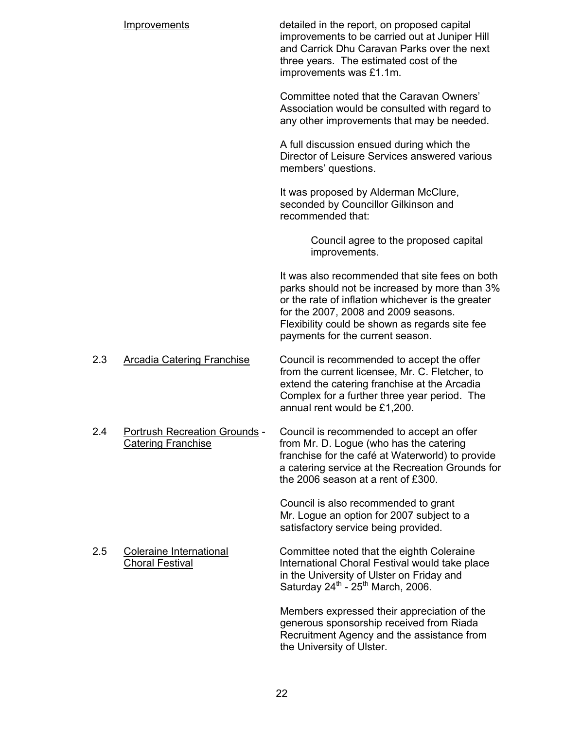Improvements

detailed in the report, on proposed capital improvements to be carried out at Juniper Hill and Carrick Dhu Caravan Parks over the next three years. The estimated cost of the improvements was £1.1m.

Committee noted that the Caravan Owners' Association would be consulted with regard to any other improvements that may be needed.

A full discussion ensued during which the Director of Leisure Services answered various members' questions.

It was proposed by Alderman McClure, seconded by Councillor Gilkinson and recommended that:

> Council agree to the proposed capital improvements.

It was also recommended that site fees on both parks should not be increased by more than 3% or the rate of inflation whichever is the greater for the 2007, 2008 and 2009 seasons. Flexibility could be shown as regards site fee payments for the current season.

2.3 Arcadia Catering Franchise

Council is recommended to accept the offer from the current licensee, Mr. C. Fletcher, to extend the catering franchise at the Arcadia Complex for a further three year period. The annual rent would be £1,200.

2.4 Portrush Recreation Grounds - Catering Franchise

Council is recommended to accept an offer from Mr. D. Logue (who has the catering franchise for the café at Waterworld) to provide a catering service at the Recreation Grounds for the 2006 season at a rent of £300.

Council is also recommended to grant Mr. Logue an option for 2007 subject to a satisfactory service being provided.

2.5 Coleraine International Choral Festival

Committee noted that the eighth Coleraine International Choral Festival would take place in the University of Ulster on Friday and Saturday 24th - 25th March, 2006.

Members expressed their appreciation of the generous sponsorship received from Riada Recruitment Agency and the assistance from the University of Ulster.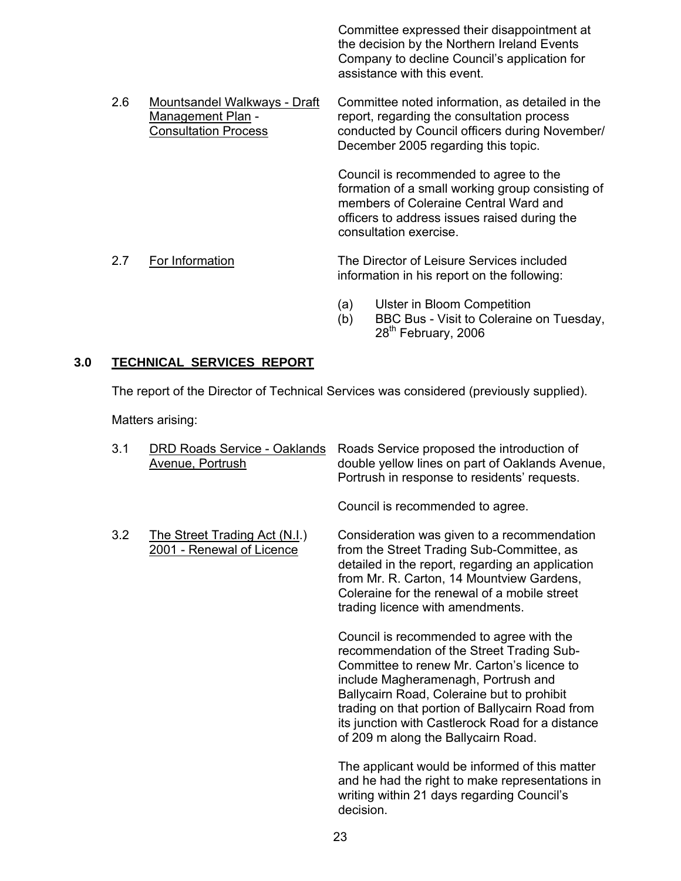Committee expressed their disappointment at the decision by the Northern Ireland Events Company to decline Council's application for assistance with this event.

2.6 Mountsandel Walkways - Draft Management Plan - Consultation Process

Committee noted information, as detailed in the report, regarding the consultation process conducted by Council officers during November/ December 2005 regarding this topic.

Council is recommended to agree to the formation of a small working group consisting of members of Coleraine Central Ward and officers to address issues raised during the consultation exercise.

2.7 For Information

The Director of Leisure Services included information in his report on the following:

(a) Ulster in Bloom Competition
(b) BBC Bus - Visit to Coleraine on Tuesday, 28th February, 2006

## 3.0 TECHNICAL SERVICES REPORT

The report of the Director of Technical Services was considered (previously supplied).

Matters arising:

3.1 DRD Roads Service - Oaklands Avenue, Portrush

Roads Service proposed the introduction of double yellow lines on part of Oaklands Avenue, Portrush in response to residents' requests.

Council is recommended to agree.

3.2 The Street Trading Act (N.I.) 2001 - Renewal of Licence

Consideration was given to a recommendation from the Street Trading Sub-Committee, as detailed in the report, regarding an application from Mr. R. Carton, 14 Mountview Gardens, Coleraine for the renewal of a mobile street trading licence with amendments.

Council is recommended to agree with the recommendation of the Street Trading Sub-Committee to renew Mr. Carton's licence to include Magheramenagh, Portrush and Ballycairn Road, Coleraine but to prohibit trading on that portion of Ballycairn Road from its junction with Castlerock Road for a distance of 209 m along the Ballycairn Road.

The applicant would be informed of this matter and he had the right to make representations in writing within 21 days regarding Council's decision.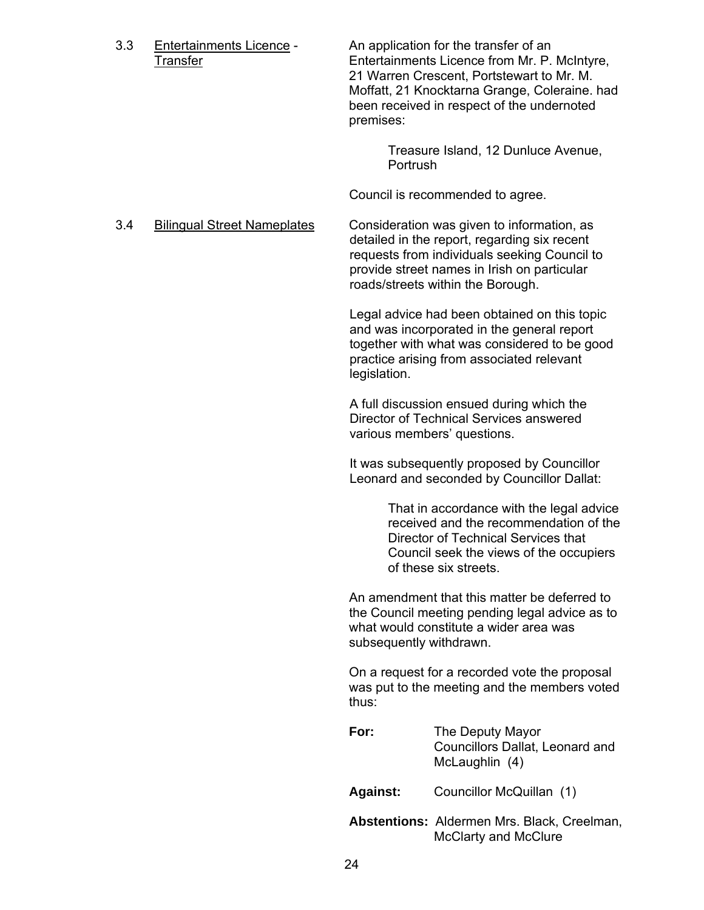3.3 Entertainments Licence - Transfer

An application for the transfer of an Entertainments Licence from Mr. P. McIntyre, 21 Warren Crescent, Portstewart to Mr. M. Moffatt, 21 Knocktarna Grange, Coleraine. had been received in respect of the undernoted premises:

> Treasure Island, 12 Dunluce Avenue, Portrush

Council is recommended to agree.

3.4 Bilingual Street Nameplates

Consideration was given to information, as detailed in the report, regarding six recent requests from individuals seeking Council to provide street names in Irish on particular roads/streets within the Borough.

Legal advice had been obtained on this topic and was incorporated in the general report together with what was considered to be good practice arising from associated relevant legislation.

A full discussion ensued during which the Director of Technical Services answered various members' questions.

It was subsequently proposed by Councillor Leonard and seconded by Councillor Dallat:

> That in accordance with the legal advice received and the recommendation of the Director of Technical Services that Council seek the views of the occupiers of these six streets.

An amendment that this matter be deferred to the Council meeting pending legal advice as to what would constitute a wider area was subsequently withdrawn.

On a request for a recorded vote the proposal was put to the meeting and the members voted thus:

**For:** The Deputy Mayor
Councillors Dallat, Leonard and McLaughlin (4)

**Against:** Councillor McQuillan (1)

**Abstentions:** Aldermen Mrs. Black, Creelman, McClarty and McClure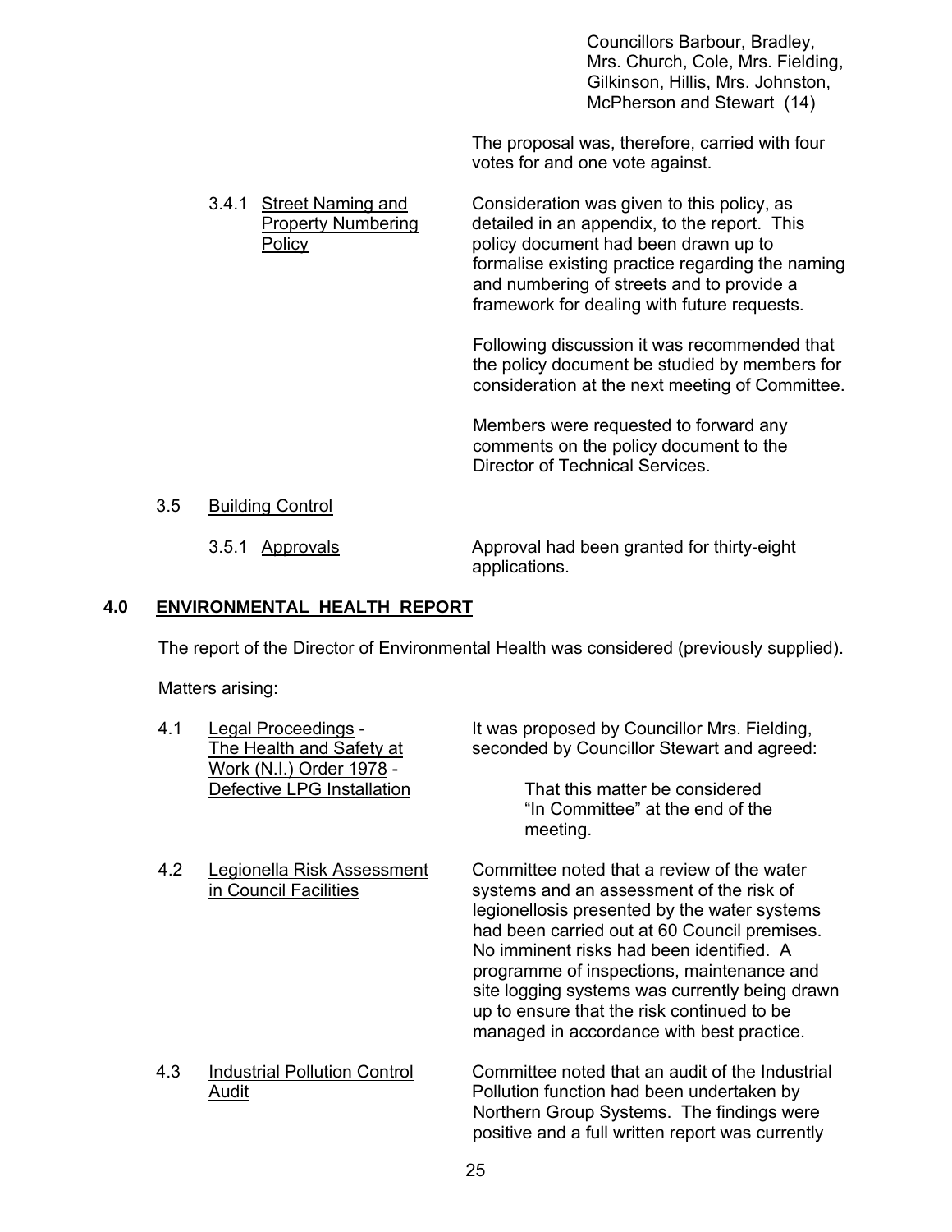Councillors Barbour, Bradley, Mrs. Church, Cole, Mrs. Fielding, Gilkinson, Hillis, Mrs. Johnston, McPherson and Stewart (14)

The proposal was, therefore, carried with four votes for and one vote against.

3.4.1 Street Naming and Property Numbering Policy

Consideration was given to this policy, as detailed in an appendix, to the report. This policy document had been drawn up to formalise existing practice regarding the naming and numbering of streets and to provide a framework for dealing with future requests.

Following discussion it was recommended that the policy document be studied by members for consideration at the next meeting of Committee.

Members were requested to forward any comments on the policy document to the Director of Technical Services.

3.5 Building Control

3.5.1 Approvals

Approval had been granted for thirty-eight applications.

## 4.0 ENVIRONMENTAL HEALTH REPORT

The report of the Director of Environmental Health was considered (previously supplied).

Matters arising:

4.1 Legal Proceedings - The Health and Safety at Work (N.I.) Order 1978 - Defective LPG Installation

It was proposed by Councillor Mrs. Fielding, seconded by Councillor Stewart and agreed:

> That this matter be considered "In Committee" at the end of the meeting.

4.2 Legionella Risk Assessment in Council Facilities

Committee noted that a review of the water systems and an assessment of the risk of legionellosis presented by the water systems had been carried out at 60 Council premises. No imminent risks had been identified. A programme of inspections, maintenance and site logging systems was currently being drawn up to ensure that the risk continued to be managed in accordance with best practice.

4.3 Industrial Pollution Control Audit

Committee noted that an audit of the Industrial Pollution function had been undertaken by Northern Group Systems. The findings were positive and a full written report was currently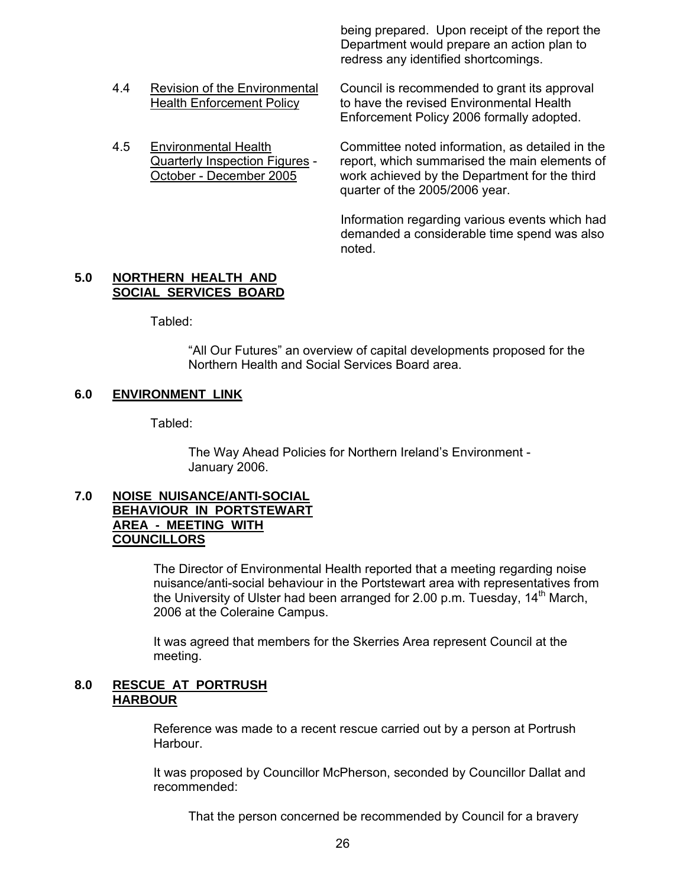being prepared. Upon receipt of the report the Department would prepare an action plan to redress any identified shortcomings.

| | | |
|---|---|---|
| 4.4 | Revision of the Environmental Health Enforcement Policy | Council is recommended to grant its approval to have the revised Environmental Health Enforcement Policy 2006 formally adopted. |
| 4.5 | Environmental Health Quarterly Inspection Figures - October - December 2005 | Committee noted information, as detailed in the report, which summarised the main elements of work achieved by the Department for the third quarter of the 2005/2006 year.<br><br>Information regarding various events which had demanded a considerable time spend was also noted. |

## 5.0 NORTHERN HEALTH AND SOCIAL SERVICES BOARD

Tabled:

"All Our Futures" an overview of capital developments proposed for the Northern Health and Social Services Board area.

## 6.0 ENVIRONMENT LINK

Tabled:

The Way Ahead Policies for Northern Ireland's Environment - January 2006.

## 7.0 NOISE NUISANCE/ANTI-SOCIAL BEHAVIOUR IN PORTSTEWART AREA - MEETING WITH COUNCILLORS

The Director of Environmental Health reported that a meeting regarding noise nuisance/anti-social behaviour in the Portstewart area with representatives from the University of Ulster had been arranged for 2.00 p.m. Tuesday, 14th March, 2006 at the Coleraine Campus.

It was agreed that members for the Skerries Area represent Council at the meeting.

## 8.0 RESCUE AT PORTRUSH HARBOUR

Reference was made to a recent rescue carried out by a person at Portrush Harbour.

It was proposed by Councillor McPherson, seconded by Councillor Dallat and recommended:

That the person concerned be recommended by Council for a bravery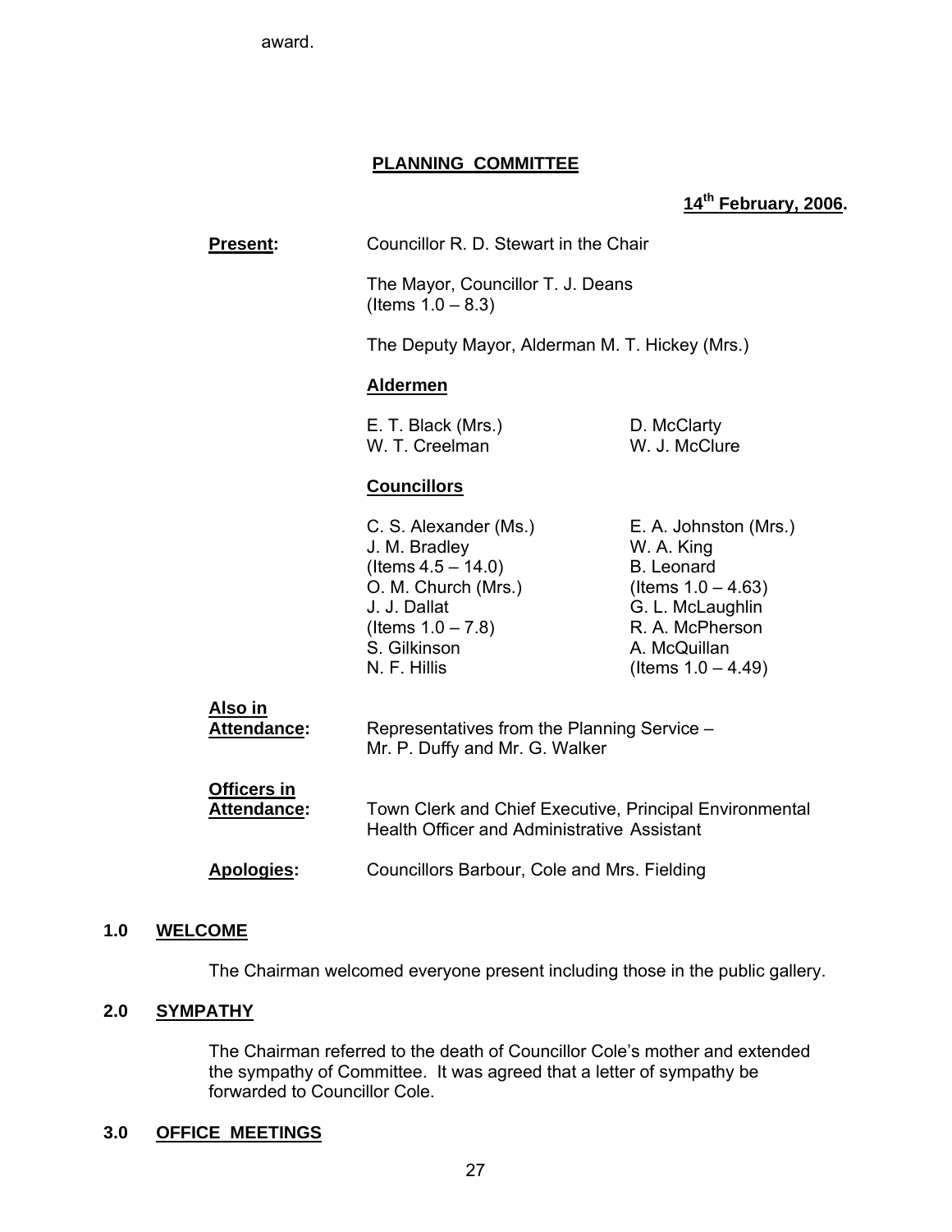award.

## PLANNING COMMITTEE

**14th February, 2006.**

**Present:** Councillor R. D. Stewart in the Chair

The Mayor, Councillor T. J. Deans (Items 1.0 – 8.3)

The Deputy Mayor, Alderman M. T. Hickey (Mrs.)

**Aldermen**

E. T. Black (Mrs.)
W. T. Creelman
D. McClarty
W. J. McClure

**Councillors**

C. S. Alexander (Ms.)
J. M. Bradley (Items 4.5 – 14.0)
O. M. Church (Mrs.)
J. J. Dallat (Items 1.0 – 7.8)
S. Gilkinson
N. F. Hillis
E. A. Johnston (Mrs.)
W. A. King
B. Leonard (Items 1.0 – 4.63)
G. L. McLaughlin
R. A. McPherson
A. McQuillan (Items 1.0 – 4.49)

**Also in Attendance:** Representatives from the Planning Service – Mr. P. Duffy and Mr. G. Walker

**Officers in Attendance:** Town Clerk and Chief Executive, Principal Environmental Health Officer and Administrative Assistant

**Apologies:** Councillors Barbour, Cole and Mrs. Fielding

### 1.0 WELCOME

The Chairman welcomed everyone present including those in the public gallery.

### 2.0 SYMPATHY

The Chairman referred to the death of Councillor Cole's mother and extended the sympathy of Committee. It was agreed that a letter of sympathy be forwarded to Councillor Cole.

### 3.0 OFFICE MEETINGS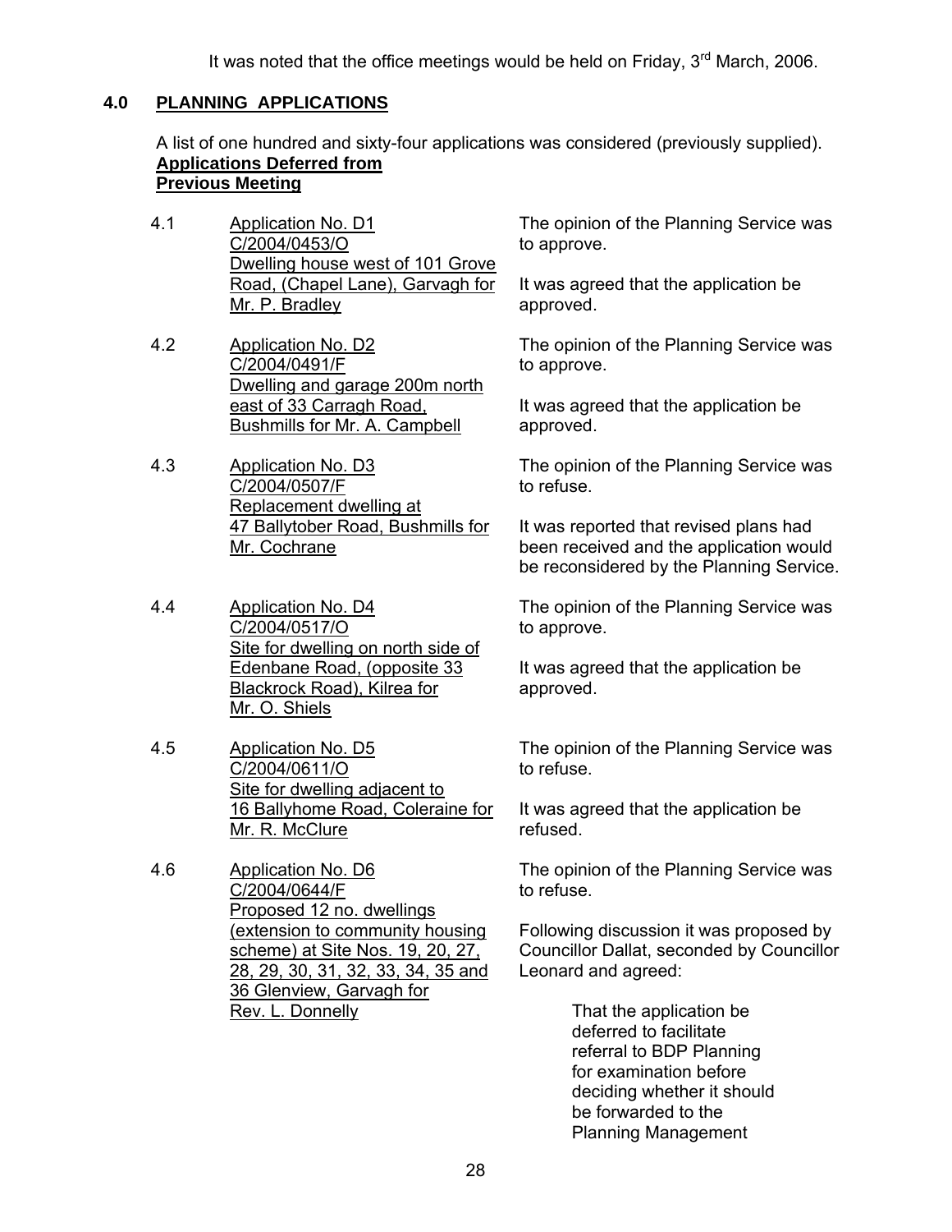It was noted that the office meetings would be held on Friday, 3rd March, 2006.

## 4.0 PLANNING APPLICATIONS

A list of one hundred and sixty-four applications was considered (previously supplied).

**Applications Deferred from Previous Meeting**

4.1 Application No. D1
C/2004/0453/O
Dwelling house west of 101 Grove Road, (Chapel Lane), Garvagh for Mr. P. Bradley

The opinion of the Planning Service was to approve.

It was agreed that the application be approved.

4.2 Application No. D2
C/2004/0491/F
Dwelling and garage 200m north east of 33 Carragh Road, Bushmills for Mr. A. Campbell

The opinion of the Planning Service was to approve.

It was agreed that the application be approved.

4.3 Application No. D3
C/2004/0507/F
Replacement dwelling at 47 Ballytober Road, Bushmills for Mr. Cochrane

The opinion of the Planning Service was to refuse.

It was reported that revised plans had been received and the application would be reconsidered by the Planning Service.

4.4 Application No. D4
C/2004/0517/O
Site for dwelling on north side of Edenbane Road, (opposite 33 Blackrock Road), Kilrea for Mr. O. Shiels

The opinion of the Planning Service was to approve.

It was agreed that the application be approved.

4.5 Application No. D5
C/2004/0611/O
Site for dwelling adjacent to 16 Ballyhome Road, Coleraine for Mr. R. McClure

The opinion of the Planning Service was to refuse.

It was agreed that the application be refused.

4.6 Application No. D6
C/2004/0644/F
Proposed 12 no. dwellings (extension to community housing scheme) at Site Nos. 19, 20, 27, 28, 29, 30, 31, 32, 33, 34, 35 and 36 Glenview, Garvagh for Rev. L. Donnelly

The opinion of the Planning Service was to refuse.

Following discussion it was proposed by Councillor Dallat, seconded by Councillor Leonard and agreed:

> That the application be deferred to facilitate referral to BDP Planning for examination before deciding whether it should be forwarded to the Planning Management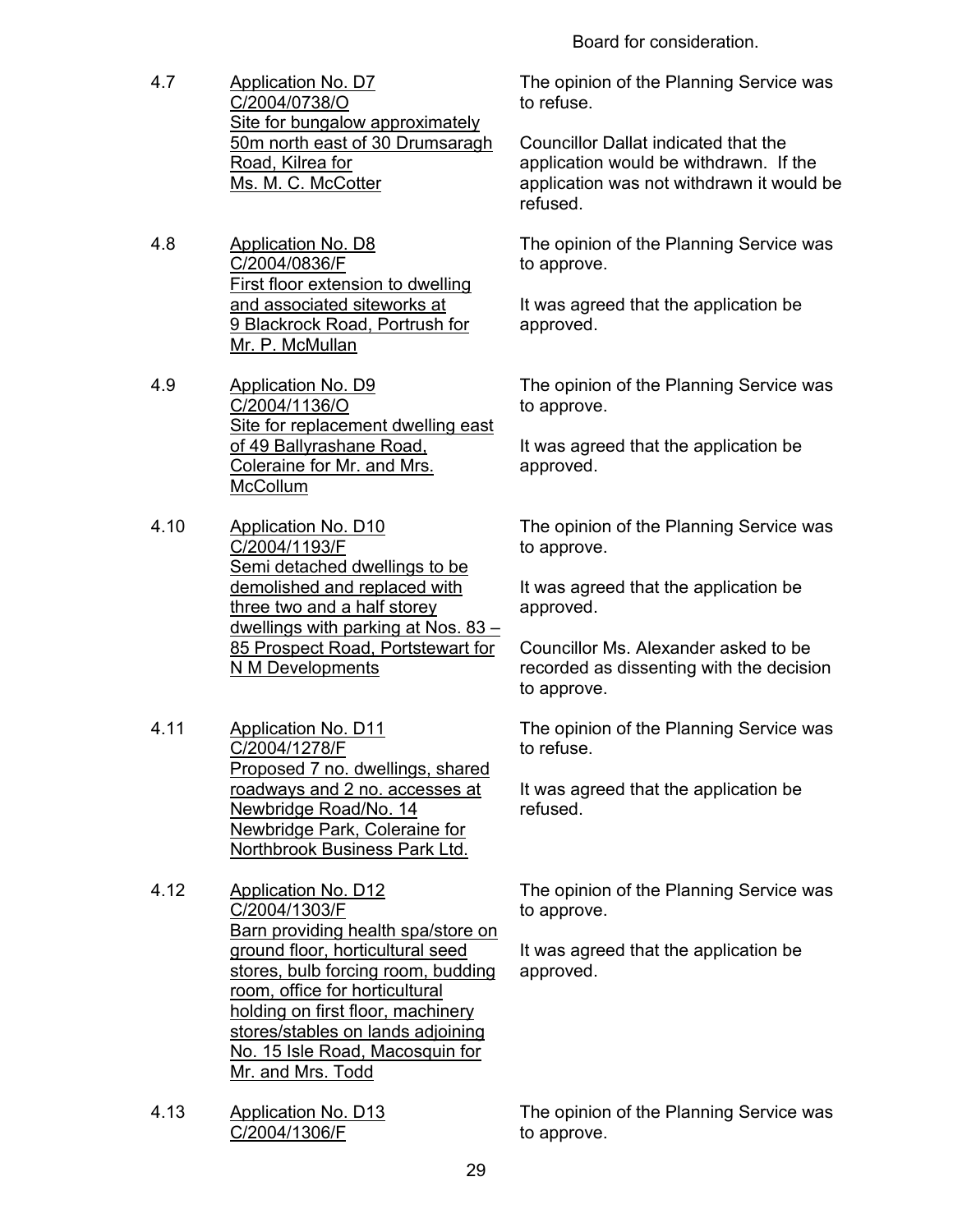Board for consideration.

4.7 Application No. D7
C/2004/0738/O
Site for bungalow approximately 50m north east of 30 Drumsaragh Road, Kilrea for Ms. M. C. McCotter

The opinion of the Planning Service was to refuse.

Councillor Dallat indicated that the application would be withdrawn. If the application was not withdrawn it would be refused.

4.8 Application No. D8
C/2004/0836/F
First floor extension to dwelling and associated siteworks at 9 Blackrock Road, Portrush for Mr. P. McMullan

The opinion of the Planning Service was to approve.

It was agreed that the application be approved.

4.9 Application No. D9
C/2004/1136/O
Site for replacement dwelling east of 49 Ballyrashane Road, Coleraine for Mr. and Mrs. McCollum

The opinion of the Planning Service was to approve.

It was agreed that the application be approved.

4.10 Application No. D10
C/2004/1193/F
Semi detached dwellings to be demolished and replaced with three two and a half storey dwellings with parking at Nos. 83 – 85 Prospect Road, Portstewart for N M Developments

The opinion of the Planning Service was to approve.

It was agreed that the application be approved.

Councillor Ms. Alexander asked to be recorded as dissenting with the decision to approve.

4.11 Application No. D11
C/2004/1278/F
Proposed 7 no. dwellings, shared roadways and 2 no. accesses at Newbridge Road/No. 14 Newbridge Park, Coleraine for Northbrook Business Park Ltd.

The opinion of the Planning Service was to refuse.

It was agreed that the application be refused.

4.12 Application No. D12
C/2004/1303/F
Barn providing health spa/store on ground floor, horticultural seed stores, bulb forcing room, budding room, office for horticultural holding on first floor, machinery stores/stables on lands adjoining No. 15 Isle Road, Macosquin for Mr. and Mrs. Todd

The opinion of the Planning Service was to approve.

It was agreed that the application be approved.

4.13 Application No. D13
C/2004/1306/F

The opinion of the Planning Service was to approve.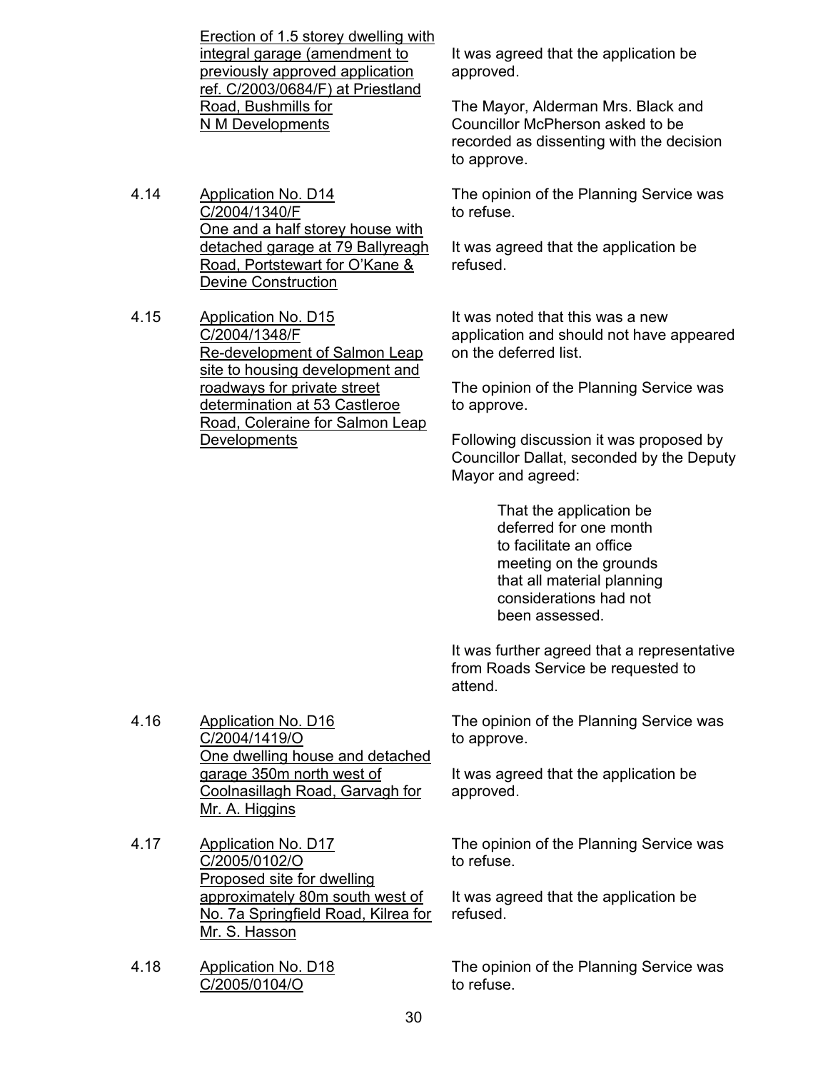| | | |
|---|---|---|
| | Erection of 1.5 storey dwelling with integral garage (amendment to previously approved application ref. C/2003/0684/F) at Priestland Road, Bushmills for N M Developments | It was agreed that the application be approved.<br><br>The Mayor, Alderman Mrs. Black and Councillor McPherson asked to be recorded as dissenting with the decision to approve. |
| 4.14 | Application No. D14<br>C/2004/1340/F<br>One and a half storey house with detached garage at 79 Ballyreagh Road, Portstewart for O'Kane & Devine Construction | The opinion of the Planning Service was to refuse.<br><br>It was agreed that the application be refused. |
| 4.15 | Application No. D15<br>C/2004/1348/F<br>Re-development of Salmon Leap site to housing development and roadways for private street determination at 53 Castleroe Road, Coleraine for Salmon Leap Developments | It was noted that this was a new application and should not have appeared on the deferred list.<br><br>The opinion of the Planning Service was to approve.<br><br>Following discussion it was proposed by Councillor Dallat, seconded by the Deputy Mayor and agreed:<br><br>That the application be deferred for one month to facilitate an office meeting on the grounds that all material planning considerations had not been assessed.<br><br>It was further agreed that a representative from Roads Service be requested to attend. |
| 4.16 | Application No. D16<br>C/2004/1419/O<br>One dwelling house and detached garage 350m north west of Coolnasillagh Road, Garvagh for Mr. A. Higgins | The opinion of the Planning Service was to approve.<br><br>It was agreed that the application be approved. |
| 4.17 | Application No. D17<br>C/2005/0102/O<br>Proposed site for dwelling approximately 80m south west of No. 7a Springfield Road, Kilrea for Mr. S. Hasson | The opinion of the Planning Service was to refuse.<br><br>It was agreed that the application be refused. |
| 4.18 | Application No. D18<br>C/2005/0104/O | The opinion of the Planning Service was to refuse. |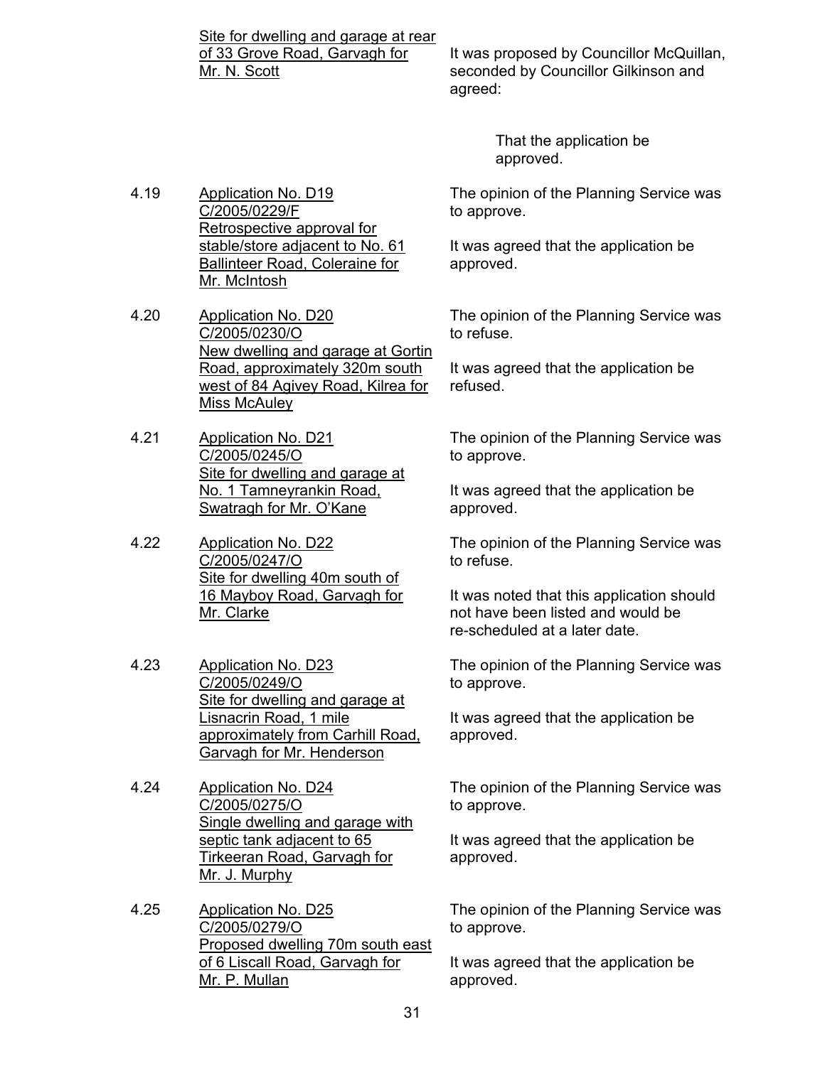Site for dwelling and garage at rear of 33 Grove Road, Garvagh for Mr. N. Scott

It was proposed by Councillor McQuillan, seconded by Councillor Gilkinson and agreed:

> That the application be approved.

4.19 Application No. D19 C/2005/0229/F Retrospective approval for stable/store adjacent to No. 61 Ballinteer Road, Coleraine for Mr. McIntosh

The opinion of the Planning Service was to approve.

It was agreed that the application be approved.

4.20 Application No. D20 C/2005/0230/O New dwelling and garage at Gortin Road, approximately 320m south west of 84 Agivey Road, Kilrea for Miss McAuley

The opinion of the Planning Service was to refuse.

It was agreed that the application be refused.

4.21 Application No. D21 C/2005/0245/O Site for dwelling and garage at No. 1 Tamneyrankin Road, Swatragh for Mr. O'Kane

The opinion of the Planning Service was to approve.

It was agreed that the application be approved.

4.22 Application No. D22 C/2005/0247/O Site for dwelling 40m south of 16 Mayboy Road, Garvagh for Mr. Clarke

The opinion of the Planning Service was to refuse.

It was noted that this application should not have been listed and would be re-scheduled at a later date.

4.23 Application No. D23 C/2005/0249/O Site for dwelling and garage at Lisnacrin Road, 1 mile approximately from Carhill Road, Garvagh for Mr. Henderson

The opinion of the Planning Service was to approve.

It was agreed that the application be approved.

4.24 Application No. D24 C/2005/0275/O Single dwelling and garage with septic tank adjacent to 65 Tirkeeran Road, Garvagh for Mr. J. Murphy

The opinion of the Planning Service was to approve.

It was agreed that the application be approved.

4.25 Application No. D25 C/2005/0279/O Proposed dwelling 70m south east of 6 Liscall Road, Garvagh for Mr. P. Mullan

The opinion of the Planning Service was to approve.

It was agreed that the application be approved.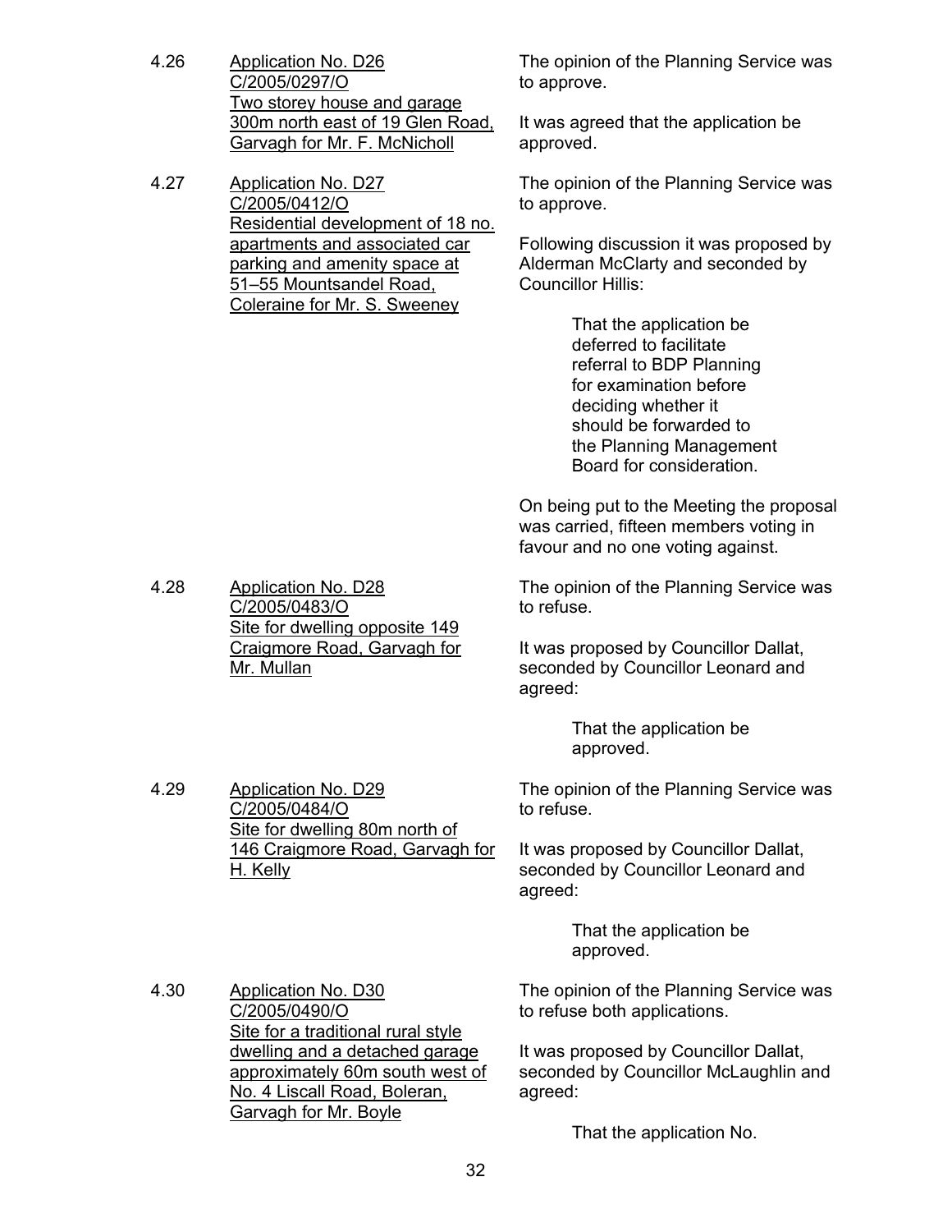4.26 Application No. D26
C/2005/0297/O
Two storey house and garage 300m north east of 19 Glen Road, Garvagh for Mr. F. McNicholl

The opinion of the Planning Service was to approve.

It was agreed that the application be approved.

4.27 Application No. D27
C/2005/0412/O
Residential development of 18 no. apartments and associated car parking and amenity space at 51–55 Mountsandel Road, Coleraine for Mr. S. Sweeney

The opinion of the Planning Service was to approve.

Following discussion it was proposed by Alderman McClarty and seconded by Councillor Hillis:

> That the application be deferred to facilitate referral to BDP Planning for examination before deciding whether it should be forwarded to the Planning Management Board for consideration.

On being put to the Meeting the proposal was carried, fifteen members voting in favour and no one voting against.

4.28 Application No. D28
C/2005/0483/O
Site for dwelling opposite 149 Craigmore Road, Garvagh for Mr. Mullan

The opinion of the Planning Service was to refuse.

It was proposed by Councillor Dallat, seconded by Councillor Leonard and agreed:

> That the application be approved.

4.29 Application No. D29
C/2005/0484/O
Site for dwelling 80m north of 146 Craigmore Road, Garvagh for H. Kelly

The opinion of the Planning Service was to refuse.

It was proposed by Councillor Dallat, seconded by Councillor Leonard and agreed:

> That the application be approved.

4.30 Application No. D30
C/2005/0490/O
Site for a traditional rural style dwelling and a detached garage approximately 60m south west of No. 4 Liscall Road, Boleran, Garvagh for Mr. Boyle

The opinion of the Planning Service was to refuse both applications.

It was proposed by Councillor Dallat, seconded by Councillor McLaughlin and agreed:

> That the application No.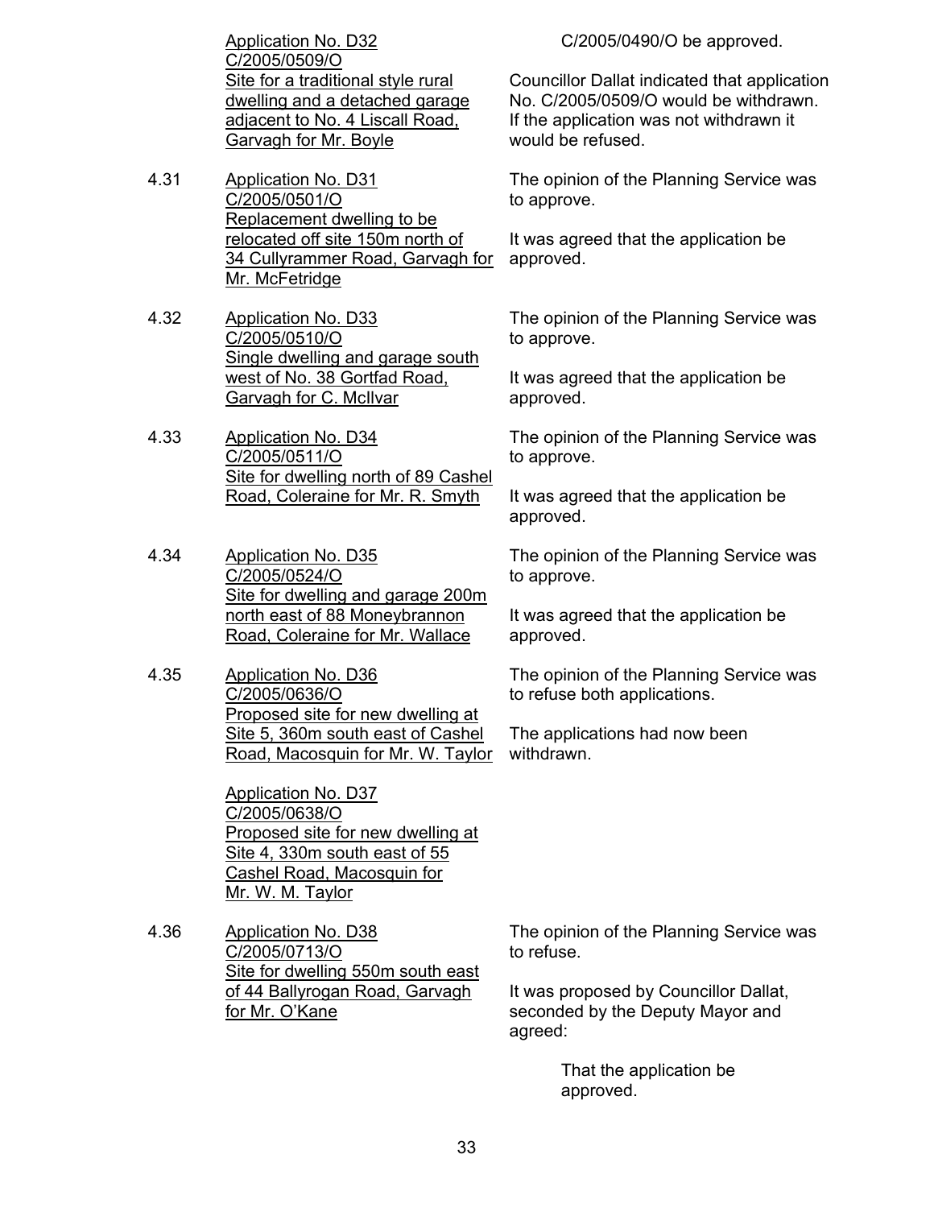Application No. D32
C/2005/0509/O
Site for a traditional style rural dwelling and a detached garage adjacent to No. 4 Liscall Road, Garvagh for Mr. Boyle

C/2005/0490/O be approved.

Councillor Dallat indicated that application No. C/2005/0509/O would be withdrawn. If the application was not withdrawn it would be refused.

4.31 Application No. D31
C/2005/0501/O
Replacement dwelling to be relocated off site 150m north of 34 Cullyrammer Road, Garvagh for Mr. McFetridge

The opinion of the Planning Service was to approve.

It was agreed that the application be approved.

4.32 Application No. D33
C/2005/0510/O
Single dwelling and garage south west of No. 38 Gortfad Road, Garvagh for C. McIlvar

The opinion of the Planning Service was to approve.

It was agreed that the application be approved.

4.33 Application No. D34
C/2005/0511/O
Site for dwelling north of 89 Cashel Road, Coleraine for Mr. R. Smyth

The opinion of the Planning Service was to approve.

It was agreed that the application be approved.

4.34 Application No. D35
C/2005/0524/O
Site for dwelling and garage 200m north east of 88 Moneybrannon Road, Coleraine for Mr. Wallace

The opinion of the Planning Service was to approve.

It was agreed that the application be approved.

4.35 Application No. D36
C/2005/0636/O
Proposed site for new dwelling at Site 5, 360m south east of Cashel Road, Macosquin for Mr. W. Taylor

Application No. D37
C/2005/0638/O
Proposed site for new dwelling at Site 4, 330m south east of 55 Cashel Road, Macosquin for Mr. W. M. Taylor

The opinion of the Planning Service was to refuse both applications.

The applications had now been withdrawn.

4.36 Application No. D38
C/2005/0713/O
Site for dwelling 550m south east of 44 Ballyrogan Road, Garvagh for Mr. O'Kane

The opinion of the Planning Service was to refuse.

It was proposed by Councillor Dallat, seconded by the Deputy Mayor and agreed:

> That the application be approved.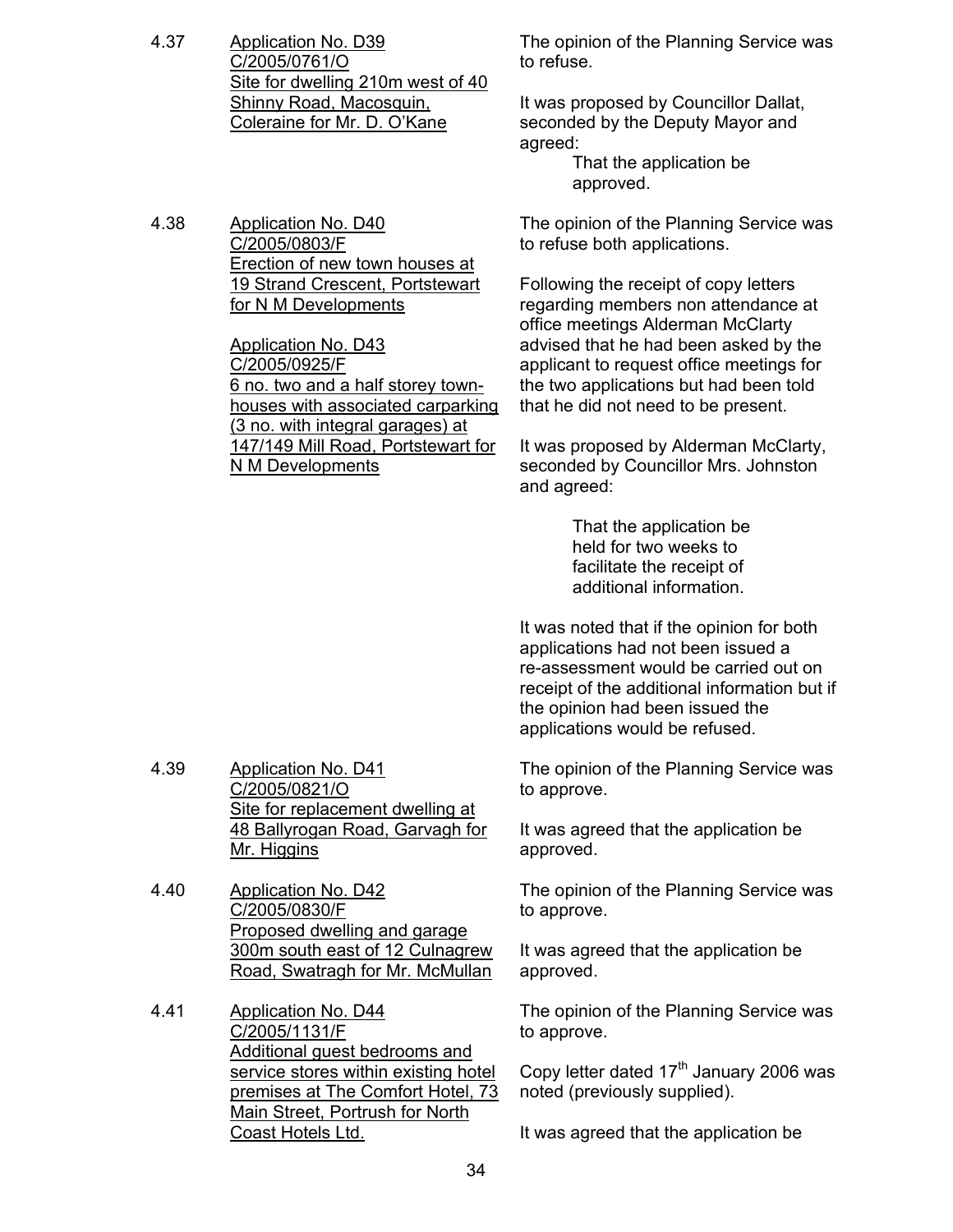4.37 Application No. D39
C/2005/0761/O
Site for dwelling 210m west of 40 Shinny Road, Macosquin, Coleraine for Mr. D. O'Kane

The opinion of the Planning Service was to refuse.

It was proposed by Councillor Dallat, seconded by the Deputy Mayor and agreed:

That the application be approved.

4.38 Application No. D40
C/2005/0803/F
Erection of new town houses at 19 Strand Crescent, Portstewart for N M Developments

Application No. D43
C/2005/0925/F
6 no. two and a half storey town-houses with associated carparking (3 no. with integral garages) at 147/149 Mill Road, Portstewart for N M Developments

The opinion of the Planning Service was to refuse both applications.

Following the receipt of copy letters regarding members non attendance at office meetings Alderman McClarty advised that he had been asked by the applicant to request office meetings for the two applications but had been told that he did not need to be present.

It was proposed by Alderman McClarty, seconded by Councillor Mrs. Johnston and agreed:

That the application be held for two weeks to facilitate the receipt of additional information.

It was noted that if the opinion for both applications had not been issued a re-assessment would be carried out on receipt of the additional information but if the opinion had been issued the applications would be refused.

4.39 Application No. D41
C/2005/0821/O
Site for replacement dwelling at 48 Ballyrogan Road, Garvagh for Mr. Higgins

The opinion of the Planning Service was to approve.

It was agreed that the application be approved.

4.40 Application No. D42
C/2005/0830/F
Proposed dwelling and garage 300m south east of 12 Culnagrew Road, Swatragh for Mr. McMullan

The opinion of the Planning Service was to approve.

It was agreed that the application be approved.

4.41 Application No. D44
C/2005/1131/F
Additional guest bedrooms and service stores within existing hotel premises at The Comfort Hotel, 73 Main Street, Portrush for North Coast Hotels Ltd.

The opinion of the Planning Service was to approve.

Copy letter dated 17th January 2006 was noted (previously supplied).

It was agreed that the application be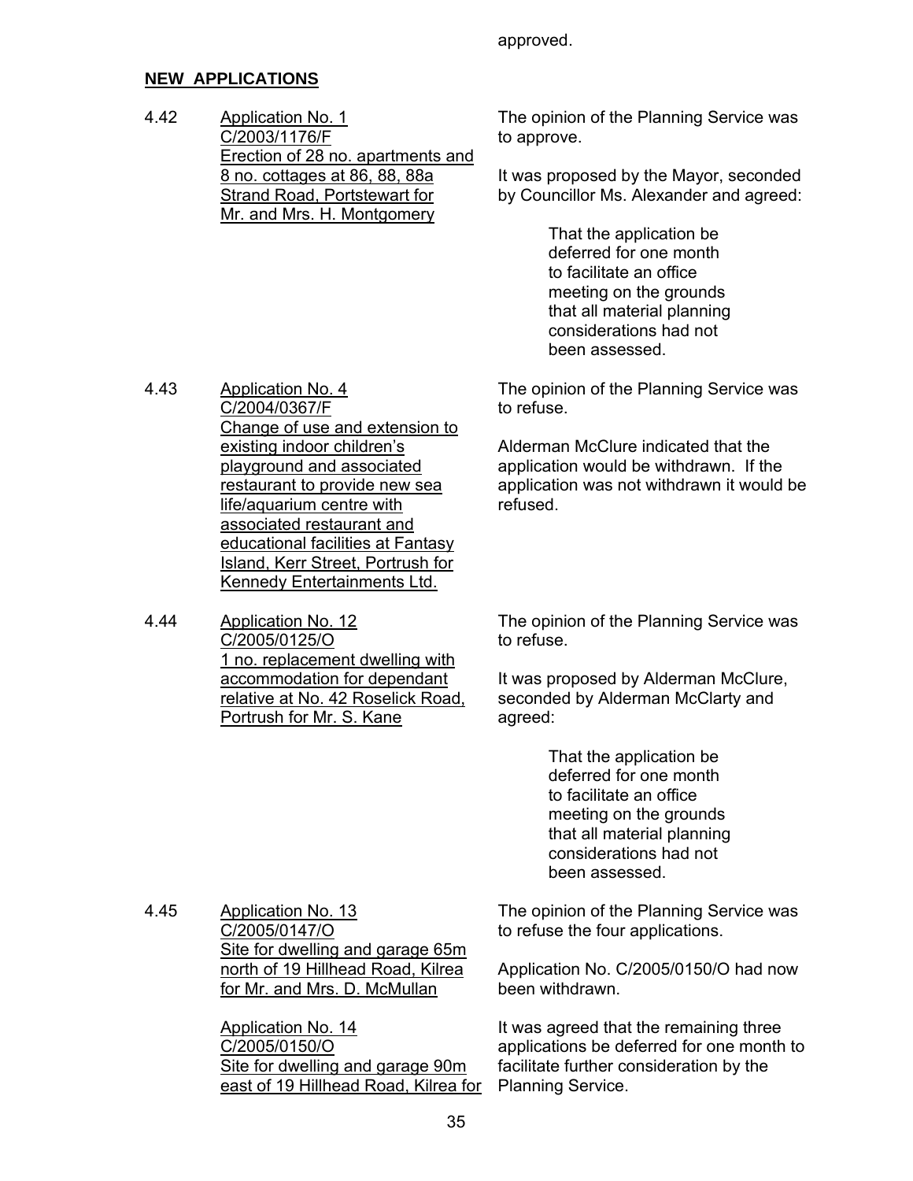approved.

**NEW APPLICATIONS**

4.42 Application No. 1
C/2003/1176/F
Erection of 28 no. apartments and 8 no. cottages at 86, 88, 88a Strand Road, Portstewart for Mr. and Mrs. H. Montgomery

The opinion of the Planning Service was to approve.

It was proposed by the Mayor, seconded by Councillor Ms. Alexander and agreed:

> That the application be deferred for one month to facilitate an office meeting on the grounds that all material planning considerations had not been assessed.

4.43 Application No. 4
C/2004/0367/F
Change of use and extension to existing indoor children's playground and associated restaurant to provide new sea life/aquarium centre with associated restaurant and educational facilities at Fantasy Island, Kerr Street, Portrush for Kennedy Entertainments Ltd.

The opinion of the Planning Service was to refuse.

Alderman McClure indicated that the application would be withdrawn. If the application was not withdrawn it would be refused.

4.44 Application No. 12
C/2005/0125/O
1 no. replacement dwelling with accommodation for dependant relative at No. 42 Roselick Road, Portrush for Mr. S. Kane

The opinion of the Planning Service was to refuse.

It was proposed by Alderman McClure, seconded by Alderman McClarty and agreed:

> That the application be deferred for one month to facilitate an office meeting on the grounds that all material planning considerations had not been assessed.

4.45 Application No. 13
C/2005/0147/O
Site for dwelling and garage 65m north of 19 Hillhead Road, Kilrea for Mr. and Mrs. D. McMullan

Application No. 14
C/2005/0150/O
Site for dwelling and garage 90m east of 19 Hillhead Road, Kilrea for

The opinion of the Planning Service was to refuse the four applications.

Application No. C/2005/0150/O had now been withdrawn.

It was agreed that the remaining three applications be deferred for one month to facilitate further consideration by the Planning Service.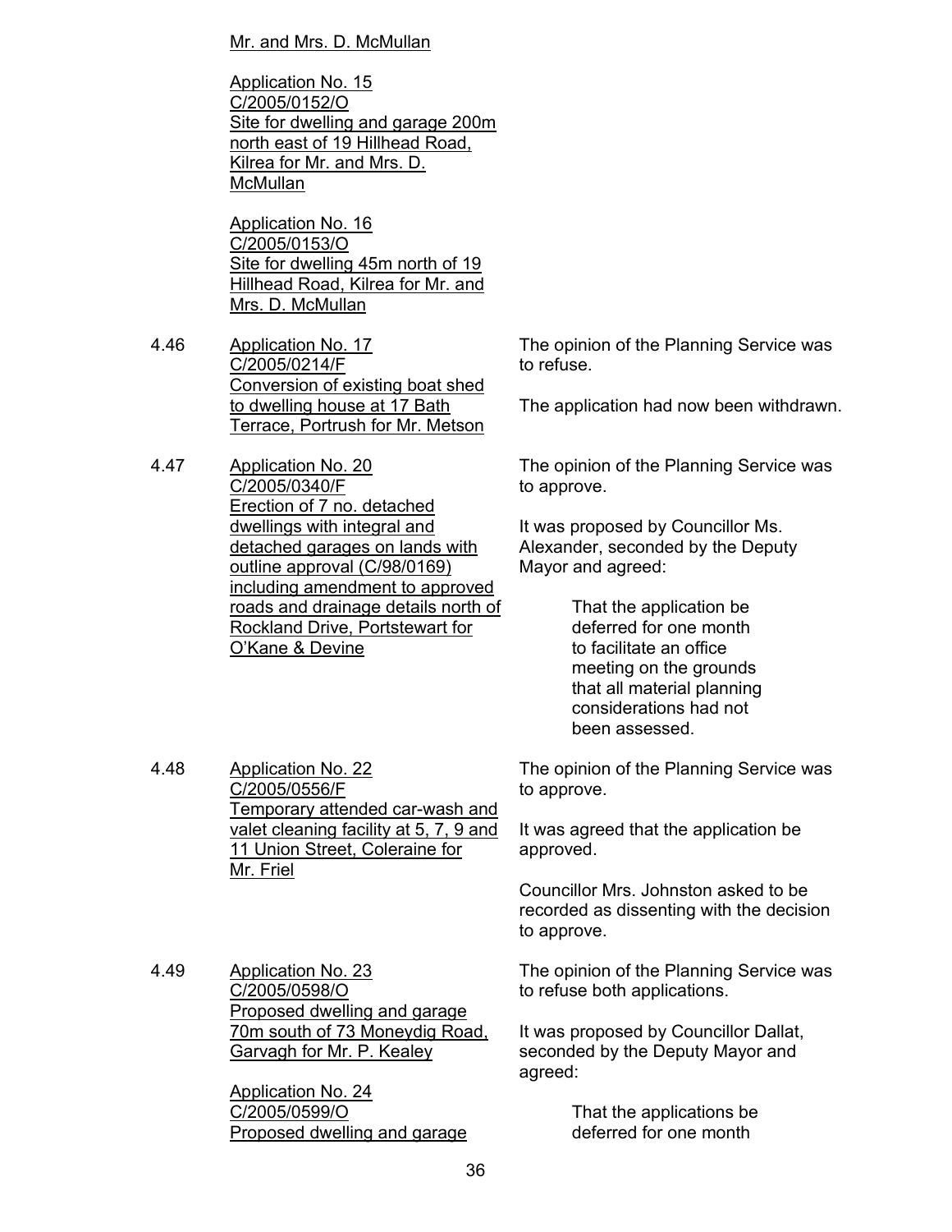Mr. and Mrs. D. McMullan

Application No. 15
C/2005/0152/O
Site for dwelling and garage 200m north east of 19 Hillhead Road, Kilrea for Mr. and Mrs. D. McMullan

Application No. 16
C/2005/0153/O
Site for dwelling 45m north of 19 Hillhead Road, Kilrea for Mr. and Mrs. D. McMullan

4.46 Application No. 17
C/2005/0214/F
Conversion of existing boat shed to dwelling house at 17 Bath Terrace, Portrush for Mr. Metson

The opinion of the Planning Service was to refuse.

The application had now been withdrawn.

4.47 Application No. 20
C/2005/0340/F
Erection of 7 no. detached dwellings with integral and detached garages on lands with outline approval (C/98/0169) including amendment to approved roads and drainage details north of Rockland Drive, Portstewart for O'Kane & Devine

The opinion of the Planning Service was to approve.

It was proposed by Councillor Ms. Alexander, seconded by the Deputy Mayor and agreed:

> That the application be deferred for one month to facilitate an office meeting on the grounds that all material planning considerations had not been assessed.

4.48 Application No. 22
C/2005/0556/F
Temporary attended car-wash and valet cleaning facility at 5, 7, 9 and 11 Union Street, Coleraine for Mr. Friel

The opinion of the Planning Service was to approve.

It was agreed that the application be approved.

Councillor Mrs. Johnston asked to be recorded as dissenting with the decision to approve.

4.49 Application No. 23
C/2005/0598/O
Proposed dwelling and garage 70m south of 73 Moneydig Road, Garvagh for Mr. P. Kealey

Application No. 24
C/2005/0599/O
Proposed dwelling and garage

The opinion of the Planning Service was to refuse both applications.

It was proposed by Councillor Dallat, seconded by the Deputy Mayor and agreed:

> That the applications be deferred for one month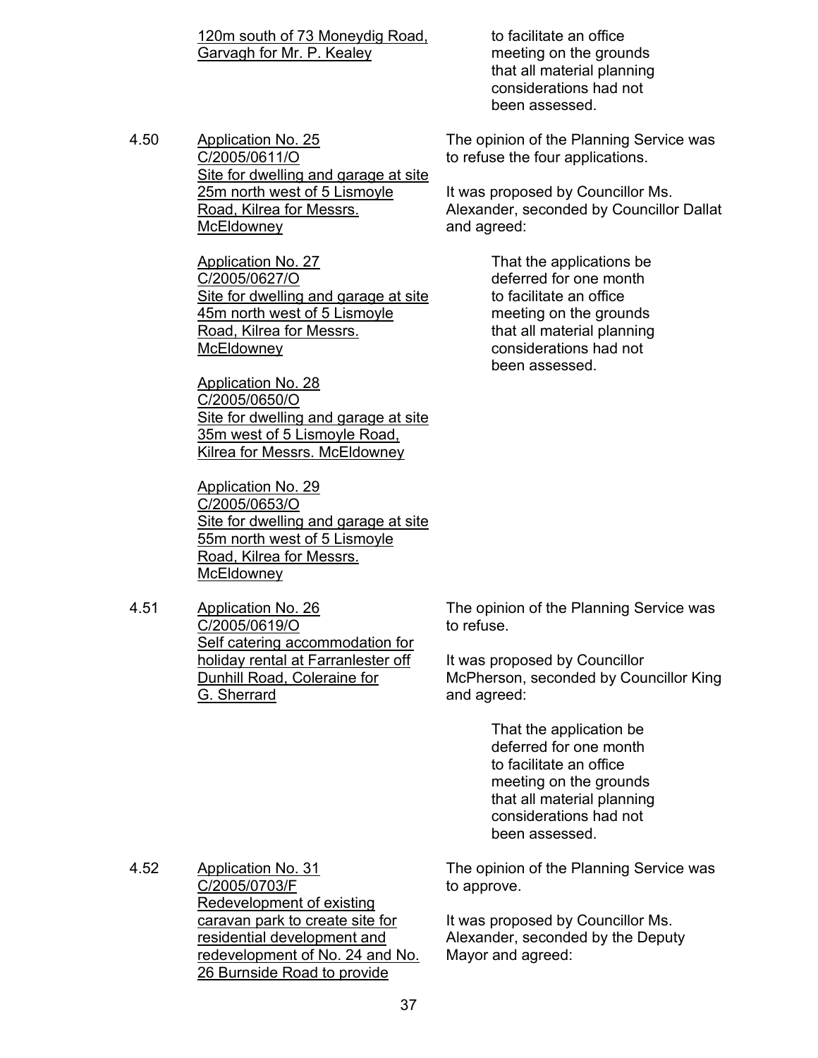120m south of 73 Moneydig Road, Garvagh for Mr. P. Kealey

to facilitate an office meeting on the grounds that all material planning considerations had not been assessed.

4.50 Application No. 25 C/2005/0611/O Site for dwelling and garage at site 25m north west of 5 Lismoyle Road, Kilrea for Messrs. McEldowney

Application No. 27 C/2005/0627/O Site for dwelling and garage at site 45m north west of 5 Lismoyle Road, Kilrea for Messrs. McEldowney

Application No. 28 C/2005/0650/O Site for dwelling and garage at site 35m west of 5 Lismoyle Road, Kilrea for Messrs. McEldowney

Application No. 29 C/2005/0653/O Site for dwelling and garage at site 55m north west of 5 Lismoyle Road, Kilrea for Messrs. McEldowney

The opinion of the Planning Service was to refuse the four applications.

It was proposed by Councillor Ms. Alexander, seconded by Councillor Dallat and agreed:

> That the applications be deferred for one month to facilitate an office meeting on the grounds that all material planning considerations had not been assessed.

4.51 Application No. 26 C/2005/0619/O Self catering accommodation for holiday rental at Farranlester off Dunhill Road, Coleraine for G. Sherrard

The opinion of the Planning Service was to refuse.

It was proposed by Councillor McPherson, seconded by Councillor King and agreed:

> That the application be deferred for one month to facilitate an office meeting on the grounds that all material planning considerations had not been assessed.

4.52 Application No. 31 C/2005/0703/F Redevelopment of existing caravan park to create site for residential development and redevelopment of No. 24 and No. 26 Burnside Road to provide

The opinion of the Planning Service was to approve.

It was proposed by Councillor Ms. Alexander, seconded by the Deputy Mayor and agreed: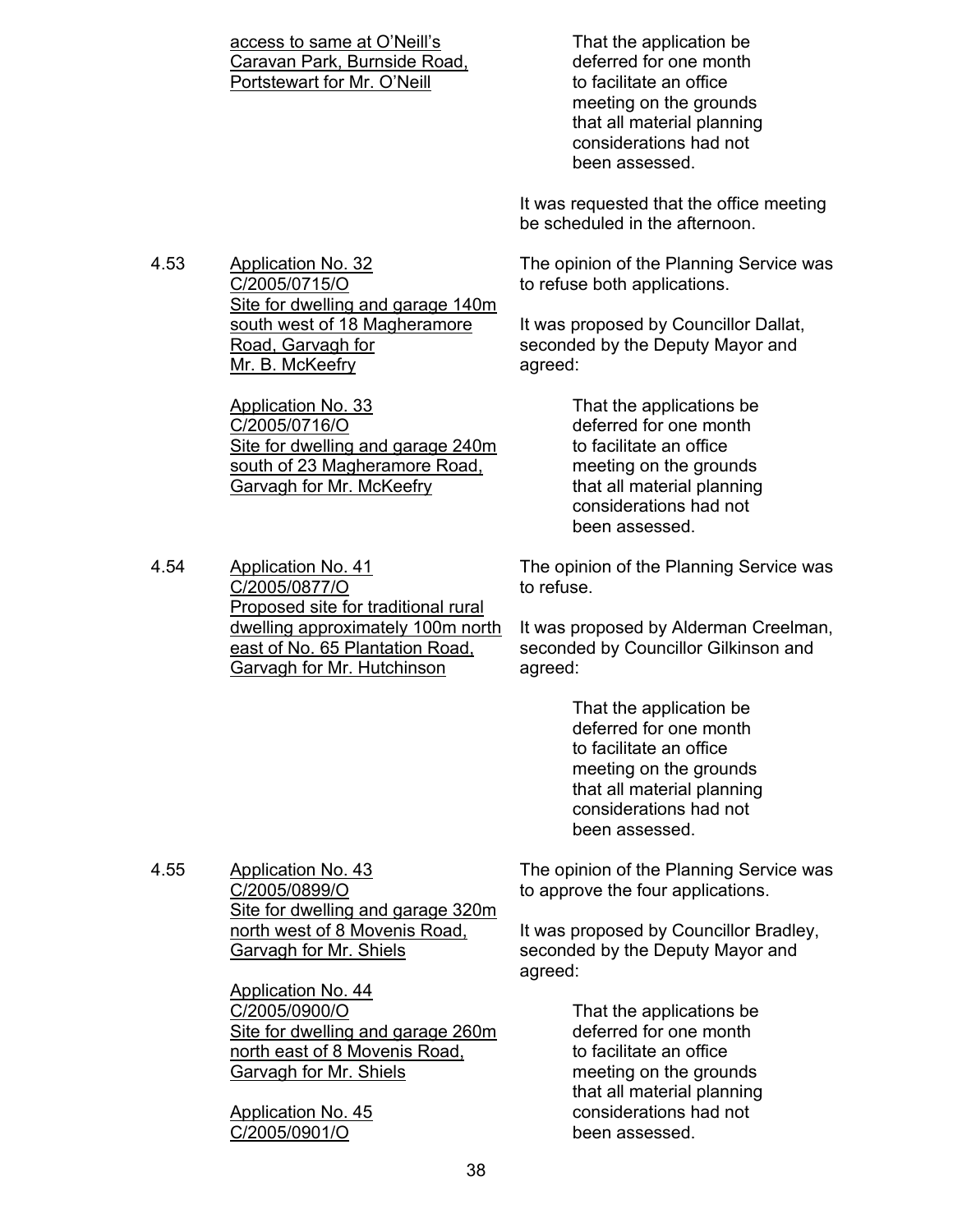<u>access to same at O'Neill's Caravan Park, Burnside Road, Portstewart for Mr. O'Neill</u>

> That the application be deferred for one month to facilitate an office meeting on the grounds that all material planning considerations had not been assessed.

It was requested that the office meeting be scheduled in the afternoon.

4.53 <u>Application No. 32</u>
<u>C/2005/0715/O</u>
<u>Site for dwelling and garage 140m south west of 18 Magheramore Road, Garvagh for Mr. B. McKeefry</u>

<u>Application No. 33</u>
<u>C/2005/0716/O</u>
<u>Site for dwelling and garage 240m south of 23 Magheramore Road, Garvagh for Mr. McKeefry</u>

The opinion of the Planning Service was to refuse both applications.

It was proposed by Councillor Dallat, seconded by the Deputy Mayor and agreed:

> That the applications be deferred for one month to facilitate an office meeting on the grounds that all material planning considerations had not been assessed.

4.54 <u>Application No. 41</u>
<u>C/2005/0877/O</u>
<u>Proposed site for traditional rural dwelling approximately 100m north east of No. 65 Plantation Road, Garvagh for Mr. Hutchinson</u>

The opinion of the Planning Service was to refuse.

It was proposed by Alderman Creelman, seconded by Councillor Gilkinson and agreed:

> That the application be deferred for one month to facilitate an office meeting on the grounds that all material planning considerations had not been assessed.

4.55 <u>Application No. 43</u>
<u>C/2005/0899/O</u>
<u>Site for dwelling and garage 320m north west of 8 Movenis Road, Garvagh for Mr. Shiels</u>

<u>Application No. 44</u>
<u>C/2005/0900/O</u>
<u>Site for dwelling and garage 260m north east of 8 Movenis Road, Garvagh for Mr. Shiels</u>

<u>Application No. 45</u>
<u>C/2005/0901/O</u>

The opinion of the Planning Service was to approve the four applications.

It was proposed by Councillor Bradley, seconded by the Deputy Mayor and agreed:

> That the applications be deferred for one month to facilitate an office meeting on the grounds that all material planning considerations had not been assessed.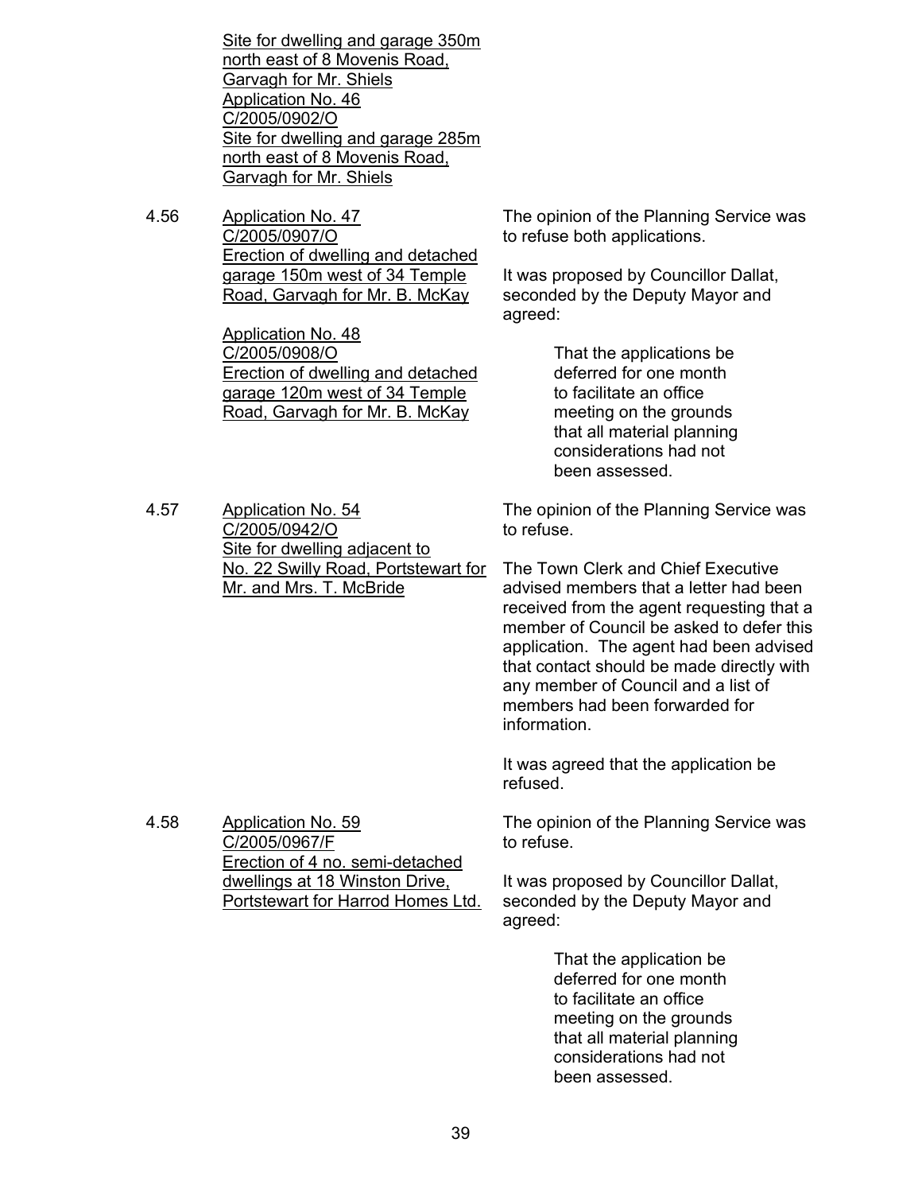<u>Site for dwelling and garage 350m north east of 8 Movenis Road, Garvagh for Mr. Shiels</u>
<u>Application No. 46</u>
<u>C/2005/0902/O</u>
<u>Site for dwelling and garage 285m north east of 8 Movenis Road, Garvagh for Mr. Shiels</u>

4.56 <u>Application No. 47</u>
<u>C/2005/0907/O</u>
<u>Erection of dwelling and detached garage 150m west of 34 Temple Road, Garvagh for Mr. B. McKay</u>

<u>Application No. 48</u>
<u>C/2005/0908/O</u>
<u>Erection of dwelling and detached garage 120m west of 34 Temple Road, Garvagh for Mr. B. McKay</u>

The opinion of the Planning Service was to refuse both applications.

It was proposed by Councillor Dallat, seconded by the Deputy Mayor and agreed:

> That the applications be deferred for one month to facilitate an office meeting on the grounds that all material planning considerations had not been assessed.

4.57 <u>Application No. 54</u>
<u>C/2005/0942/O</u>
<u>Site for dwelling adjacent to No. 22 Swilly Road, Portstewart for Mr. and Mrs. T. McBride</u>

The opinion of the Planning Service was to refuse.

The Town Clerk and Chief Executive advised members that a letter had been received from the agent requesting that a member of Council be asked to defer this application. The agent had been advised that contact should be made directly with any member of Council and a list of members had been forwarded for information.

It was agreed that the application be refused.

4.58 <u>Application No. 59</u>
<u>C/2005/0967/F</u>
<u>Erection of 4 no. semi-detached dwellings at 18 Winston Drive, Portstewart for Harrod Homes Ltd.</u>

The opinion of the Planning Service was to refuse.

It was proposed by Councillor Dallat, seconded by the Deputy Mayor and agreed:

> That the application be deferred for one month to facilitate an office meeting on the grounds that all material planning considerations had not been assessed.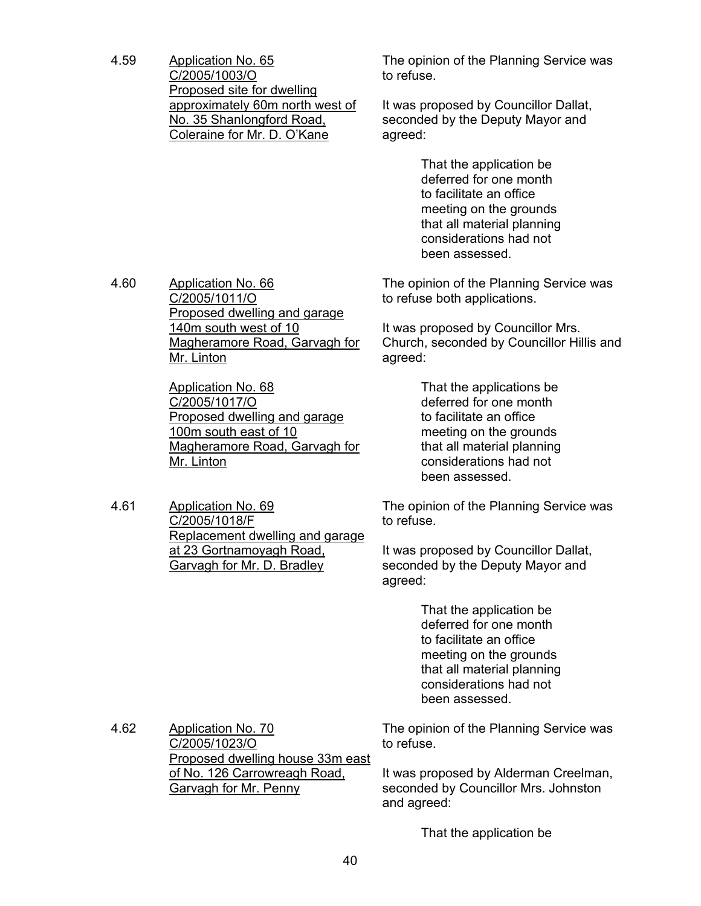4.59 Application No. 65
C/2005/1003/O
Proposed site for dwelling approximately 60m north west of No. 35 Shanlongford Road, Coleraine for Mr. D. O'Kane

The opinion of the Planning Service was to refuse.

It was proposed by Councillor Dallat, seconded by the Deputy Mayor and agreed:

> That the application be deferred for one month to facilitate an office meeting on the grounds that all material planning considerations had not been assessed.

4.60 Application No. 66
C/2005/1011/O
Proposed dwelling and garage 140m south west of 10 Magheramore Road, Garvagh for Mr. Linton

Application No. 68
C/2005/1017/O
Proposed dwelling and garage 100m south east of 10 Magheramore Road, Garvagh for Mr. Linton

The opinion of the Planning Service was to refuse both applications.

It was proposed by Councillor Mrs. Church, seconded by Councillor Hillis and agreed:

> That the applications be deferred for one month to facilitate an office meeting on the grounds that all material planning considerations had not been assessed.

4.61 Application No. 69
C/2005/1018/F
Replacement dwelling and garage at 23 Gortnamoyagh Road, Garvagh for Mr. D. Bradley

The opinion of the Planning Service was to refuse.

It was proposed by Councillor Dallat, seconded by the Deputy Mayor and agreed:

> That the application be deferred for one month to facilitate an office meeting on the grounds that all material planning considerations had not been assessed.

4.62 Application No. 70
C/2005/1023/O
Proposed dwelling house 33m east of No. 126 Carrowreagh Road, Garvagh for Mr. Penny

The opinion of the Planning Service was to refuse.

It was proposed by Alderman Creelman, seconded by Councillor Mrs. Johnston and agreed:

> That the application be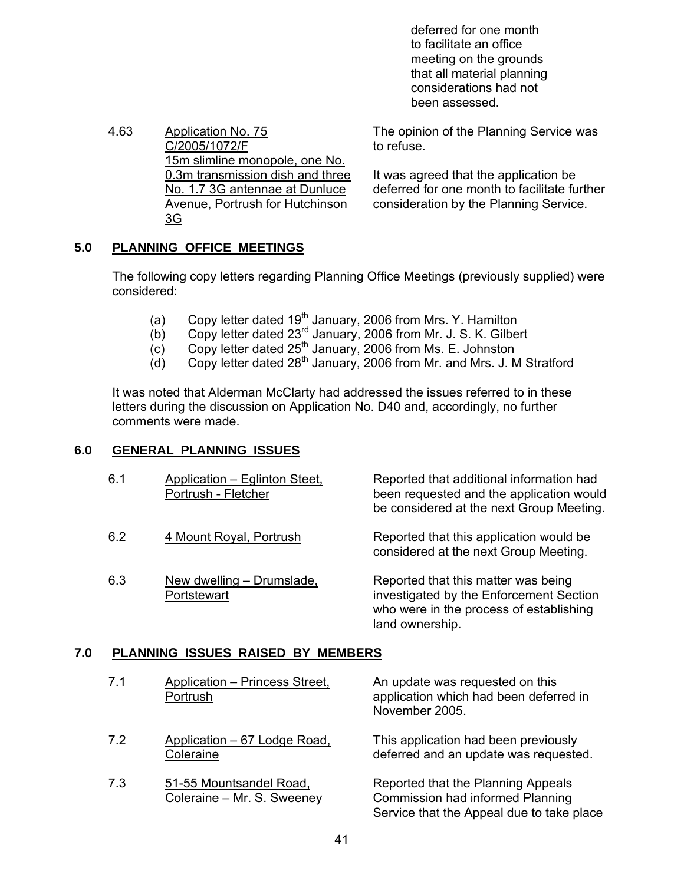deferred for one month to facilitate an office meeting on the grounds that all material planning considerations had not been assessed.

| | | |
|---|---|---|
| 4.63 | Application No. 75<br>C/2005/1072/F<br>15m slimline monopole, one No. 0.3m transmission dish and three No. 1.7 3G antennae at Dunluce Avenue, Portrush for Hutchinson 3G | The opinion of the Planning Service was to refuse.<br><br>It was agreed that the application be deferred for one month to facilitate further consideration by the Planning Service. |

## 5.0 PLANNING OFFICE MEETINGS

The following copy letters regarding Planning Office Meetings (previously supplied) were considered:

- (a) Copy letter dated 19th January, 2006 from Mrs. Y. Hamilton
- (b) Copy letter dated 23rd January, 2006 from Mr. J. S. K. Gilbert
- (c) Copy letter dated 25th January, 2006 from Ms. E. Johnston
- (d) Copy letter dated 28th January, 2006 from Mr. and Mrs. J. M Stratford

It was noted that Alderman McClarty had addressed the issues referred to in these letters during the discussion on Application No. D40 and, accordingly, no further comments were made.

## 6.0 GENERAL PLANNING ISSUES

| | | |
|---|---|---|
| 6.1 | Application – Eglinton Steet, Portrush - Fletcher | Reported that additional information had been requested and the application would be considered at the next Group Meeting. |
| 6.2 | 4 Mount Royal, Portrush | Reported that this application would be considered at the next Group Meeting. |
| 6.3 | New dwelling – Drumslade, Portstewart | Reported that this matter was being investigated by the Enforcement Section who were in the process of establishing land ownership. |

## 7.0 PLANNING ISSUES RAISED BY MEMBERS

| | | |
|---|---|---|
| 7.1 | Application – Princess Street, Portrush | An update was requested on this application which had been deferred in November 2005. |
| 7.2 | Application – 67 Lodge Road, Coleraine | This application had been previously deferred and an update was requested. |
| 7.3 | 51-55 Mountsandel Road, Coleraine – Mr. S. Sweeney | Reported that the Planning Appeals Commission had informed Planning Service that the Appeal due to take place |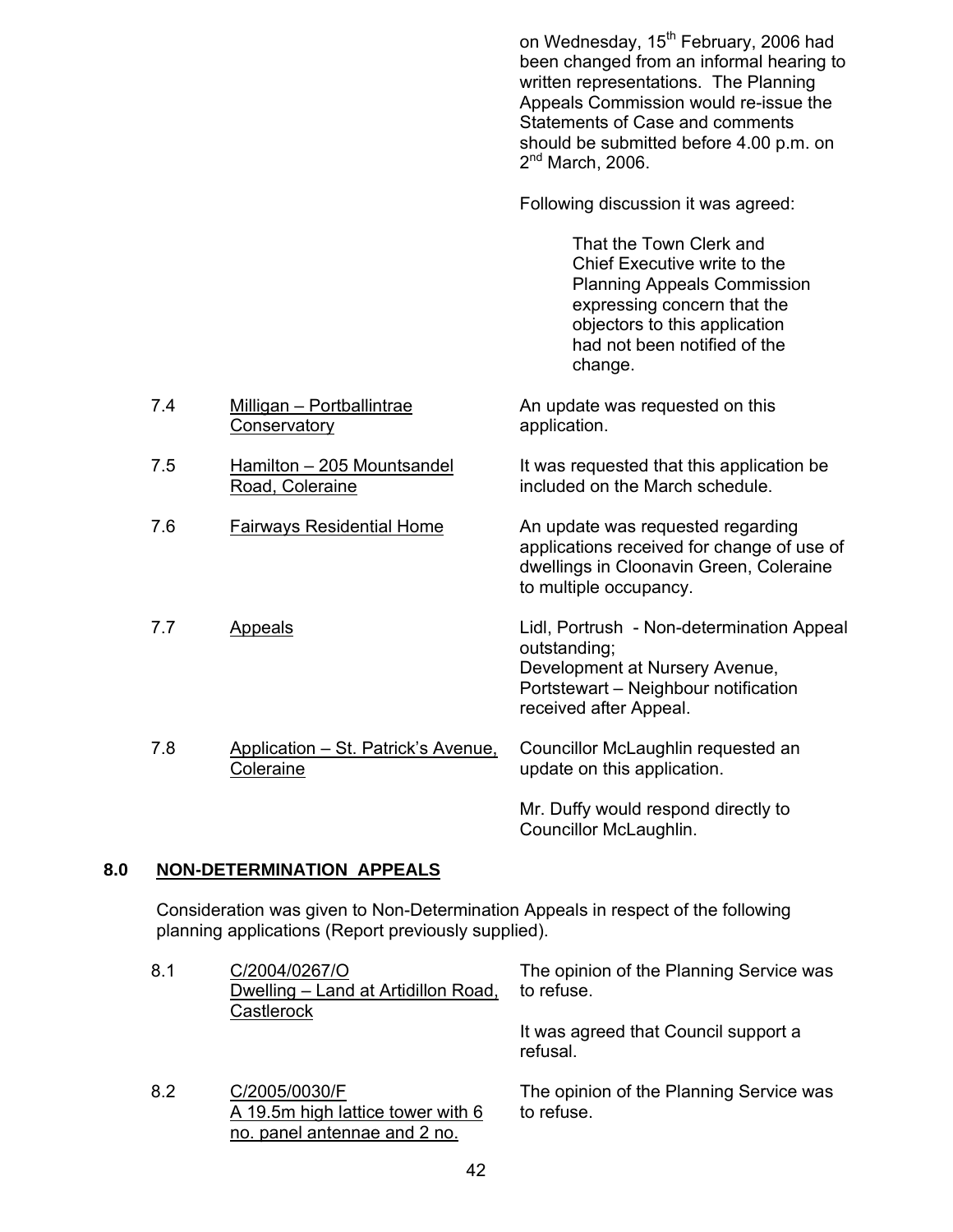on Wednesday, 15th February, 2006 had been changed from an informal hearing to written representations. The Planning Appeals Commission would re-issue the Statements of Case and comments should be submitted before 4.00 p.m. on 2nd March, 2006.

Following discussion it was agreed:

> That the Town Clerk and Chief Executive write to the Planning Appeals Commission expressing concern that the objectors to this application had not been notified of the change.

| | | |
|---|---|---|
| 7.4 | Milligan – Portballintrae Conservatory | An update was requested on this application. |
| 7.5 | Hamilton – 205 Mountsandel Road, Coleraine | It was requested that this application be included on the March schedule. |
| 7.6 | Fairways Residential Home | An update was requested regarding applications received for change of use of dwellings in Cloonavin Green, Coleraine to multiple occupancy. |
| 7.7 | Appeals | Lidl, Portrush - Non-determination Appeal outstanding; Development at Nursery Avenue, Portstewart – Neighbour notification received after Appeal. |
| 7.8 | Application – St. Patrick's Avenue, Coleraine | Councillor McLaughlin requested an update on this application. Mr. Duffy would respond directly to Councillor McLaughlin. |

## 8.0 NON-DETERMINATION APPEALS

Consideration was given to Non-Determination Appeals in respect of the following planning applications (Report previously supplied).

| | | |
|---|---|---|
| 8.1 | C/2004/0267/O Dwelling – Land at Artidillon Road, Castlerock | The opinion of the Planning Service was to refuse. It was agreed that Council support a refusal. |
| 8.2 | C/2005/0030/F A 19.5m high lattice tower with 6 no. panel antennae and 2 no. | The opinion of the Planning Service was to refuse. |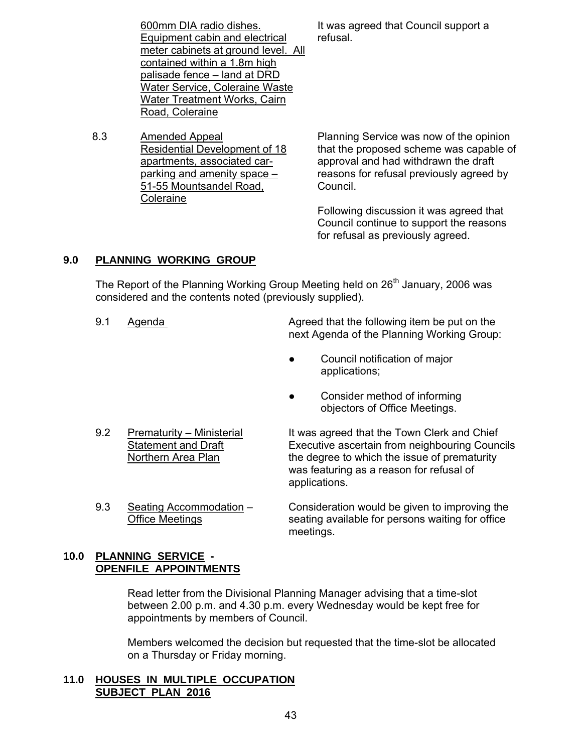| | | |
|---|---|---|
| | 600mm DIA radio dishes. Equipment cabin and electrical meter cabinets at ground level. All contained within a 1.8m high palisade fence – land at DRD Water Service, Coleraine Waste Water Treatment Works, Cairn Road, Coleraine | It was agreed that Council support a refusal. |
| 8.3 | Amended Appeal Residential Development of 18 apartments, associated car-parking and amenity space – 51-55 Mountsandel Road, Coleraine | Planning Service was now of the opinion that the proposed scheme was capable of approval and had withdrawn the draft reasons for refusal previously agreed by Council.<br><br>Following discussion it was agreed that Council continue to support the reasons for refusal as previously agreed. |

## 9.0 PLANNING WORKING GROUP

The Report of the Planning Working Group Meeting held on 26th January, 2006 was considered and the contents noted (previously supplied).

| | | |
|---|---|---|
| 9.1 | Agenda | Agreed that the following item be put on the next Agenda of the Planning Working Group:<br><br>● Council notification of major applications;<br><br>● Consider method of informing objectors of Office Meetings. |
| 9.2 | Prematurity – Ministerial Statement and Draft Northern Area Plan | It was agreed that the Town Clerk and Chief Executive ascertain from neighbouring Councils the degree to which the issue of prematurity was featuring as a reason for refusal of applications. |
| 9.3 | Seating Accommodation – Office Meetings | Consideration would be given to improving the seating available for persons waiting for office meetings. |

## 10.0 PLANNING SERVICE - OPENFILE APPOINTMENTS

Read letter from the Divisional Planning Manager advising that a time-slot between 2.00 p.m. and 4.30 p.m. every Wednesday would be kept free for appointments by members of Council.

Members welcomed the decision but requested that the time-slot be allocated on a Thursday or Friday morning.

## 11.0 HOUSES IN MULTIPLE OCCUPATION SUBJECT PLAN 2016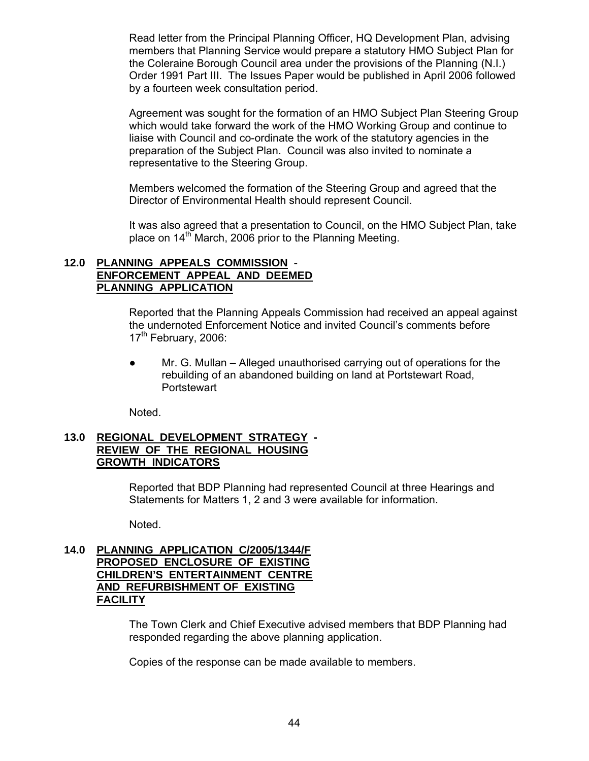Read letter from the Principal Planning Officer, HQ Development Plan, advising members that Planning Service would prepare a statutory HMO Subject Plan for the Coleraine Borough Council area under the provisions of the Planning (N.I.) Order 1991 Part III. The Issues Paper would be published in April 2006 followed by a fourteen week consultation period.

Agreement was sought for the formation of an HMO Subject Plan Steering Group which would take forward the work of the HMO Working Group and continue to liaise with Council and co-ordinate the work of the statutory agencies in the preparation of the Subject Plan. Council was also invited to nominate a representative to the Steering Group.

Members welcomed the formation of the Steering Group and agreed that the Director of Environmental Health should represent Council.

It was also agreed that a presentation to Council, on the HMO Subject Plan, take place on 14th March, 2006 prior to the Planning Meeting.

## 12.0 PLANNING APPEALS COMMISSION - ENFORCEMENT APPEAL AND DEEMED PLANNING APPLICATION

Reported that the Planning Appeals Commission had received an appeal against the undernoted Enforcement Notice and invited Council's comments before 17th February, 2006:

- Mr. G. Mullan – Alleged unauthorised carrying out of operations for the rebuilding of an abandoned building on land at Portstewart Road, Portstewart

Noted.

## 13.0 REGIONAL DEVELOPMENT STRATEGY - REVIEW OF THE REGIONAL HOUSING GROWTH INDICATORS

Reported that BDP Planning had represented Council at three Hearings and Statements for Matters 1, 2 and 3 were available for information.

Noted.

## 14.0 PLANNING APPLICATION C/2005/1344/F PROPOSED ENCLOSURE OF EXISTING CHILDREN'S ENTERTAINMENT CENTRE AND REFURBISHMENT OF EXISTING FACILITY

The Town Clerk and Chief Executive advised members that BDP Planning had responded regarding the above planning application.

Copies of the response can be made available to members.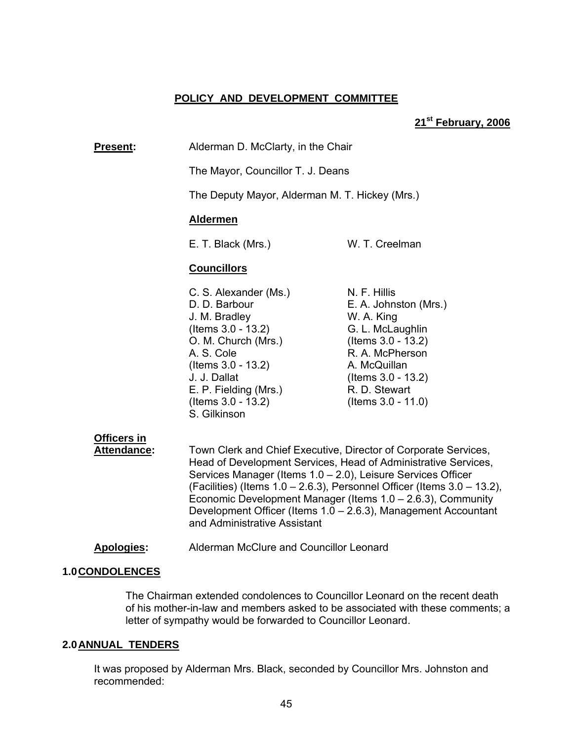**POLICY AND DEVELOPMENT COMMITTEE**

**21st February, 2006**

**Present:** Alderman D. McClarty, in the Chair

The Mayor, Councillor T. J. Deans

The Deputy Mayor, Alderman M. T. Hickey (Mrs.)

**Aldermen**

E. T. Black (Mrs.)
W. T. Creelman

**Councillors**

C. S. Alexander (Ms.)
D. D. Barbour
J. M. Bradley (Items 3.0 - 13.2)
O. M. Church (Mrs.)
A. S. Cole (Items 3.0 - 13.2)
J. J. Dallat
E. P. Fielding (Mrs.) (Items 3.0 - 13.2)
S. Gilkinson
N. F. Hillis
E. A. Johnston (Mrs.)
W. A. King
G. L. McLaughlin (Items 3.0 - 13.2)
R. A. McPherson
A. McQuillan (Items 3.0 - 13.2)
R. D. Stewart (Items 3.0 - 11.0)

**Officers in Attendance:** Town Clerk and Chief Executive, Director of Corporate Services, Head of Development Services, Head of Administrative Services, Services Manager (Items 1.0 – 2.0), Leisure Services Officer (Facilities) (Items 1.0 – 2.6.3), Personnel Officer (Items 3.0 – 13.2), Economic Development Manager (Items 1.0 – 2.6.3), Community Development Officer (Items 1.0 – 2.6.3), Management Accountant and Administrative Assistant

**Apologies:** Alderman McClure and Councillor Leonard

## 1.0 CONDOLENCES

The Chairman extended condolences to Councillor Leonard on the recent death of his mother-in-law and members asked to be associated with these comments; a letter of sympathy would be forwarded to Councillor Leonard.

## 2.0 ANNUAL TENDERS

It was proposed by Alderman Mrs. Black, seconded by Councillor Mrs. Johnston and recommended: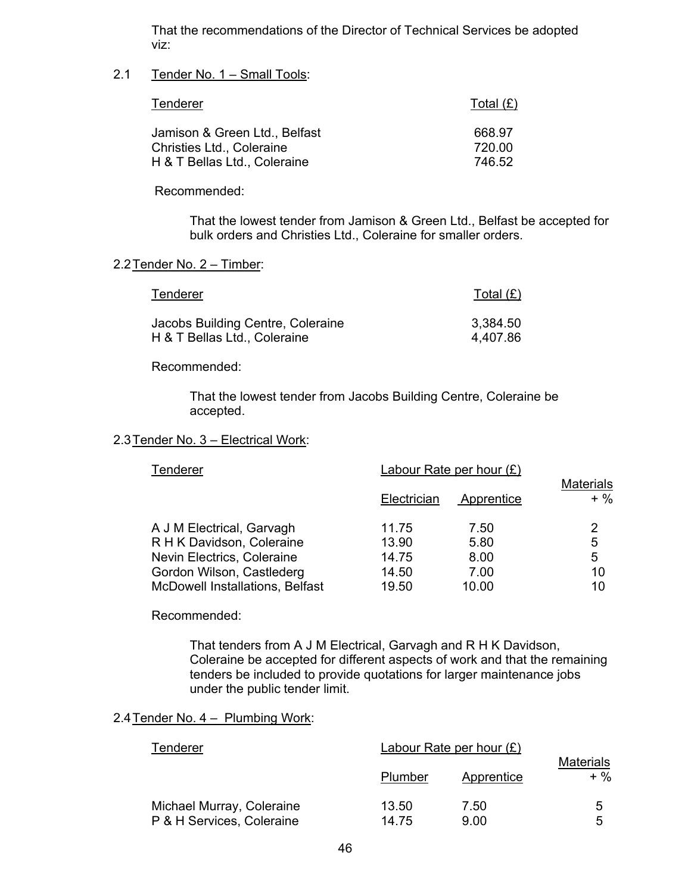That the recommendations of the Director of Technical Services be adopted viz:

2.1 Tender No. 1 – Small Tools:

| Tenderer | Total (£) |
|---|---|
| Jamison & Green Ltd., Belfast | 668.97 |
| Christies Ltd., Coleraine | 720.00 |
| H & T Bellas Ltd., Coleraine | 746.52 |

Recommended:

That the lowest tender from Jamison & Green Ltd., Belfast be accepted for bulk orders and Christies Ltd., Coleraine for smaller orders.

2.2 Tender No. 2 – Timber:

| Tenderer | Total (£) |
|---|---|
| Jacobs Building Centre, Coleraine | 3,384.50 |
| H & T Bellas Ltd., Coleraine | 4,407.86 |

Recommended:

That the lowest tender from Jacobs Building Centre, Coleraine be accepted.

2.3 Tender No. 3 – Electrical Work:

| Tenderer | Labour Rate per hour (£) | | Materials |
|---|---|---|---|
| | Electrician | Apprentice | + % |
| A J M Electrical, Garvagh | 11.75 | 7.50 | 2 |
| R H K Davidson, Coleraine | 13.90 | 5.80 | 5 |
| Nevin Electrics, Coleraine | 14.75 | 8.00 | 5 |
| Gordon Wilson, Castlederg | 14.50 | 7.00 | 10 |
| McDowell Installations, Belfast | 19.50 | 10.00 | 10 |

Recommended:

That tenders from A J M Electrical, Garvagh and R H K Davidson, Coleraine be accepted for different aspects of work and that the remaining tenders be included to provide quotations for larger maintenance jobs under the public tender limit.

2.4 Tender No. 4 – Plumbing Work:

| Tenderer | Labour Rate per hour (£) | | Materials |
|---|---|---|---|
| | Plumber | Apprentice | + % |
| Michael Murray, Coleraine | 13.50 | 7.50 | 5 |
| P & H Services, Coleraine | 14.75 | 9.00 | 5 |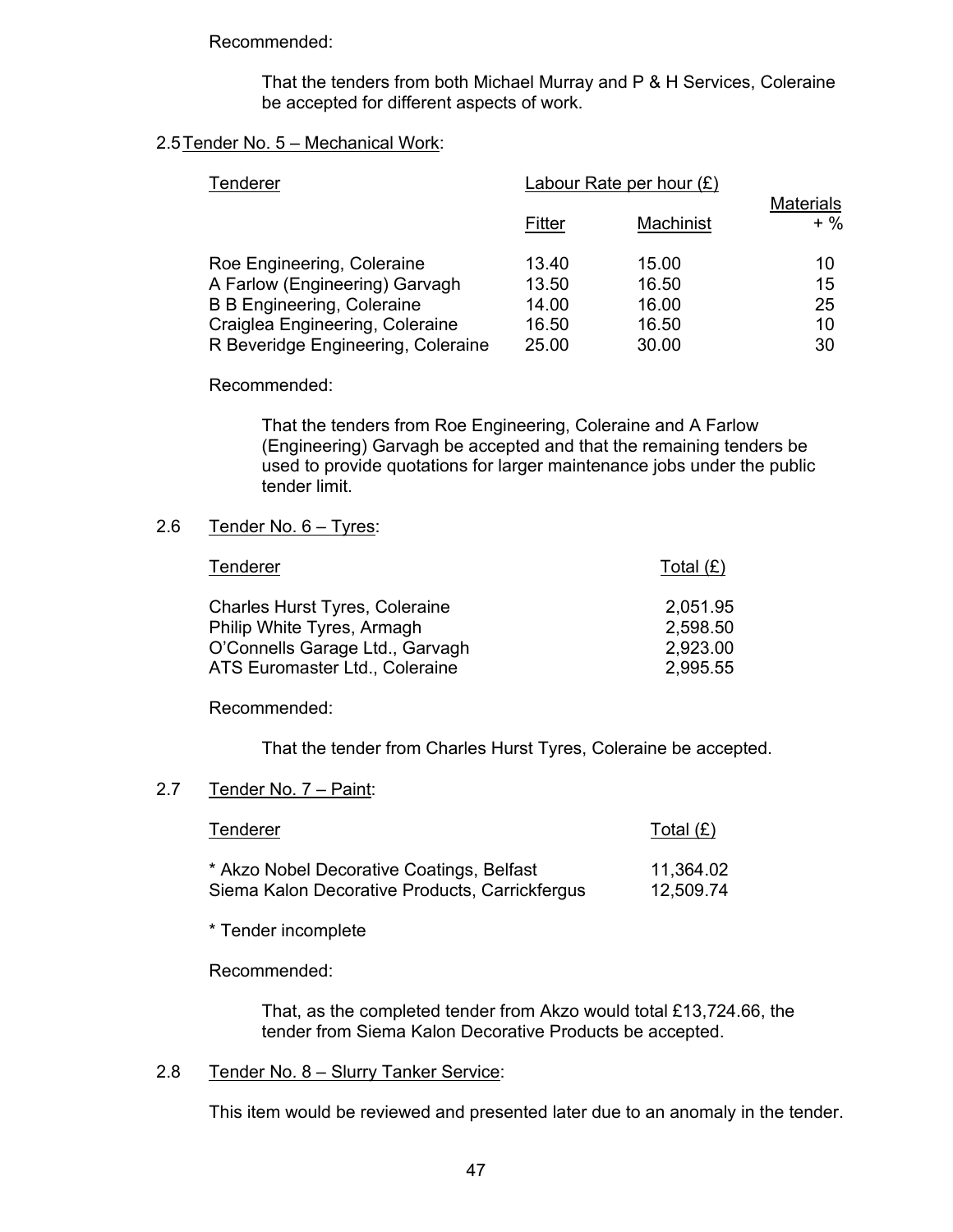Recommended:

That the tenders from both Michael Murray and P & H Services, Coleraine be accepted for different aspects of work.

2.5 Tender No. 5 – Mechanical Work:

| Tenderer | Labour Rate per hour (£) | | Materials |
|---|---|---|---|
| | Fitter | Machinist | + % |
| Roe Engineering, Coleraine | 13.40 | 15.00 | 10 |
| A Farlow (Engineering) Garvagh | 13.50 | 16.50 | 15 |
| B B Engineering, Coleraine | 14.00 | 16.00 | 25 |
| Craiglea Engineering, Coleraine | 16.50 | 16.50 | 10 |
| R Beveridge Engineering, Coleraine | 25.00 | 30.00 | 30 |

Recommended:

That the tenders from Roe Engineering, Coleraine and A Farlow (Engineering) Garvagh be accepted and that the remaining tenders be used to provide quotations for larger maintenance jobs under the public tender limit.

2.6 Tender No. 6 – Tyres:

| Tenderer | Total (£) |
|---|---|
| Charles Hurst Tyres, Coleraine | 2,051.95 |
| Philip White Tyres, Armagh | 2,598.50 |
| O'Connells Garage Ltd., Garvagh | 2,923.00 |
| ATS Euromaster Ltd., Coleraine | 2,995.55 |

Recommended:

That the tender from Charles Hurst Tyres, Coleraine be accepted.

2.7 Tender No. 7 – Paint:

| Tenderer | Total (£) |
|---|---|
| * Akzo Nobel Decorative Coatings, Belfast | 11,364.02 |
| Siema Kalon Decorative Products, Carrickfergus | 12,509.74 |

* Tender incomplete

Recommended:

That, as the completed tender from Akzo would total £13,724.66, the tender from Siema Kalon Decorative Products be accepted.

2.8 Tender No. 8 – Slurry Tanker Service:

This item would be reviewed and presented later due to an anomaly in the tender.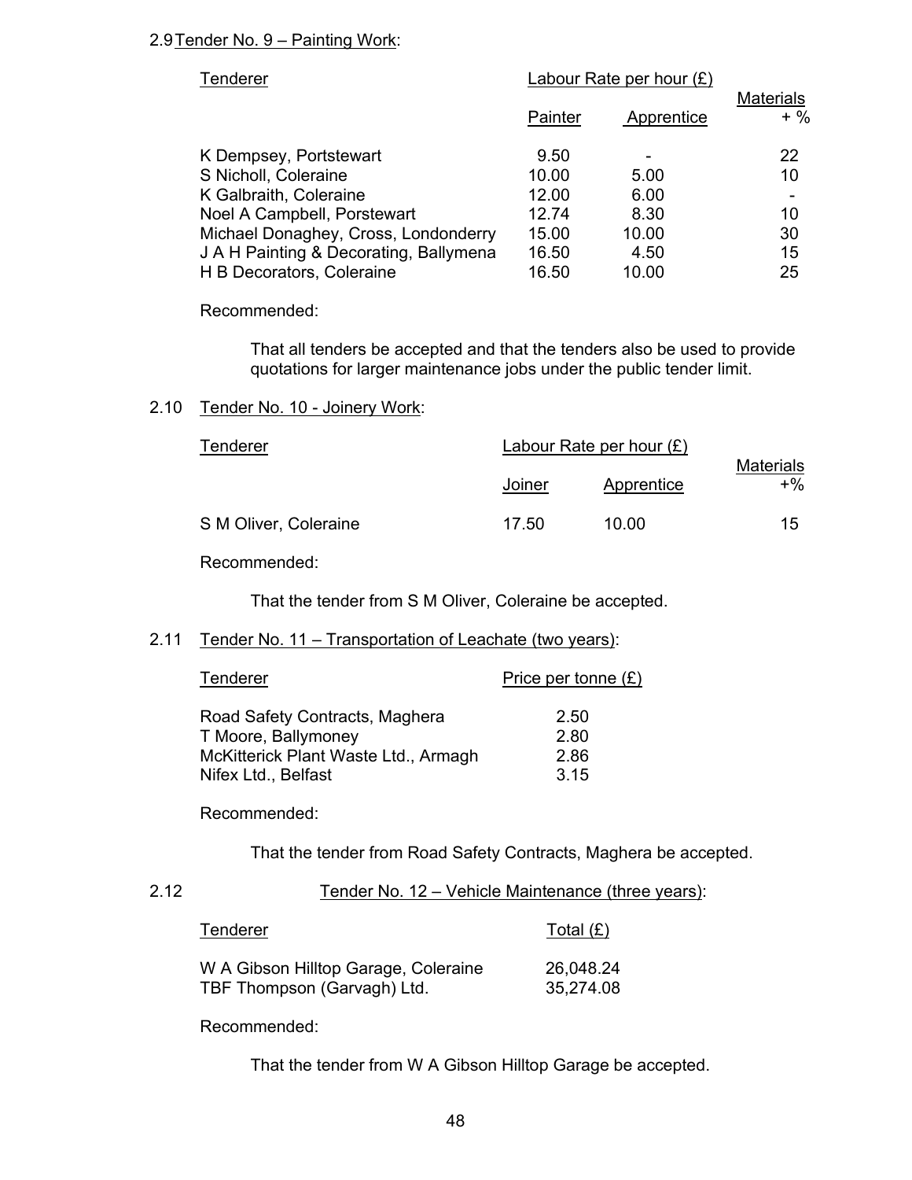2.9 Tender No. 9 – Painting Work:

| Tenderer | Labour Rate per hour (£) | | Materials |
|---|---|---|---|
| | Painter | Apprentice | + % |
| K Dempsey, Portstewart | 9.50 | - | 22 |
| S Nicholl, Coleraine | 10.00 | 5.00 | 10 |
| K Galbraith, Coleraine | 12.00 | 6.00 | - |
| Noel A Campbell, Porstewart | 12.74 | 8.30 | 10 |
| Michael Donaghey, Cross, Londonderry | 15.00 | 10.00 | 30 |
| J A H Painting & Decorating, Ballymena | 16.50 | 4.50 | 15 |
| H B Decorators, Coleraine | 16.50 | 10.00 | 25 |

Recommended:

> That all tenders be accepted and that the tenders also be used to provide quotations for larger maintenance jobs under the public tender limit.

2.10 Tender No. 10 - Joinery Work:

| Tenderer | Labour Rate per hour (£) | | Materials |
|---|---|---|---|
| | Joiner | Apprentice | +% |
| S M Oliver, Coleraine | 17.50 | 10.00 | 15 |

Recommended:

> That the tender from S M Oliver, Coleraine be accepted.

2.11 Tender No. 11 – Transportation of Leachate (two years):

| Tenderer | Price per tonne (£) |
|---|---|
| Road Safety Contracts, Maghera | 2.50 |
| T Moore, Ballymoney | 2.80 |
| McKitterick Plant Waste Ltd., Armagh | 2.86 |
| Nifex Ltd., Belfast | 3.15 |

Recommended:

> That the tender from Road Safety Contracts, Maghera be accepted.

2.12 Tender No. 12 – Vehicle Maintenance (three years):

| Tenderer | Total (£) |
|---|---|
| W A Gibson Hilltop Garage, Coleraine | 26,048.24 |
| TBF Thompson (Garvagh) Ltd. | 35,274.08 |

Recommended:

> That the tender from W A Gibson Hilltop Garage be accepted.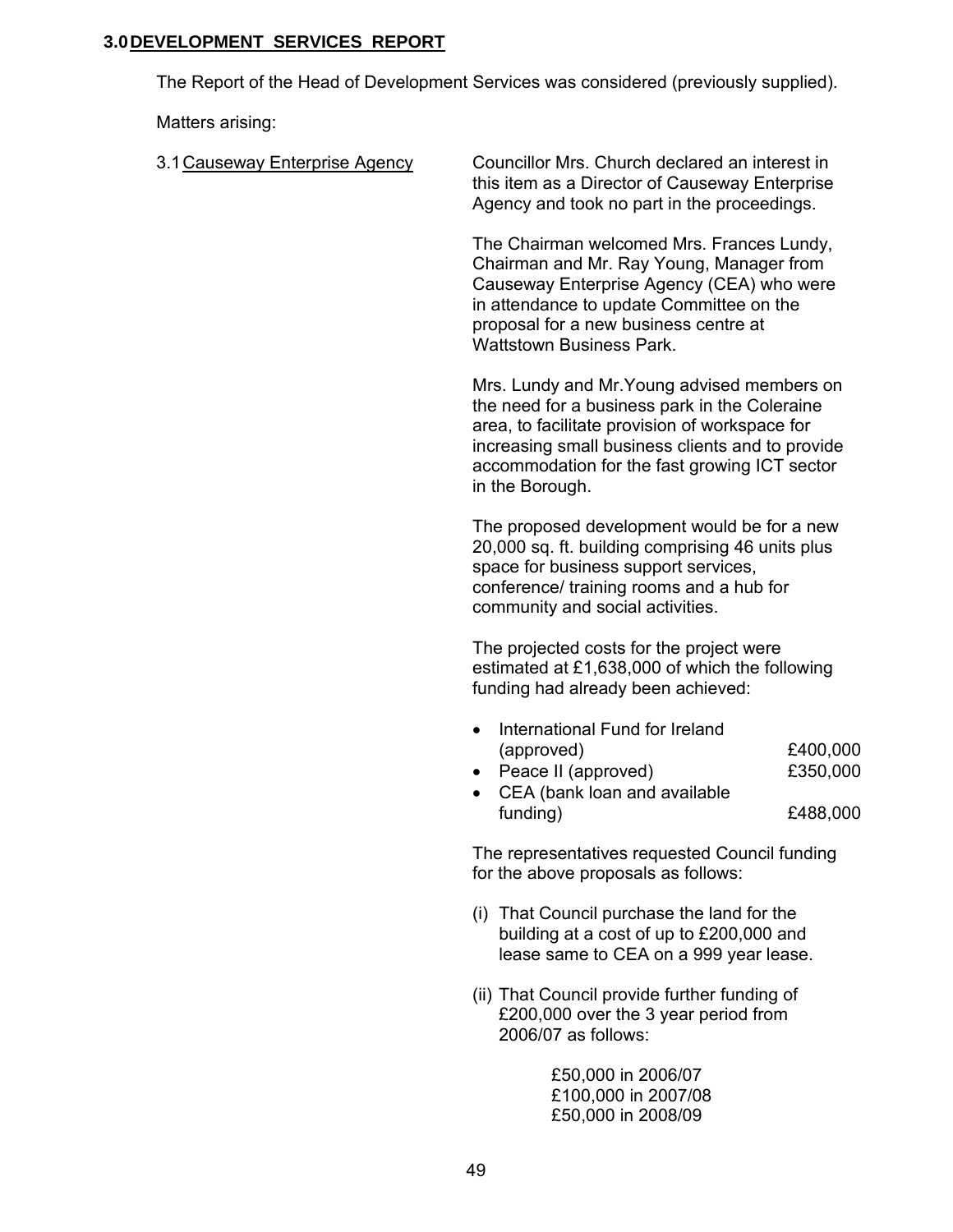## 3.0 DEVELOPMENT SERVICES REPORT

The Report of the Head of Development Services was considered (previously supplied).

Matters arising:

3.1 Causeway Enterprise Agency

Councillor Mrs. Church declared an interest in this item as a Director of Causeway Enterprise Agency and took no part in the proceedings.

The Chairman welcomed Mrs. Frances Lundy, Chairman and Mr. Ray Young, Manager from Causeway Enterprise Agency (CEA) who were in attendance to update Committee on the proposal for a new business centre at Wattstown Business Park.

Mrs. Lundy and Mr.Young advised members on the need for a business park in the Coleraine area, to facilitate provision of workspace for increasing small business clients and to provide accommodation for the fast growing ICT sector in the Borough.

The proposed development would be for a new 20,000 sq. ft. building comprising 46 units plus space for business support services, conference/ training rooms and a hub for community and social activities.

The projected costs for the project were estimated at £1,638,000 of which the following funding had already been achieved:

- International Fund for Ireland (approved) £400,000
- Peace II (approved) £350,000
- CEA (bank loan and available funding) £488,000

The representatives requested Council funding for the above proposals as follows:

(i) That Council purchase the land for the building at a cost of up to £200,000 and lease same to CEA on a 999 year lease.

(ii) That Council provide further funding of £200,000 over the 3 year period from 2006/07 as follows:

£50,000 in 2006/07
£100,000 in 2007/08
£50,000 in 2008/09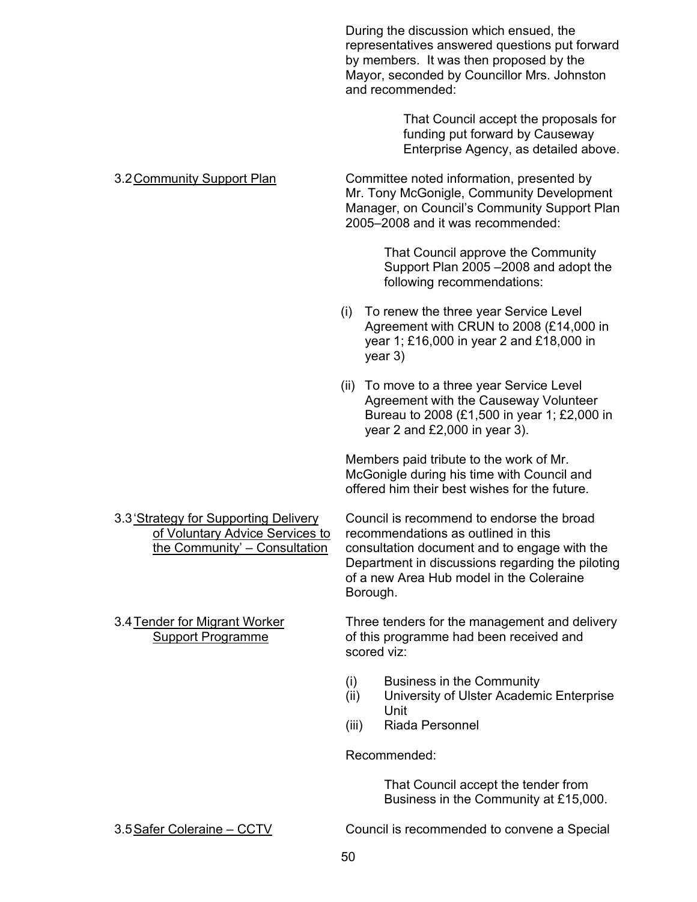During the discussion which ensued, the representatives answered questions put forward by members. It was then proposed by the Mayor, seconded by Councillor Mrs. Johnston and recommended:

> That Council accept the proposals for funding put forward by Causeway Enterprise Agency, as detailed above.

3.2 Community Support Plan

Committee noted information, presented by Mr. Tony McGonigle, Community Development Manager, on Council's Community Support Plan 2005–2008 and it was recommended:

> That Council approve the Community Support Plan 2005 –2008 and adopt the following recommendations:

(i) To renew the three year Service Level Agreement with CRUN to 2008 (£14,000 in year 1; £16,000 in year 2 and £18,000 in year 3)

(ii) To move to a three year Service Level Agreement with the Causeway Volunteer Bureau to 2008 (£1,500 in year 1; £2,000 in year 2 and £2,000 in year 3).

Members paid tribute to the work of Mr. McGonigle during his time with Council and offered him their best wishes for the future.

3.3 'Strategy for Supporting Delivery of Voluntary Advice Services to the Community' – Consultation

Council is recommend to endorse the broad recommendations as outlined in this consultation document and to engage with the Department in discussions regarding the piloting of a new Area Hub model in the Coleraine Borough.

3.4 Tender for Migrant Worker Support Programme

Three tenders for the management and delivery of this programme had been received and scored viz:

(i) Business in the Community
(ii) University of Ulster Academic Enterprise Unit
(iii) Riada Personnel

Recommended:

> That Council accept the tender from Business in the Community at £15,000.

3.5 Safer Coleraine – CCTV

Council is recommended to convene a Special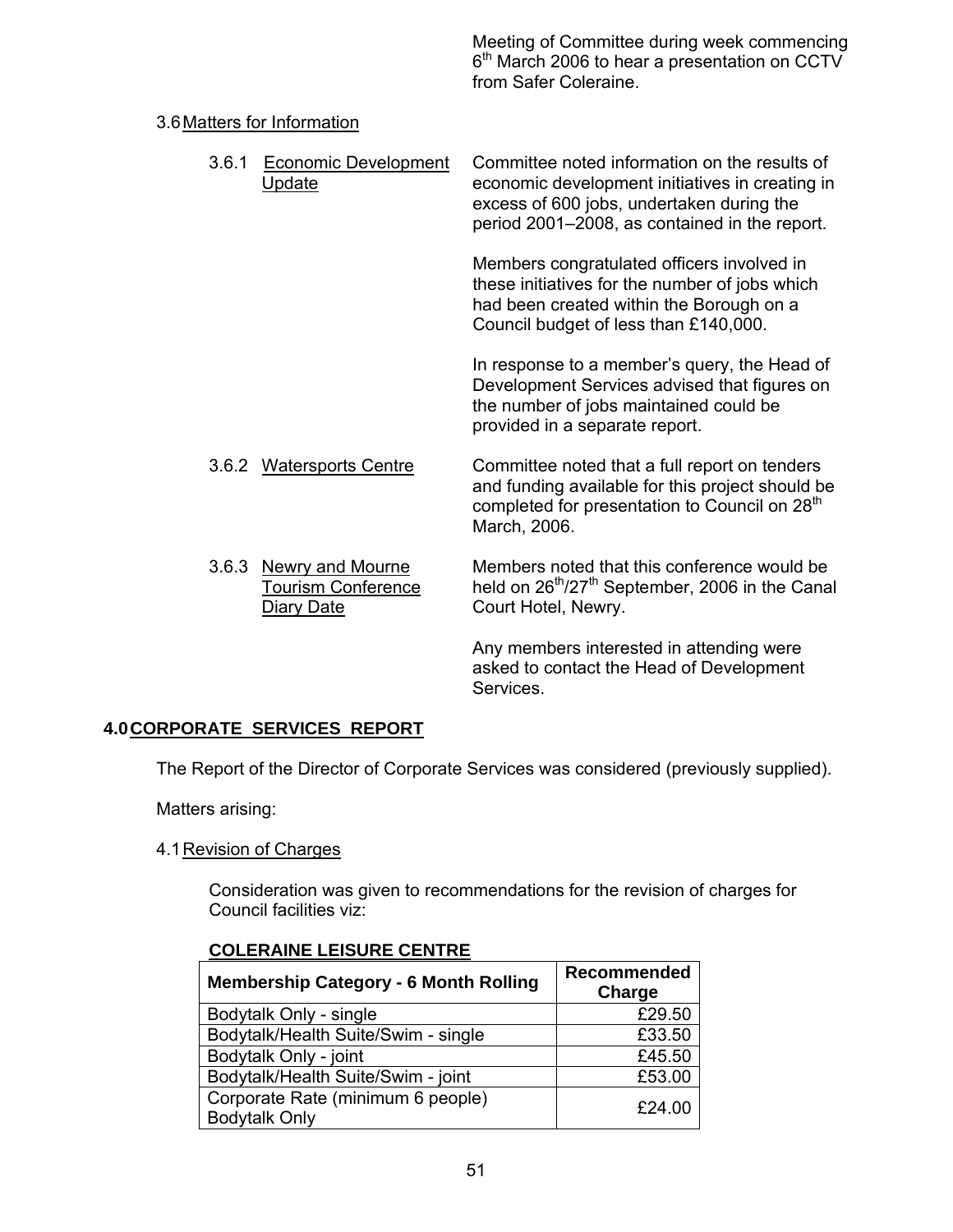Meeting of Committee during week commencing 6th March 2006 to hear a presentation on CCTV from Safer Coleraine.

3.6 Matters for Information

3.6.1 Economic Development Update

Committee noted information on the results of economic development initiatives in creating in excess of 600 jobs, undertaken during the period 2001–2008, as contained in the report.

Members congratulated officers involved in these initiatives for the number of jobs which had been created within the Borough on a Council budget of less than £140,000.

In response to a member's query, the Head of Development Services advised that figures on the number of jobs maintained could be provided in a separate report.

3.6.2 Watersports Centre

Committee noted that a full report on tenders and funding available for this project should be completed for presentation to Council on 28th March, 2006.

3.6.3 Newry and Mourne Tourism Conference Diary Date

Members noted that this conference would be held on 26th/27th September, 2006 in the Canal Court Hotel, Newry.

Any members interested in attending were asked to contact the Head of Development Services.

## 4.0 CORPORATE SERVICES REPORT

The Report of the Director of Corporate Services was considered (previously supplied).

Matters arising:

4.1 Revision of Charges

Consideration was given to recommendations for the revision of charges for Council facilities viz:

**COLERAINE LEISURE CENTRE**

| Membership Category - 6 Month Rolling | Recommended Charge |
|---|---|
| Bodytalk Only - single | £29.50 |
| Bodytalk/Health Suite/Swim - single | £33.50 |
| Bodytalk Only - joint | £45.50 |
| Bodytalk/Health Suite/Swim - joint | £53.00 |
| Corporate Rate (minimum 6 people) Bodytalk Only | £24.00 |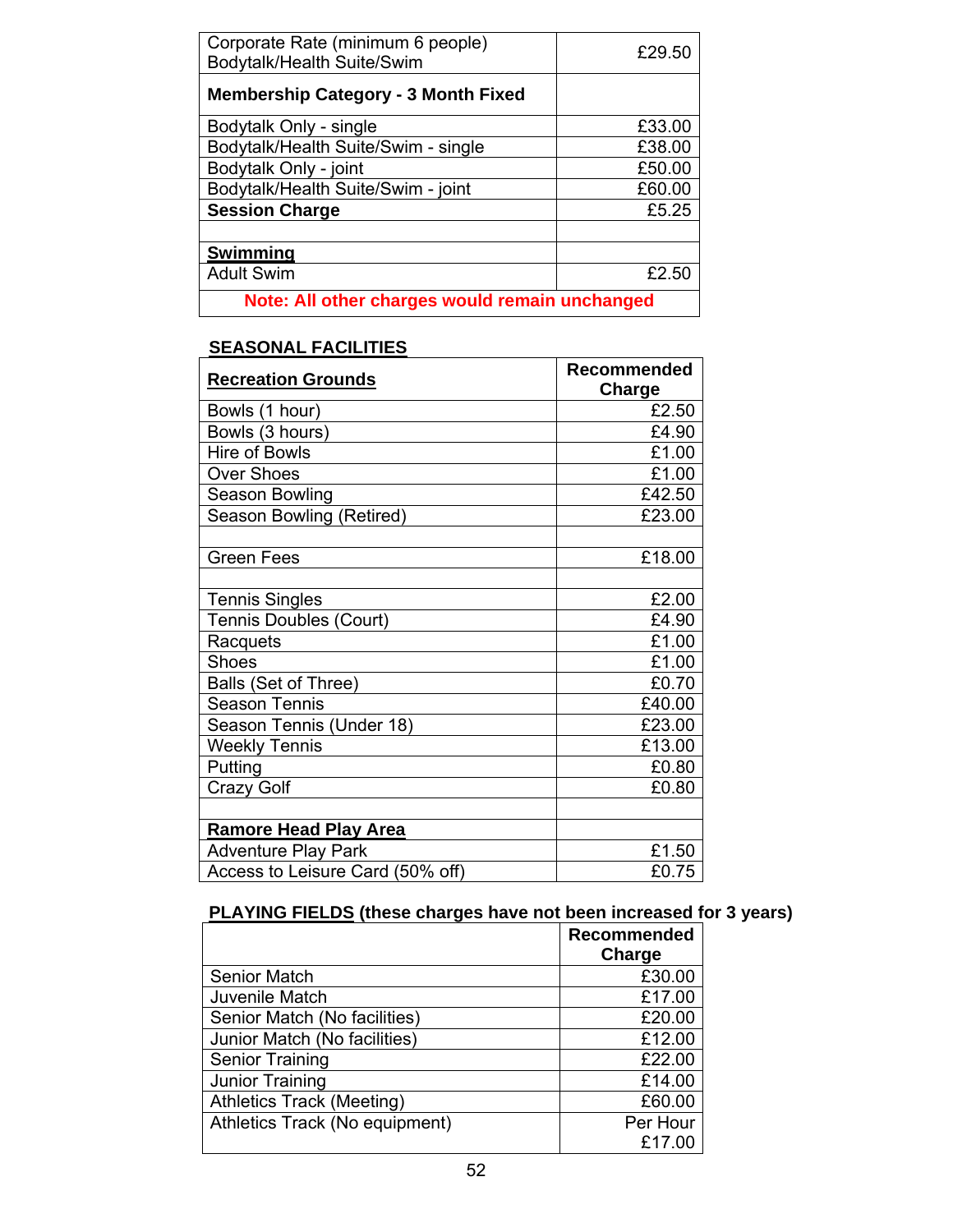| | |
|---|---|
| Corporate Rate (minimum 6 people) Bodytalk/Health Suite/Swim | £29.50 |
| **Membership Category - 3 Month Fixed** | |
| Bodytalk Only - single | £33.00 |
| Bodytalk/Health Suite/Swim - single | £38.00 |
| Bodytalk Only - joint | £50.00 |
| Bodytalk/Health Suite/Swim - joint | £60.00 |
| **Session Charge** | £5.25 |
| | |
| **Swimming** | |
| Adult Swim | £2.50 |
| **Note: All other charges would remain unchanged** | |

## SEASONAL FACILITIES

| **Recreation Grounds** | **Recommended Charge** |
|---|---|
| Bowls (1 hour) | £2.50 |
| Bowls (3 hours) | £4.90 |
| Hire of Bowls | £1.00 |
| Over Shoes | £1.00 |
| Season Bowling | £42.50 |
| Season Bowling (Retired) | £23.00 |
| | |
| Green Fees | £18.00 |
| | |
| Tennis Singles | £2.00 |
| Tennis Doubles (Court) | £4.90 |
| Racquets | £1.00 |
| Shoes | £1.00 |
| Balls (Set of Three) | £0.70 |
| Season Tennis | £40.00 |
| Season Tennis (Under 18) | £23.00 |
| Weekly Tennis | £13.00 |
| Putting | £0.80 |
| Crazy Golf | £0.80 |
| | |
| **Ramore Head Play Area** | |
| Adventure Play Park | £1.50 |
| Access to Leisure Card (50% off) | £0.75 |

## PLAYING FIELDS (these charges have not been increased for 3 years)

| | **Recommended Charge** |
|---|---|
| Senior Match | £30.00 |
| Juvenile Match | £17.00 |
| Senior Match (No facilities) | £20.00 |
| Junior Match (No facilities) | £12.00 |
| Senior Training | £22.00 |
| Junior Training | £14.00 |
| Athletics Track (Meeting) | £60.00 |
| Athletics Track (No equipment) | Per Hour £17.00 |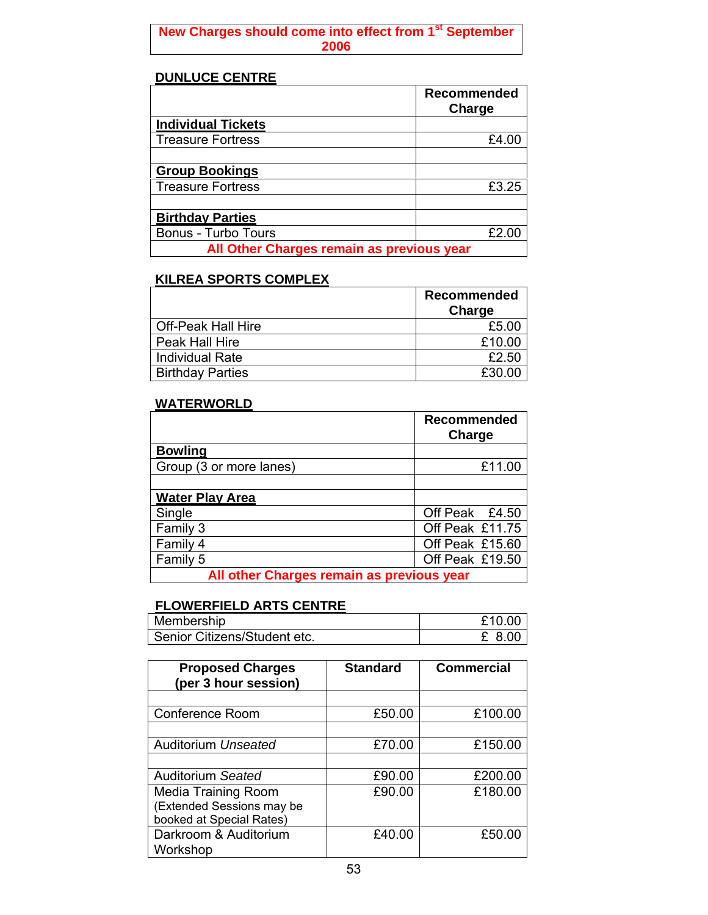**New Charges should come into effect from 1st September 2006**

## DUNLUCE CENTRE

| | Recommended Charge |
|---|---|
| **Individual Tickets** | |
| Treasure Fortress | £4.00 |
| | |
| **Group Bookings** | |
| Treasure Fortress | £3.25 |
| | |
| **Birthday Parties** | |
| Bonus - Turbo Tours | £2.00 |
| **All Other Charges remain as previous year** | |

## KILREA SPORTS COMPLEX

| | Recommended Charge |
|---|---|
| Off-Peak Hall Hire | £5.00 |
| Peak Hall Hire | £10.00 |
| Individual Rate | £2.50 |
| Birthday Parties | £30.00 |

## WATERWORLD

| | Recommended Charge |
|---|---|
| **Bowling** | |
| Group (3 or more lanes) | £11.00 |
| | |
| **Water Play Area** | |
| Single | Off Peak £4.50 |
| Family 3 | Off Peak £11.75 |
| Family 4 | Off Peak £15.60 |
| Family 5 | Off Peak £19.50 |
| **All other Charges remain as previous year** | |

## FLOWERFIELD ARTS CENTRE

| | |
|---|---|
| Membership | £10.00 |
| Senior Citizens/Student etc. | £ 8.00 |

| Proposed Charges (per 3 hour session) | Standard | Commercial |
|---|---|---|
| | | |
| Conference Room | £50.00 | £100.00 |
| | | |
| Auditorium *Unseated* | £70.00 | £150.00 |
| | | |
| Auditorium *Seated* | £90.00 | £200.00 |
| Media Training Room (Extended Sessions may be booked at Special Rates) | £90.00 | £180.00 |
| Darkroom & Auditorium Workshop | £40.00 | £50.00 |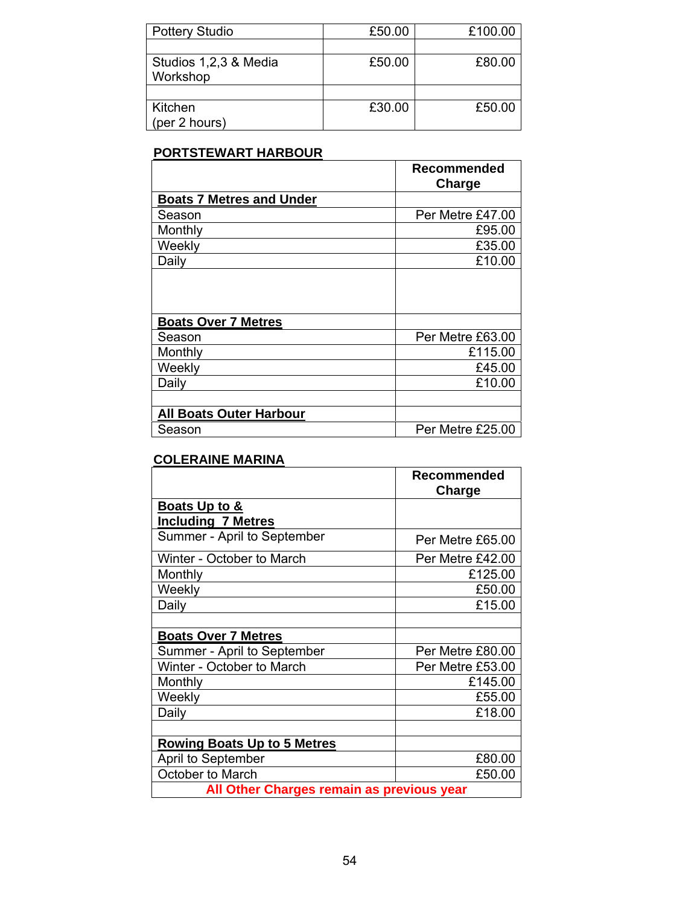| Pottery Studio | £50.00 | £100.00 |
|---|---|---|
| | | |
| Studios 1,2,3 & Media Workshop | £50.00 | £80.00 |
| | | |
| Kitchen (per 2 hours) | £30.00 | £50.00 |

**PORTSTEWART HARBOUR**

| | **Recommended Charge** |
|---|---|
| **Boats 7 Metres and Under** | |
| Season | Per Metre £47.00 |
| Monthly | £95.00 |
| Weekly | £35.00 |
| Daily | £10.00 |
| | |
| **Boats Over 7 Metres** | |
| Season | Per Metre £63.00 |
| Monthly | £115.00 |
| Weekly | £45.00 |
| Daily | £10.00 |
| | |
| **All Boats Outer Harbour** | |
| Season | Per Metre £25.00 |

**COLERAINE MARINA**

| | **Recommended Charge** |
|---|---|
| **Boats Up to & Including 7 Metres** | |
| Summer - April to September | Per Metre £65.00 |
| Winter - October to March | Per Metre £42.00 |
| Monthly | £125.00 |
| Weekly | £50.00 |
| Daily | £15.00 |
| | |
| **Boats Over 7 Metres** | |
| Summer - April to September | Per Metre £80.00 |
| Winter - October to March | Per Metre £53.00 |
| Monthly | £145.00 |
| Weekly | £55.00 |
| Daily | £18.00 |
| | |
| **Rowing Boats Up to 5 Metres** | |
| April to September | £80.00 |
| October to March | £50.00 |
| **All Other Charges remain as previous year** | |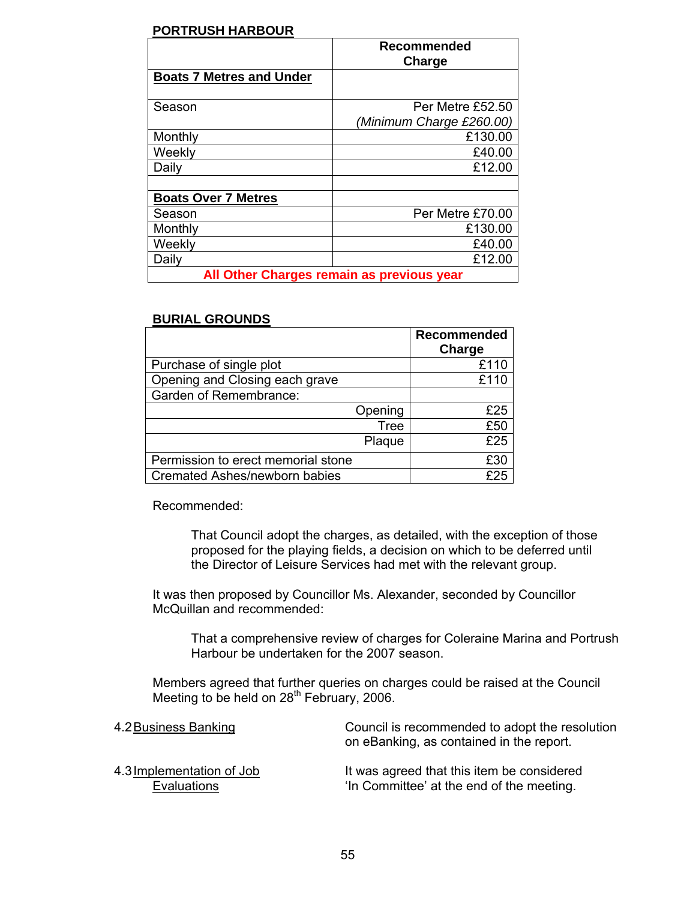**PORTRUSH HARBOUR**

| | Recommended Charge |
|---|---|
| **Boats 7 Metres and Under** | |
| Season | Per Metre £52.50 *(Minimum Charge £260.00)* |
| Monthly | £130.00 |
| Weekly | £40.00 |
| Daily | £12.00 |
| | |
| **Boats Over 7 Metres** | |
| Season | Per Metre £70.00 |
| Monthly | £130.00 |
| Weekly | £40.00 |
| Daily | £12.00 |
| **All Other Charges remain as previous year** | |

**BURIAL GROUNDS**

| | Recommended Charge |
|---|---|
| Purchase of single plot | £110 |
| Opening and Closing each grave | £110 |
| Garden of Remembrance: | |
| Opening | £25 |
| Tree | £50 |
| Plaque | £25 |
| Permission to erect memorial stone | £30 |
| Cremated Ashes/newborn babies | £25 |

Recommended:

> That Council adopt the charges, as detailed, with the exception of those proposed for the playing fields, a decision on which to be deferred until the Director of Leisure Services had met with the relevant group.

It was then proposed by Councillor Ms. Alexander, seconded by Councillor McQuillan and recommended:

> That a comprehensive review of charges for Coleraine Marina and Portrush Harbour be undertaken for the 2007 season.

Members agreed that further queries on charges could be raised at the Council Meeting to be held on 28th February, 2006.

4.2 Business Banking — Council is recommended to adopt the resolution on eBanking, as contained in the report.

4.3 Implementation of Job Evaluations — It was agreed that this item be considered 'In Committee' at the end of the meeting.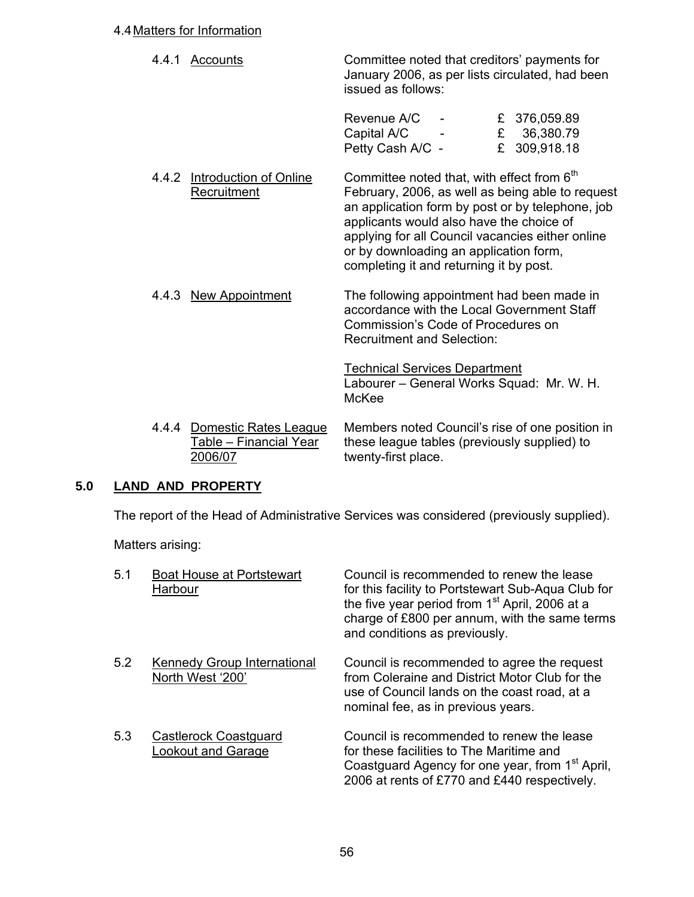4.4 Matters for Information

4.4.1 Accounts

Committee noted that creditors' payments for January 2006, as per lists circulated, had been issued as follows:

| | | |
|---|---|---|
| Revenue A/C | - | £ 376,059.89 |
| Capital A/C | - | £ 36,380.79 |
| Petty Cash A/C | - | £ 309,918.18 |

4.4.2 Introduction of Online Recruitment

Committee noted that, with effect from 6th February, 2006, as well as being able to request an application form by post or by telephone, job applicants would also have the choice of applying for all Council vacancies either online or by downloading an application form, completing it and returning it by post.

4.4.3 New Appointment

The following appointment had been made in accordance with the Local Government Staff Commission's Code of Procedures on Recruitment and Selection:

Technical Services Department
Labourer – General Works Squad: Mr. W. H. McKee

4.4.4 Domestic Rates League Table – Financial Year 2006/07

Members noted Council's rise of one position in these league tables (previously supplied) to twenty-first place.

## 5.0 LAND AND PROPERTY

The report of the Head of Administrative Services was considered (previously supplied).

Matters arising:

5.1 Boat House at Portstewart Harbour

Council is recommended to renew the lease for this facility to Portstewart Sub-Aqua Club for the five year period from 1st April, 2006 at a charge of £800 per annum, with the same terms and conditions as previously.

5.2 Kennedy Group International North West '200'

Council is recommended to agree the request from Coleraine and District Motor Club for the use of Council lands on the coast road, at a nominal fee, as in previous years.

5.3 Castlerock Coastguard Lookout and Garage

Council is recommended to renew the lease for these facilities to The Maritime and Coastguard Agency for one year, from 1st April, 2006 at rents of £770 and £440 respectively.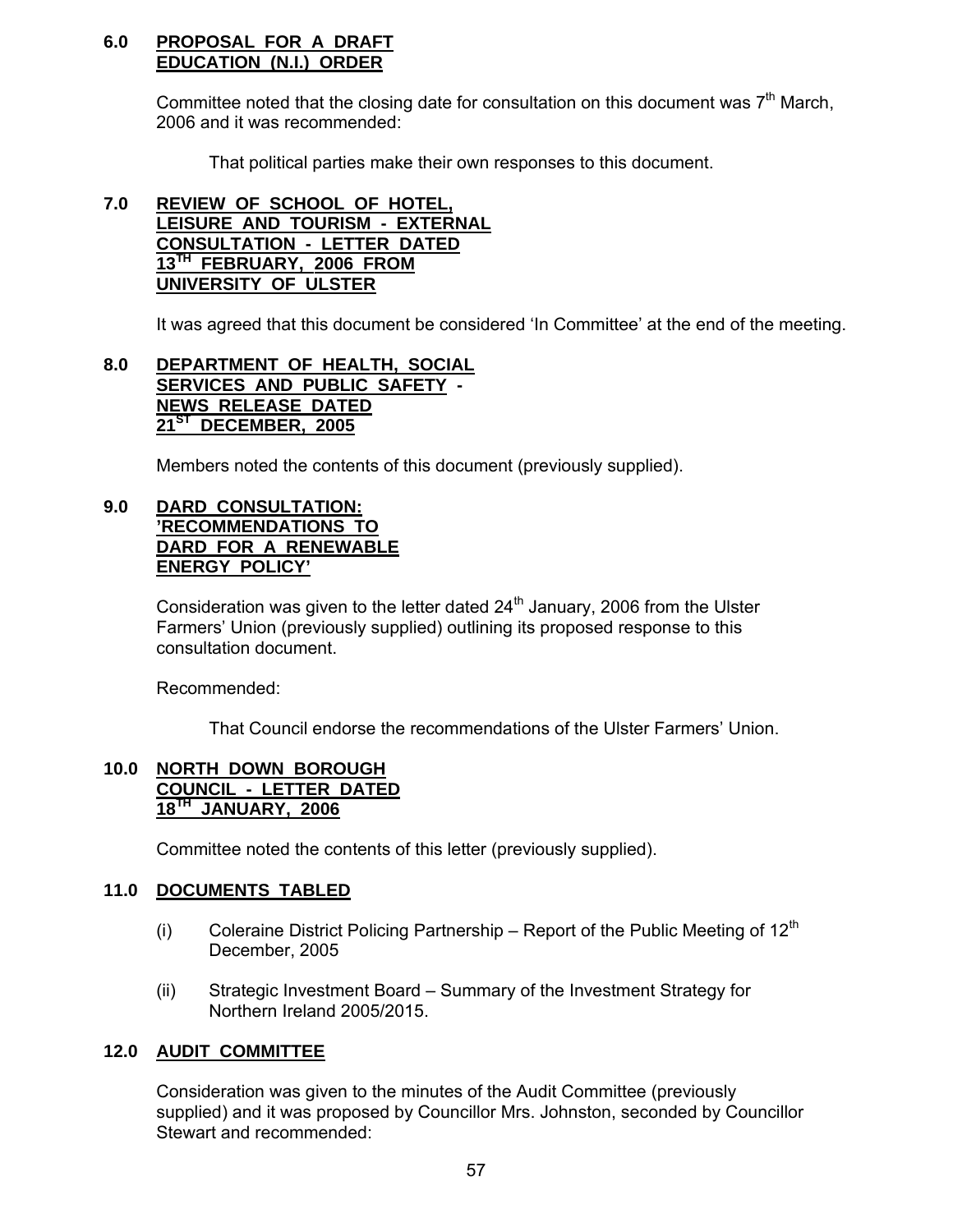## 6.0 PROPOSAL FOR A DRAFT EDUCATION (N.I.) ORDER

Committee noted that the closing date for consultation on this document was 7th March, 2006 and it was recommended:

> That political parties make their own responses to this document.

## 7.0 REVIEW OF SCHOOL OF HOTEL, LEISURE AND TOURISM - EXTERNAL CONSULTATION - LETTER DATED 13TH FEBRUARY, 2006 FROM UNIVERSITY OF ULSTER

It was agreed that this document be considered 'In Committee' at the end of the meeting.

## 8.0 DEPARTMENT OF HEALTH, SOCIAL SERVICES AND PUBLIC SAFETY - NEWS RELEASE DATED 21ST DECEMBER, 2005

Members noted the contents of this document (previously supplied).

## 9.0 DARD CONSULTATION: 'RECOMMENDATIONS TO DARD FOR A RENEWABLE ENERGY POLICY'

Consideration was given to the letter dated 24th January, 2006 from the Ulster Farmers' Union (previously supplied) outlining its proposed response to this consultation document.

Recommended:

> That Council endorse the recommendations of the Ulster Farmers' Union.

## 10.0 NORTH DOWN BOROUGH COUNCIL - LETTER DATED 18TH JANUARY, 2006

Committee noted the contents of this letter (previously supplied).

## 11.0 DOCUMENTS TABLED

(i) Coleraine District Policing Partnership – Report of the Public Meeting of 12th December, 2005

(ii) Strategic Investment Board – Summary of the Investment Strategy for Northern Ireland 2005/2015.

## 12.0 AUDIT COMMITTEE

Consideration was given to the minutes of the Audit Committee (previously supplied) and it was proposed by Councillor Mrs. Johnston, seconded by Councillor Stewart and recommended: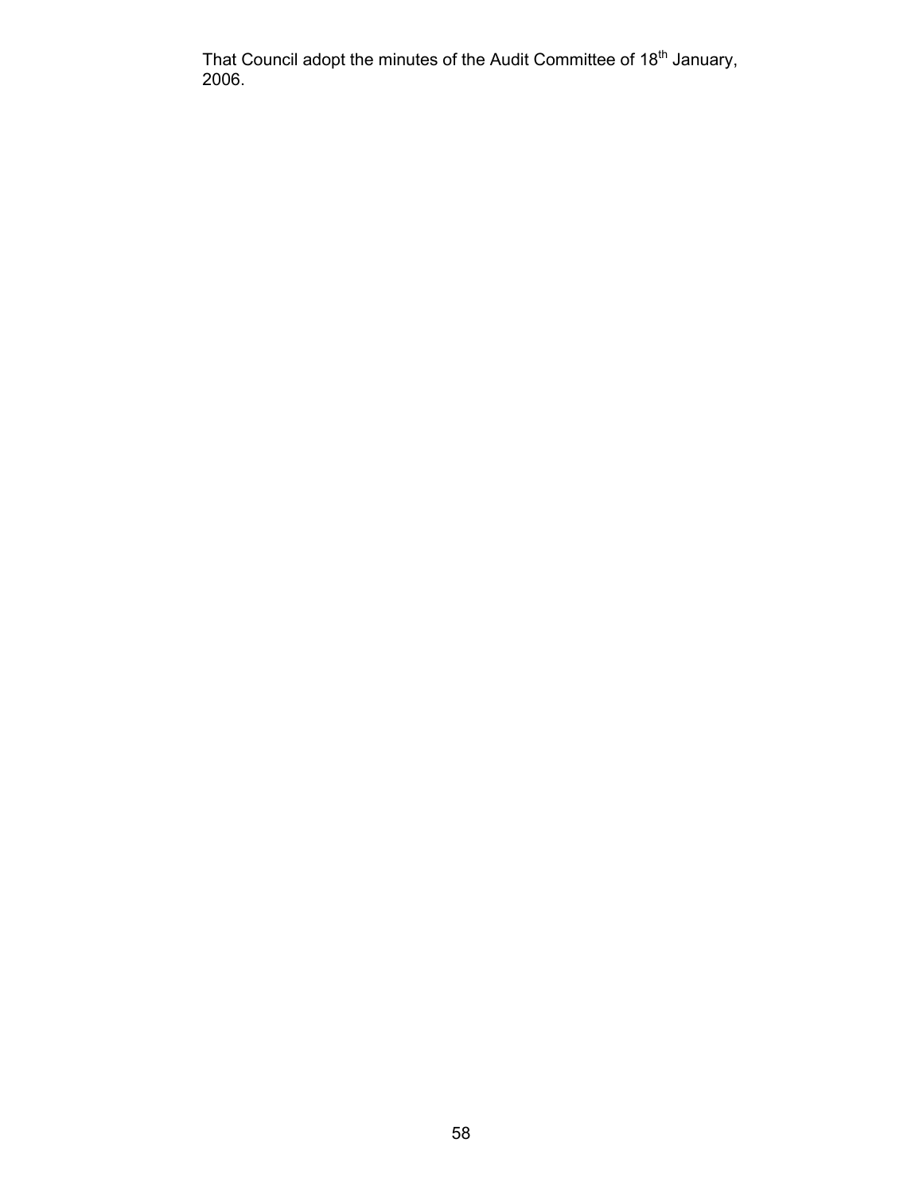That Council adopt the minutes of the Audit Committee of 18th January, 2006.